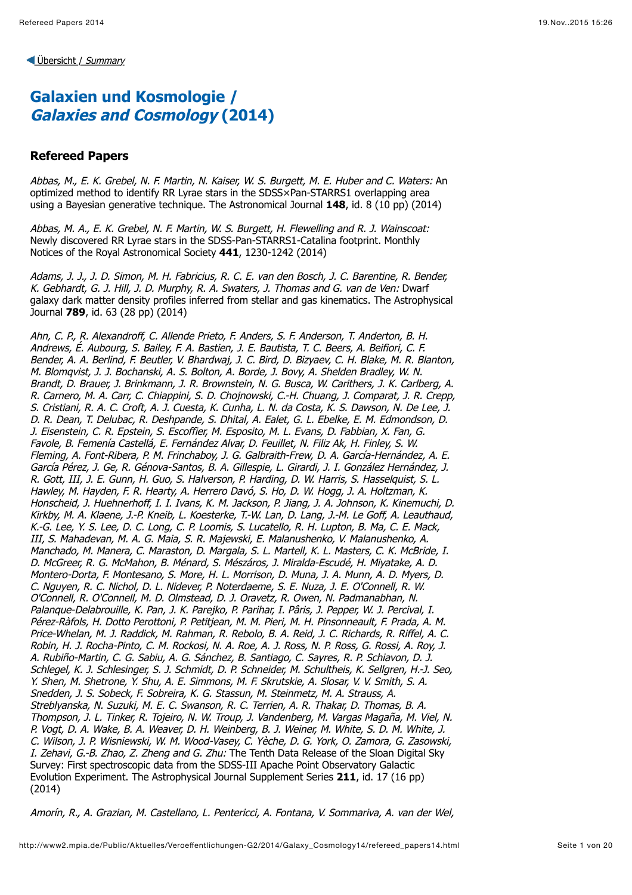◀ Übersicht / *Summary*

# Galaxien und Kosmologie / *Galaxies and Cosmology* (2014)

## Refereed Papers

*Abbas, M., E. K. Grebel, N. F. Martin, N. Kaiser, W. S. Burgett, M. E. Huber and C. Waters:* An optimized method to identify RR Lyrae stars in the SDSS×Pan-STARRS1 overlapping area using a Bayesian generative technique. The Astronomical Journal **148**, id. 8 (10 pp) (2014)

*Abbas, M. A., E. K. Grebel, N. F. Martin, W. S. Burgett, H. Flewelling and R. J. Wainscoat:* Newly discovered RR Lyrae stars in the SDSS-Pan-STARRS1-Catalina footprint. Monthly Notices of the Royal Astronomical Society **441**, 1230-1242 (2014)

*Adams, J. J., J. D. Simon, M. H. Fabricius, R. C. E. van den Bosch, J. C. Barentine, R. Bender, K. Gebhardt, G. J. Hill, J. D. Murphy, R. A. Swaters, J. Thomas and G. van de Ven:* Dwarf galaxy dark matter density profiles inferred from stellar and gas kinematics. The Astrophysical Journal **789**, id. 63 (28 pp) (2014)

*Ahn, C. P., R. Alexandroff, C. Allende Prieto, F. Anders, S. F. Anderson, T. Anderton, B. H. Andrews, É. Aubourg, S. Bailey, F. A. Bastien, J. E. Bautista, T. C. Beers, A. Beifiori, C. F. Bender, A. A. Berlind, F. Beutler, V. Bhardwaj, J. C. Bird, D. Bizyaev, C. H. Blake, M. R. Blanton, M. Blomqvist, J. J. Bochanski, A. S. Bolton, A. Borde, J. Bovy, A. Shelden Bradley, W. N. Brandt, D. Brauer, J. Brinkmann, J. R. Brownstein, N. G. Busca, W. Carithers, J. K. Carlberg, A. R. Carnero, M. A. Carr, C. Chiappini, S. D. Chojnowski, C.-H. Chuang, J. Comparat, J. R. Crepp, S. Cristiani, R. A. C. Croft, A. J. Cuesta, K. Cunha, L. N. da Costa, K. S. Dawson, N. De Lee, J. D. R. Dean, T. Delubac, R. Deshpande, S. Dhital, A. Ealet, G. L. Ebelke, E. M. Edmondson, D. J. Eisenstein, C. R. Epstein, S. Escoffier, M. Esposito, M. L. Evans, D. Fabbian, X. Fan, G. Favole, B. Femenía Castellá, E. Fernández Alvar, D. Feuillet, N. Filiz Ak, H. Finley, S. W. Fleming, A. Font-Ribera, P. M. Frinchaboy, J. G. Galbraith-Frew, D. A. García-Hernández, A. E. García Pérez, J. Ge, R. Génova-Santos, B. A. Gillespie, L. Girardi, J. I. González Hernández, J. R. Gott, III, J. E. Gunn, H. Guo, S. Halverson, P. Harding, D. W. Harris, S. Hasselquist, S. L. Hawley, M. Hayden, F. R. Hearty, A. Herrero Davó, S. Ho, D. W. Hogg, J. A. Holtzman, K. Honscheid, J. Huehnerhoff, I. I. Ivans, K. M. Jackson, P. Jiang, J. A. Johnson, K. Kinemuchi, D. Kirkby, M. A. Klaene, J.-P. Kneib, L. Koesterke, T.-W. Lan, D. Lang, J.-M. Le Goff, A. Leauthaud, K.-G. Lee, Y. S. Lee, D. C. Long, C. P. Loomis, S. Lucatello, R. H. Lupton, B. Ma, C. E. Mack, III, S. Mahadevan, M. A. G. Maia, S. R. Majewski, E. Malanushenko, V. Malanushenko, A. Manchado, M. Manera, C. Maraston, D. Margala, S. L. Martell, K. L. Masters, C. K. McBride, I. D. McGreer, R. G. McMahon, B. Ménard, S. Mészáros, J. Miralda-Escudé, H. Miyatake, A. D. Montero-Dorta, F. Montesano, S. More, H. L. Morrison, D. Muna, J. A. Munn, A. D. Myers, D. C. Nguyen, R. C. Nichol, D. L. Nidever, P. Noterdaeme, S. E. Nuza, J. E. O'Connell, R. W. O'Connell, R. O'Connell, M. D. Olmstead, D. J. Oravetz, R. Owen, N. Padmanabhan, N. Palanque-Delabrouille, K. Pan, J. K. Parejko, P. Parihar, I. Pâris, J. Pepper, W. J. Percival, I. Pérez-Ràfols, H. Dotto Perottoni, P. Petitjean, M. M. Pieri, M. H. Pinsonneault, F. Prada, A. M. Price-Whelan, M. J. Raddick, M. Rahman, R. Rebolo, B. A. Reid, J. C. Richards, R. Riffel, A. C. Robin, H. J. Rocha-Pinto, C. M. Rockosi, N. A. Roe, A. J. Ross, N. P. Ross, G. Rossi, A. Roy, J. A. Rubiño-Martin, C. G. Sabiu, A. G. Sánchez, B. Santiago, C. Sayres, R. P. Schiavon, D. J. Schlegel, K. J. Schlesinger, S. J. Schmidt, D. P. Schneider, M. Schultheis, K. Sellgren, H.-J. Seo, Y. Shen, M. Shetrone, Y. Shu, A. E. Simmons, M. F. Skrutskie, A. Slosar, V. V. Smith, S. A. Snedden, J. S. Sobeck, F. Sobreira, K. G. Stassun, M. Steinmetz, M. A. Strauss, A. Streblyanska, N. Suzuki, M. E. C. Swanson, R. C. Terrien, A. R. Thakar, D. Thomas, B. A. Thompson, J. L. Tinker, R. Tojeiro, N. W. Troup, J. Vandenberg, M. Vargas Magaña, M. Viel, N. P. Vogt, D. A. Wake, B. A. Weaver, D. H. Weinberg, B. J. Weiner, M. White, S. D. M. White, J. C. Wilson, J. P. Wisniewski, W. M. Wood-Vasey, C. Yèche, D. G. York, O. Zamora, G. Zasowski, I. Zehavi, G.-B. Zhao, Z. Zheng and G. Zhu:* The Tenth Data Release of the Sloan Digital Sky Survey: First spectroscopic data from the SDSS-III Apache Point Observatory Galactic Evolution Experiment. The Astrophysical Journal Supplement Series **211**, id. 17 (16 pp) (2014)

*Amorín, R., A. Grazian, M. Castellano, L. Pentericci, A. Fontana, V. Sommariva, A. van der Wel,*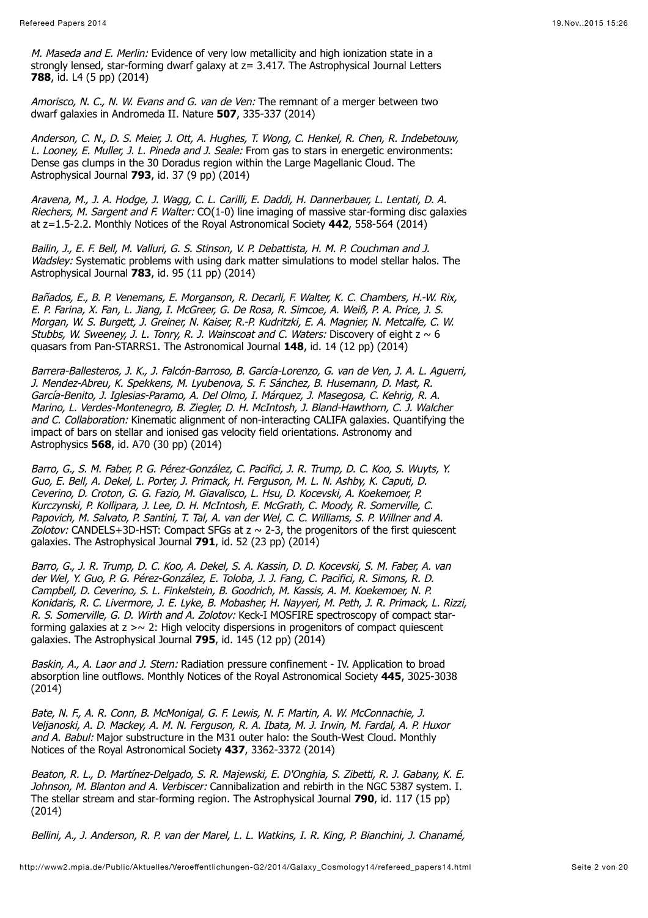*M. Maseda and E. Merlin:* Evidence of very low metallicity and high ionization state in a strongly lensed, star-forming dwarf galaxy at z= 3.417. The Astrophysical Journal Letters **788**, id. L4 (5 pp) (2014)

*Amorisco, N. C., N. W. Evans and G. van de Ven:* The remnant of a merger between two dwarf galaxies in Andromeda II. Nature **507**, 335-337 (2014)

*Anderson, C. N., D. S. Meier, J. Ott, A. Hughes, T. Wong, C. Henkel, R. Chen, R. Indebetouw, L. Looney, E. Muller, J. L. Pineda and J. Seale:* From gas to stars in energetic environments: Dense gas clumps in the 30 Doradus region within the Large Magellanic Cloud. The Astrophysical Journal **793**, id. 37 (9 pp) (2014)

*Aravena, M., J. A. Hodge, J. Wagg, C. L. Carilli, E. Daddi, H. Dannerbauer, L. Lentati, D. A. Riechers, M. Sargent and F. Walter:* CO(1-0) line imaging of massive star-forming disc galaxies at z=1.5-2.2. Monthly Notices of the Royal Astronomical Society **442**, 558-564 (2014)

*Bailin, J., E. F. Bell, M. Valluri, G. S. Stinson, V. P. Debattista, H. M. P. Couchman and J. Wadsley:* Systematic problems with using dark matter simulations to model stellar halos. The Astrophysical Journal **783**, id. 95 (11 pp) (2014)

*Bañados, E., B. P. Venemans, E. Morganson, R. Decarli, F. Walter, K. C. Chambers, H.-W. Rix, E. P. Farina, X. Fan, L. Jiang, I. McGreer, G. De Rosa, R. Simcoe, A. Weiß, P. A. Price, J. S. Morgan, W. S. Burgett, J. Greiner, N. Kaiser, R.-P. Kudritzki, E. A. Magnier, N. Metcalfe, C. W. Stubbs, W. Sweeney, J. L. Tonry, R. J. Wainscoat and C. Waters:* Discovery of eight z ~ 6 quasars from Pan-STARRS1. The Astronomical Journal **148**, id. 14 (12 pp) (2014)

*Barrera-Ballesteros, J. K., J. Falcón-Barroso, B. García-Lorenzo, G. van de Ven, J. A. L. Aguerri, J. Mendez-Abreu, K. Spekkens, M. Lyubenova, S. F. Sánchez, B. Husemann, D. Mast, R. García-Benito, J. Iglesias-Paramo, A. Del Olmo, I. Márquez, J. Masegosa, C. Kehrig, R. A. Marino, L. Verdes-Montenegro, B. Ziegler, D. H. McIntosh, J. Bland-Hawthorn, C. J. Walcher and C. Collaboration:* Kinematic alignment of non-interacting CALIFA galaxies. Quantifying the impact of bars on stellar and ionised gas velocity field orientations. Astronomy and Astrophysics **568**, id. A70 (30 pp) (2014)

*Barro, G., S. M. Faber, P. G. Pérez-González, C. Pacifici, J. R. Trump, D. C. Koo, S. Wuyts, Y. Guo, E. Bell, A. Dekel, L. Porter, J. Primack, H. Ferguson, M. L. N. Ashby, K. Caputi, D. Ceverino, D. Croton, G. G. Fazio, M. Giavalisco, L. Hsu, D. Kocevski, A. Koekemoer, P. Kurczynski, P. Kollipara, J. Lee, D. H. McIntosh, E. McGrath, C. Moody, R. Somerville, C. Papovich, M. Salvato, P. Santini, T. Tal, A. van der Wel, C. C. Williams, S. P. Willner and A. Zolotov:* CANDELS+3D-HST: Compact SFGs at z ~ 2-3, the progenitors of the first quiescent galaxies. The Astrophysical Journal **791**, id. 52 (23 pp) (2014)

*Barro, G., J. R. Trump, D. C. Koo, A. Dekel, S. A. Kassin, D. D. Kocevski, S. M. Faber, A. van der Wel, Y. Guo, P. G. Pérez-González, E. Toloba, J. J. Fang, C. Pacifici, R. Simons, R. D. Campbell, D. Ceverino, S. L. Finkelstein, B. Goodrich, M. Kassis, A. M. Koekemoer, N. P. Konidaris, R. C. Livermore, J. E. Lyke, B. Mobasher, H. Nayyeri, M. Peth, J. R. Primack, L. Rizzi, R. S. Somerville, G. D. Wirth and A. Zolotov:* Keck-I MOSFIRE spectroscopy of compact star-forming galaxies at z >~ 2: High velocity dispersions in progenitors of compact quiescent galaxies. The Astrophysical Journal **795**, id. 145 (12 pp) (2014)

*Baskin, A., A. Laor and J. Stern:* Radiation pressure confinement - IV. Application to broad absorption line outflows. Monthly Notices of the Royal Astronomical Society **445**, 3025-3038 (2014)

*Bate, N. F., A. R. Conn, B. McMonigal, G. F. Lewis, N. F. Martin, A. W. McConnachie, J. Veljanoski, A. D. Mackey, A. M. N. Ferguson, R. A. Ibata, M. J. Irwin, M. Fardal, A. P. Huxor and A. Babul:* Major substructure in the M31 outer halo: the South-West Cloud. Monthly Notices of the Royal Astronomical Society **437**, 3362-3372 (2014)

*Beaton, R. L., D. Martínez-Delgado, S. R. Majewski, E. D'Onghia, S. Zibetti, R. J. Gabany, K. E. Johnson, M. Blanton and A. Verbiscer:* Cannibalization and rebirth in the NGC 5387 system. I. The stellar stream and star-forming region. The Astrophysical Journal **790**, id. 117 (15 pp) (2014)

*Bellini, A., J. Anderson, R. P. van der Marel, L. L. Watkins, I. R. King, P. Bianchini, J. Chanamé,*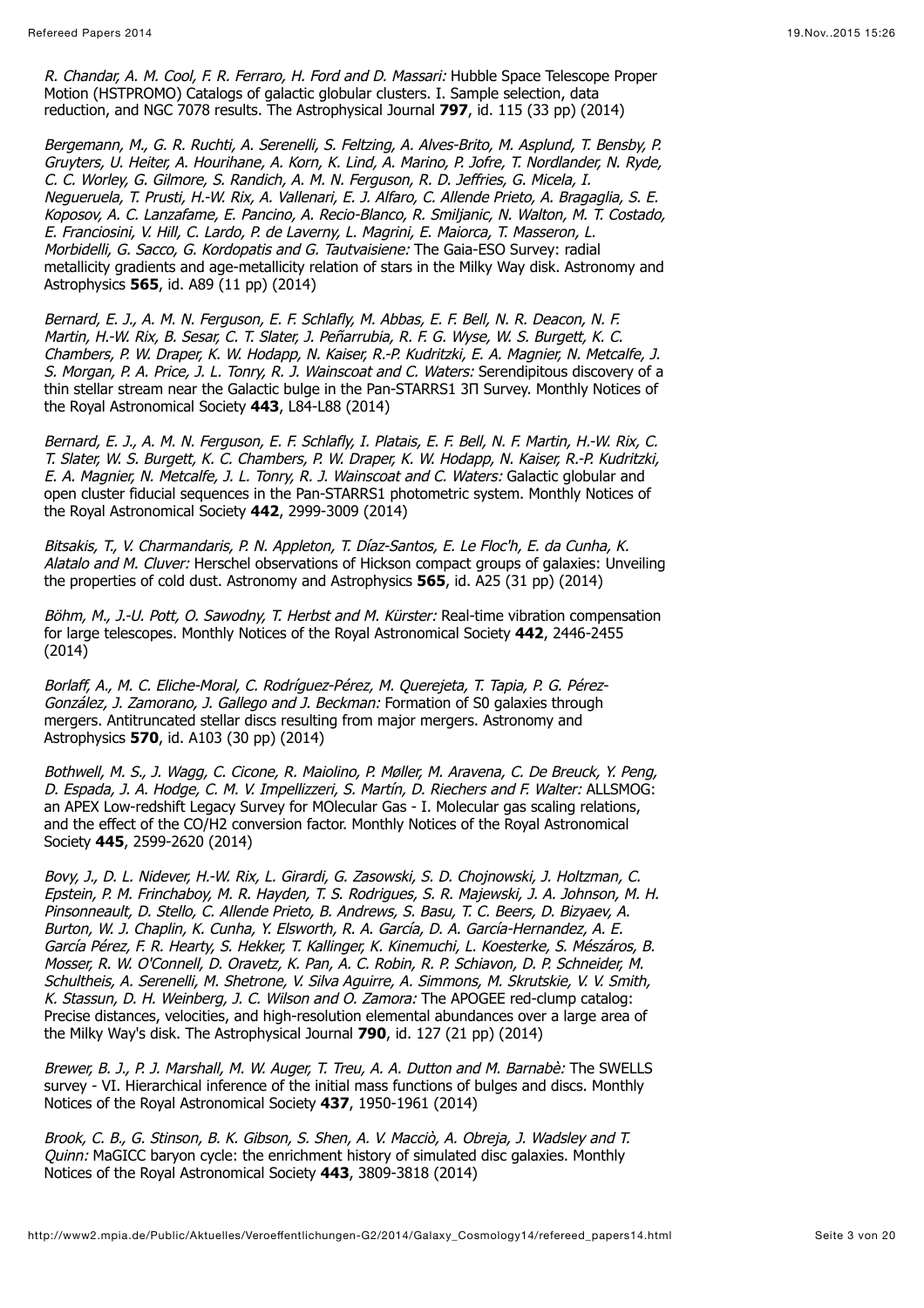*R. Chandar, A. M. Cool, F. R. Ferraro, H. Ford and D. Massari:* Hubble Space Telescope Proper Motion (HSTPROMO) Catalogs of galactic globular clusters. I. Sample selection, data reduction, and NGC 7078 results. The Astrophysical Journal **797**, id. 115 (33 pp) (2014)

*Bergemann, M., G. R. Ruchti, A. Serenelli, S. Feltzing, A. Alves-Brito, M. Asplund, T. Bensby, P. Gruyters, U. Heiter, A. Hourihane, A. Korn, K. Lind, A. Marino, P. Jofre, T. Nordlander, N. Ryde, C. C. Worley, G. Gilmore, S. Randich, A. M. N. Ferguson, R. D. Jeffries, G. Micela, I. Negueruela, T. Prusti, H.-W. Rix, A. Vallenari, E. J. Alfaro, C. Allende Prieto, A. Bragaglia, S. E. Koposov, A. C. Lanzafame, E. Pancino, A. Recio-Blanco, R. Smiljanic, N. Walton, M. T. Costado, E. Franciosini, V. Hill, C. Lardo, P. de Laverny, L. Magrini, E. Maiorca, T. Masseron, L. Morbidelli, G. Sacco, G. Kordopatis and G. Tautvaisiene:* The Gaia-ESO Survey: radial metallicity gradients and age-metallicity relation of stars in the Milky Way disk. Astronomy and Astrophysics **565**, id. A89 (11 pp) (2014)

*Bernard, E. J., A. M. N. Ferguson, E. F. Schlafly, M. Abbas, E. F. Bell, N. R. Deacon, N. F. Martin, H.-W. Rix, B. Sesar, C. T. Slater, J. Peñarrubia, R. F. G. Wyse, W. S. Burgett, K. C. Chambers, P. W. Draper, K. W. Hodapp, N. Kaiser, R.-P. Kudritzki, E. A. Magnier, N. Metcalfe, J. S. Morgan, P. A. Price, J. L. Tonry, R. J. Wainscoat and C. Waters:* Serendipitous discovery of a thin stellar stream near the Galactic bulge in the Pan-STARRS1 3Π Survey. Monthly Notices of the Royal Astronomical Society **443**, L84-L88 (2014)

*Bernard, E. J., A. M. N. Ferguson, E. F. Schlafly, I. Platais, E. F. Bell, N. F. Martin, H.-W. Rix, C. T. Slater, W. S. Burgett, K. C. Chambers, P. W. Draper, K. W. Hodapp, N. Kaiser, R.-P. Kudritzki, E. A. Magnier, N. Metcalfe, J. L. Tonry, R. J. Wainscoat and C. Waters:* Galactic globular and open cluster fiducial sequences in the Pan-STARRS1 photometric system. Monthly Notices of the Royal Astronomical Society **442**, 2999-3009 (2014)

*Bitsakis, T., V. Charmandaris, P. N. Appleton, T. Díaz-Santos, E. Le Floc'h, E. da Cunha, K. Alatalo and M. Cluver:* Herschel observations of Hickson compact groups of galaxies: Unveiling the properties of cold dust. Astronomy and Astrophysics **565**, id. A25 (31 pp) (2014)

*Böhm, M., J.-U. Pott, O. Sawodny, T. Herbst and M. Kürster:* Real-time vibration compensation for large telescopes. Monthly Notices of the Royal Astronomical Society **442**, 2446-2455 (2014)

*Borlaff, A., M. C. Eliche-Moral, C. Rodríguez-Pérez, M. Querejeta, T. Tapia, P. G. Pérez-González, J. Zamorano, J. Gallego and J. Beckman:* Formation of S0 galaxies through mergers. Antitruncated stellar discs resulting from major mergers. Astronomy and Astrophysics **570**, id. A103 (30 pp) (2014)

*Bothwell, M. S., J. Wagg, C. Cicone, R. Maiolino, P. Møller, M. Aravena, C. De Breuck, Y. Peng, D. Espada, J. A. Hodge, C. M. V. Impellizzeri, S. Martín, D. Riechers and F. Walter:* ALLSMOG: an APEX Low-redshift Legacy Survey for MOlecular Gas - I. Molecular gas scaling relations, and the effect of the CO/H2 conversion factor. Monthly Notices of the Royal Astronomical Society **445**, 2599-2620 (2014)

*Bovy, J., D. L. Nidever, H.-W. Rix, L. Girardi, G. Zasowski, S. D. Chojnowski, J. Holtzman, C. Epstein, P. M. Frinchaboy, M. R. Hayden, T. S. Rodrigues, S. R. Majewski, J. A. Johnson, M. H. Pinsonneault, D. Stello, C. Allende Prieto, B. Andrews, S. Basu, T. C. Beers, D. Bizyaev, A. Burton, W. J. Chaplin, K. Cunha, Y. Elsworth, R. A. García, D. A. García-Hernandez, A. E. García Pérez, F. R. Hearty, S. Hekker, T. Kallinger, K. Kinemuchi, L. Koesterke, S. Mészáros, B. Mosser, R. W. O'Connell, D. Oravetz, K. Pan, A. C. Robin, R. P. Schiavon, D. P. Schneider, M. Schultheis, A. Serenelli, M. Shetrone, V. Silva Aguirre, A. Simmons, M. Skrutskie, V. V. Smith, K. Stassun, D. H. Weinberg, J. C. Wilson and O. Zamora:* The APOGEE red-clump catalog: Precise distances, velocities, and high-resolution elemental abundances over a large area of the Milky Way's disk. The Astrophysical Journal **790**, id. 127 (21 pp) (2014)

*Brewer, B. J., P. J. Marshall, M. W. Auger, T. Treu, A. A. Dutton and M. Barnabè:* The SWELLS survey - VI. Hierarchical inference of the initial mass functions of bulges and discs. Monthly Notices of the Royal Astronomical Society **437**, 1950-1961 (2014)

*Brook, C. B., G. Stinson, B. K. Gibson, S. Shen, A. V. Macciò, A. Obreja, J. Wadsley and T. Quinn:* MaGICC baryon cycle: the enrichment history of simulated disc galaxies. Monthly Notices of the Royal Astronomical Society **443**, 3809-3818 (2014)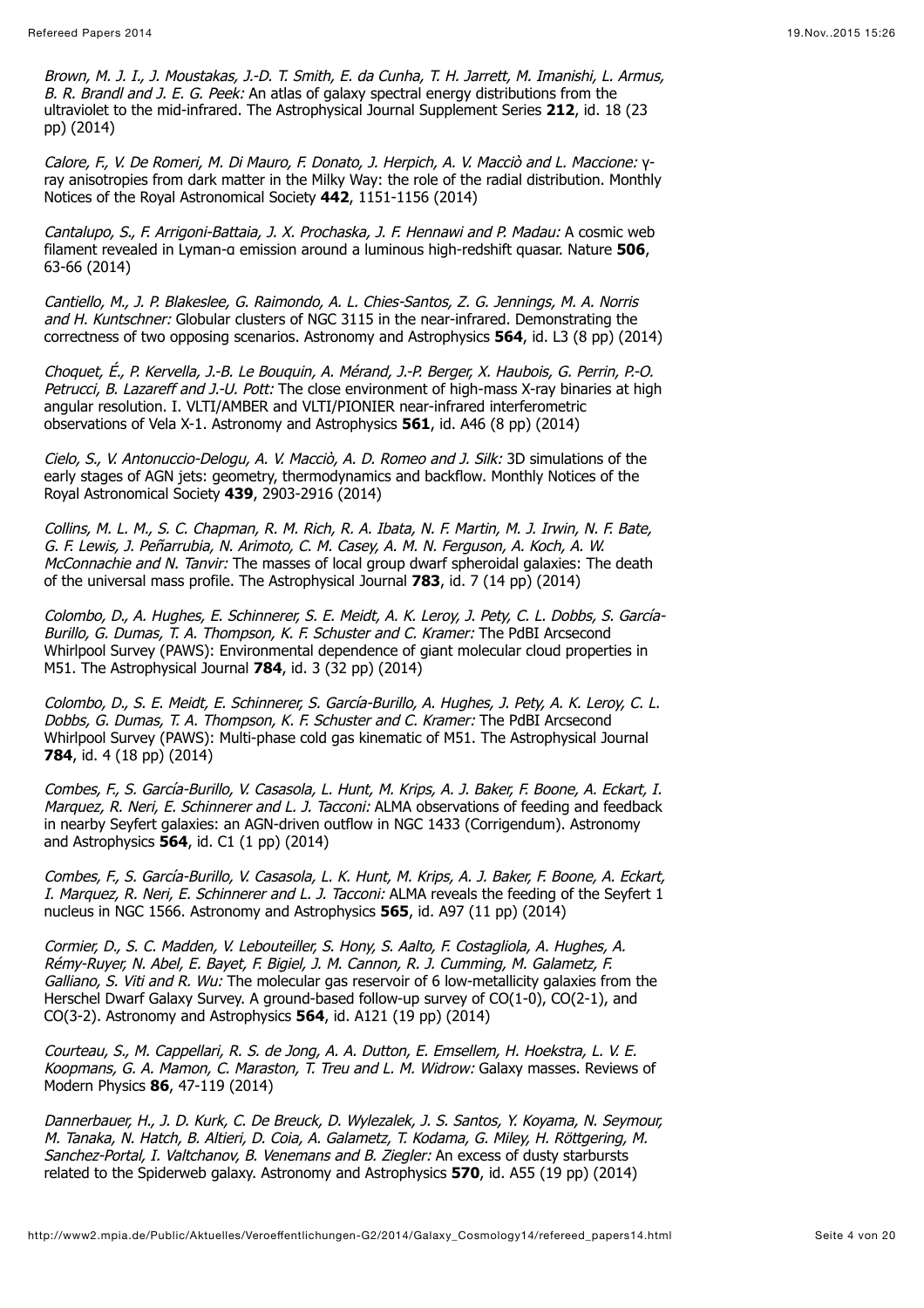*Brown, M. J. I., J. Moustakas, J.-D. T. Smith, E. da Cunha, T. H. Jarrett, M. Imanishi, L. Armus, B. R. Brandl and J. E. G. Peek:* An atlas of galaxy spectral energy distributions from the ultraviolet to the mid-infrared. The Astrophysical Journal Supplement Series **212**, id. 18 (23 pp) (2014)

*Calore, F., V. De Romeri, M. Di Mauro, F. Donato, J. Herpich, A. V. Macciò and L. Maccione:* γ-ray anisotropies from dark matter in the Milky Way: the role of the radial distribution. Monthly Notices of the Royal Astronomical Society **442**, 1151-1156 (2014)

*Cantalupo, S., F. Arrigoni-Battaia, J. X. Prochaska, J. F. Hennawi and P. Madau:* A cosmic web filament revealed in Lyman-α emission around a luminous high-redshift quasar. Nature **506**, 63-66 (2014)

*Cantiello, M., J. P. Blakeslee, G. Raimondo, A. L. Chies-Santos, Z. G. Jennings, M. A. Norris and H. Kuntschner:* Globular clusters of NGC 3115 in the near-infrared. Demonstrating the correctness of two opposing scenarios. Astronomy and Astrophysics **564**, id. L3 (8 pp) (2014)

*Choquet, É., P. Kervella, J.-B. Le Bouquin, A. Mérand, J.-P. Berger, X. Haubois, G. Perrin, P.-O. Petrucci, B. Lazareff and J.-U. Pott:* The close environment of high-mass X-ray binaries at high angular resolution. I. VLTI/AMBER and VLTI/PIONIER near-infrared interferometric observations of Vela X-1. Astronomy and Astrophysics **561**, id. A46 (8 pp) (2014)

*Cielo, S., V. Antonuccio-Delogu, A. V. Macciò, A. D. Romeo and J. Silk:* 3D simulations of the early stages of AGN jets: geometry, thermodynamics and backflow. Monthly Notices of the Royal Astronomical Society **439**, 2903-2916 (2014)

*Collins, M. L. M., S. C. Chapman, R. M. Rich, R. A. Ibata, N. F. Martin, M. J. Irwin, N. F. Bate, G. F. Lewis, J. Peñarrubia, N. Arimoto, C. M. Casey, A. M. N. Ferguson, A. Koch, A. W. McConnachie and N. Tanvir:* The masses of local group dwarf spheroidal galaxies: The death of the universal mass profile. The Astrophysical Journal **783**, id. 7 (14 pp) (2014)

*Colombo, D., A. Hughes, E. Schinnerer, S. E. Meidt, A. K. Leroy, J. Pety, C. L. Dobbs, S. García-Burillo, G. Dumas, T. A. Thompson, K. F. Schuster and C. Kramer:* The PdBI Arcsecond Whirlpool Survey (PAWS): Environmental dependence of giant molecular cloud properties in M51. The Astrophysical Journal **784**, id. 3 (32 pp) (2014)

*Colombo, D., S. E. Meidt, E. Schinnerer, S. García-Burillo, A. Hughes, J. Pety, A. K. Leroy, C. L. Dobbs, G. Dumas, T. A. Thompson, K. F. Schuster and C. Kramer:* The PdBI Arcsecond Whirlpool Survey (PAWS): Multi-phase cold gas kinematic of M51. The Astrophysical Journal **784**, id. 4 (18 pp) (2014)

*Combes, F., S. García-Burillo, V. Casasola, L. Hunt, M. Krips, A. J. Baker, F. Boone, A. Eckart, I. Marquez, R. Neri, E. Schinnerer and L. J. Tacconi:* ALMA observations of feeding and feedback in nearby Seyfert galaxies: an AGN-driven outflow in NGC 1433 (Corrigendum). Astronomy and Astrophysics **564**, id. C1 (1 pp) (2014)

*Combes, F., S. García-Burillo, V. Casasola, L. K. Hunt, M. Krips, A. J. Baker, F. Boone, A. Eckart, I. Marquez, R. Neri, E. Schinnerer and L. J. Tacconi:* ALMA reveals the feeding of the Seyfert 1 nucleus in NGC 1566. Astronomy and Astrophysics **565**, id. A97 (11 pp) (2014)

*Cormier, D., S. C. Madden, V. Lebouteiller, S. Hony, S. Aalto, F. Costagliola, A. Hughes, A. Rémy-Ruyer, N. Abel, E. Bayet, F. Bigiel, J. M. Cannon, R. J. Cumming, M. Galametz, F. Galliano, S. Viti and R. Wu:* The molecular gas reservoir of 6 low-metallicity galaxies from the Herschel Dwarf Galaxy Survey. A ground-based follow-up survey of CO(1-0), CO(2-1), and CO(3-2). Astronomy and Astrophysics **564**, id. A121 (19 pp) (2014)

*Courteau, S., M. Cappellari, R. S. de Jong, A. A. Dutton, E. Emsellem, H. Hoekstra, L. V. E. Koopmans, G. A. Mamon, C. Maraston, T. Treu and L. M. Widrow:* Galaxy masses. Reviews of Modern Physics **86**, 47-119 (2014)

*Dannerbauer, H., J. D. Kurk, C. De Breuck, D. Wylezalek, J. S. Santos, Y. Koyama, N. Seymour, M. Tanaka, N. Hatch, B. Altieri, D. Coia, A. Galametz, T. Kodama, G. Miley, H. Röttgering, M. Sanchez-Portal, I. Valtchanov, B. Venemans and B. Ziegler:* An excess of dusty starbursts related to the Spiderweb galaxy. Astronomy and Astrophysics **570**, id. A55 (19 pp) (2014)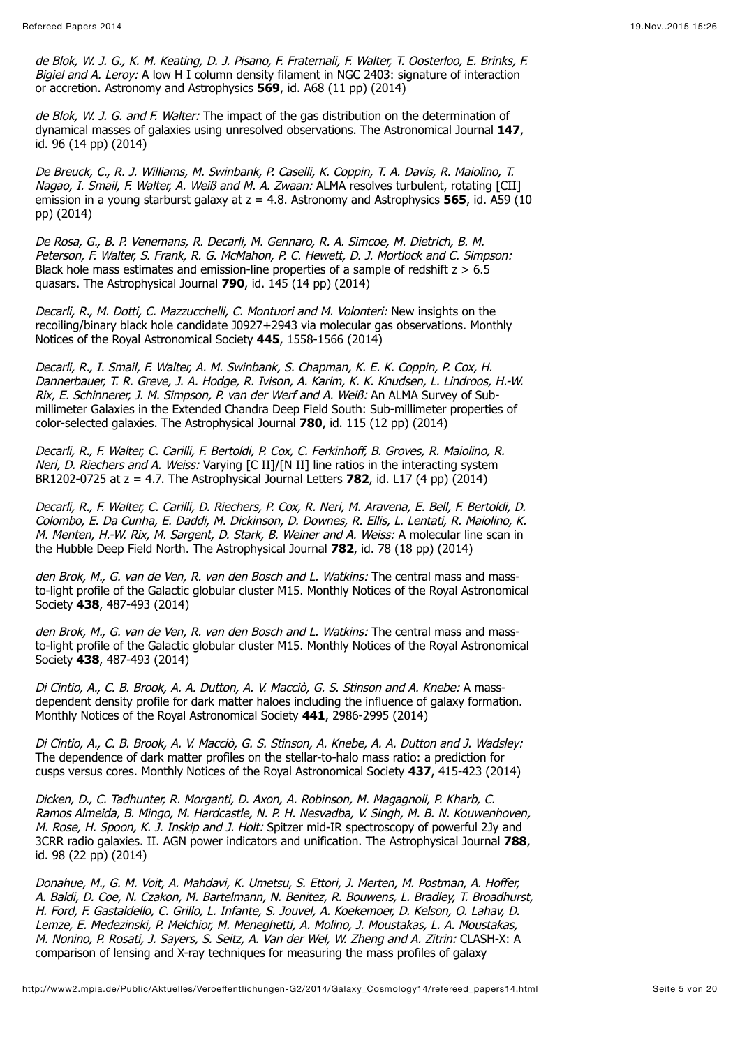*de Blok, W. J. G., K. M. Keating, D. J. Pisano, F. Fraternali, F. Walter, T. Oosterloo, E. Brinks, F. Bigiel and A. Leroy:* A low H I column density filament in NGC 2403: signature of interaction or accretion. Astronomy and Astrophysics **569**, id. A68 (11 pp) (2014)

*de Blok, W. J. G. and F. Walter:* The impact of the gas distribution on the determination of dynamical masses of galaxies using unresolved observations. The Astronomical Journal **147**, id. 96 (14 pp) (2014)

*De Breuck, C., R. J. Williams, M. Swinbank, P. Caselli, K. Coppin, T. A. Davis, R. Maiolino, T. Nagao, I. Smail, F. Walter, A. Weiß and M. A. Zwaan:* ALMA resolves turbulent, rotating [CII] emission in a young starburst galaxy at z = 4.8. Astronomy and Astrophysics **565**, id. A59 (10 pp) (2014)

*De Rosa, G., B. P. Venemans, R. Decarli, M. Gennaro, R. A. Simcoe, M. Dietrich, B. M. Peterson, F. Walter, S. Frank, R. G. McMahon, P. C. Hewett, D. J. Mortlock and C. Simpson:* Black hole mass estimates and emission-line properties of a sample of redshift z > 6.5 quasars. The Astrophysical Journal **790**, id. 145 (14 pp) (2014)

*Decarli, R., M. Dotti, C. Mazzucchelli, C. Montuori and M. Volonteri:* New insights on the recoiling/binary black hole candidate J0927+2943 via molecular gas observations. Monthly Notices of the Royal Astronomical Society **445**, 1558-1566 (2014)

*Decarli, R., I. Smail, F. Walter, A. M. Swinbank, S. Chapman, K. E. K. Coppin, P. Cox, H. Dannerbauer, T. R. Greve, J. A. Hodge, R. Ivison, A. Karim, K. K. Knudsen, L. Lindroos, H.-W. Rix, E. Schinnerer, J. M. Simpson, P. van der Werf and A. Weiß:* An ALMA Survey of Sub-millimeter Galaxies in the Extended Chandra Deep Field South: Sub-millimeter properties of color-selected galaxies. The Astrophysical Journal **780**, id. 115 (12 pp) (2014)

*Decarli, R., F. Walter, C. Carilli, F. Bertoldi, P. Cox, C. Ferkinhoff, B. Groves, R. Maiolino, R. Neri, D. Riechers and A. Weiss:* Varying [C II]/[N II] line ratios in the interacting system BR1202-0725 at z = 4.7. The Astrophysical Journal Letters **782**, id. L17 (4 pp) (2014)

*Decarli, R., F. Walter, C. Carilli, D. Riechers, P. Cox, R. Neri, M. Aravena, E. Bell, F. Bertoldi, D. Colombo, E. Da Cunha, E. Daddi, M. Dickinson, D. Downes, R. Ellis, L. Lentati, R. Maiolino, K. M. Menten, H.-W. Rix, M. Sargent, D. Stark, B. Weiner and A. Weiss:* A molecular line scan in the Hubble Deep Field North. The Astrophysical Journal **782**, id. 78 (18 pp) (2014)

*den Brok, M., G. van de Ven, R. van den Bosch and L. Watkins:* The central mass and mass-to-light profile of the Galactic globular cluster M15. Monthly Notices of the Royal Astronomical Society **438**, 487-493 (2014)

*den Brok, M., G. van de Ven, R. van den Bosch and L. Watkins:* The central mass and mass-to-light profile of the Galactic globular cluster M15. Monthly Notices of the Royal Astronomical Society **438**, 487-493 (2014)

*Di Cintio, A., C. B. Brook, A. A. Dutton, A. V. Macciò, G. S. Stinson and A. Knebe:* A mass-dependent density profile for dark matter haloes including the influence of galaxy formation. Monthly Notices of the Royal Astronomical Society **441**, 2986-2995 (2014)

*Di Cintio, A., C. B. Brook, A. V. Macciò, G. S. Stinson, A. Knebe, A. A. Dutton and J. Wadsley:* The dependence of dark matter profiles on the stellar-to-halo mass ratio: a prediction for cusps versus cores. Monthly Notices of the Royal Astronomical Society **437**, 415-423 (2014)

*Dicken, D., C. Tadhunter, R. Morganti, D. Axon, A. Robinson, M. Magagnoli, P. Kharb, C. Ramos Almeida, B. Mingo, M. Hardcastle, N. P. H. Nesvadba, V. Singh, M. B. N. Kouwenhoven, M. Rose, H. Spoon, K. J. Inskip and J. Holt:* Spitzer mid-IR spectroscopy of powerful 2Jy and 3CRR radio galaxies. II. AGN power indicators and unification. The Astrophysical Journal **788**, id. 98 (22 pp) (2014)

*Donahue, M., G. M. Voit, A. Mahdavi, K. Umetsu, S. Ettori, J. Merten, M. Postman, A. Hoffer, A. Baldi, D. Coe, N. Czakon, M. Bartelmann, N. Benitez, R. Bouwens, L. Bradley, T. Broadhurst, H. Ford, F. Gastaldello, C. Grillo, L. Infante, S. Jouvel, A. Koekemoer, D. Kelson, O. Lahav, D. Lemze, E. Medezinski, P. Melchior, M. Meneghetti, A. Molino, J. Moustakas, L. A. Moustakas, M. Nonino, P. Rosati, J. Sayers, S. Seitz, A. Van der Wel, W. Zheng and A. Zitrin:* CLASH-X: A comparison of lensing and X-ray techniques for measuring the mass profiles of galaxy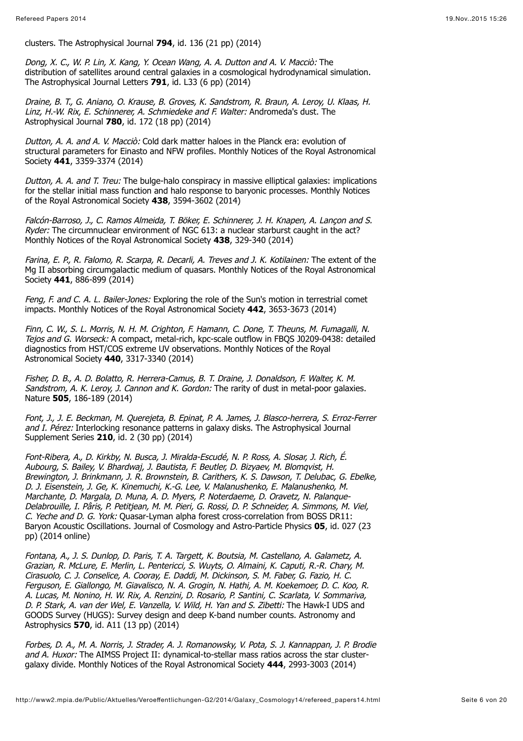clusters. The Astrophysical Journal **794**, id. 136 (21 pp) (2014)

*Dong, X. C., W. P. Lin, X. Kang, Y. Ocean Wang, A. A. Dutton and A. V. Macciò:* The distribution of satellites around central galaxies in a cosmological hydrodynamical simulation. The Astrophysical Journal Letters **791**, id. L33 (6 pp) (2014)

*Draine, B. T., G. Aniano, O. Krause, B. Groves, K. Sandstrom, R. Braun, A. Leroy, U. Klaas, H. Linz, H.-W. Rix, E. Schinnerer, A. Schmiedeke and F. Walter:* Andromeda's dust. The Astrophysical Journal **780**, id. 172 (18 pp) (2014)

*Dutton, A. A. and A. V. Macciò:* Cold dark matter haloes in the Planck era: evolution of structural parameters for Einasto and NFW profiles. Monthly Notices of the Royal Astronomical Society **441**, 3359-3374 (2014)

*Dutton, A. A. and T. Treu:* The bulge-halo conspiracy in massive elliptical galaxies: implications for the stellar initial mass function and halo response to baryonic processes. Monthly Notices of the Royal Astronomical Society **438**, 3594-3602 (2014)

*Falcón-Barroso, J., C. Ramos Almeida, T. Böker, E. Schinnerer, J. H. Knapen, A. Lançon and S. Ryder:* The circumnuclear environment of NGC 613: a nuclear starburst caught in the act? Monthly Notices of the Royal Astronomical Society **438**, 329-340 (2014)

*Farina, E. P., R. Falomo, R. Scarpa, R. Decarli, A. Treves and J. K. Kotilainen:* The extent of the Mg II absorbing circumgalactic medium of quasars. Monthly Notices of the Royal Astronomical Society **441**, 886-899 (2014)

*Feng, F. and C. A. L. Bailer-Jones:* Exploring the role of the Sun's motion in terrestrial comet impacts. Monthly Notices of the Royal Astronomical Society **442**, 3653-3673 (2014)

*Finn, C. W., S. L. Morris, N. H. M. Crighton, F. Hamann, C. Done, T. Theuns, M. Fumagalli, N. Tejos and G. Worseck:* A compact, metal-rich, kpc-scale outflow in FBQS J0209-0438: detailed diagnostics from HST/COS extreme UV observations. Monthly Notices of the Royal Astronomical Society **440**, 3317-3340 (2014)

*Fisher, D. B., A. D. Bolatto, R. Herrera-Camus, B. T. Draine, J. Donaldson, F. Walter, K. M. Sandstrom, A. K. Leroy, J. Cannon and K. Gordon:* The rarity of dust in metal-poor galaxies. Nature **505**, 186-189 (2014)

*Font, J., J. E. Beckman, M. Querejeta, B. Epinat, P. A. James, J. Blasco-herrera, S. Erroz-Ferrer and I. Pérez:* Interlocking resonance patterns in galaxy disks. The Astrophysical Journal Supplement Series **210**, id. 2 (30 pp) (2014)

*Font-Ribera, A., D. Kirkby, N. Busca, J. Miralda-Escudé, N. P. Ross, A. Slosar, J. Rich, É. Aubourg, S. Bailey, V. Bhardwaj, J. Bautista, F. Beutler, D. Bizyaev, M. Blomqvist, H. Brewington, J. Brinkmann, J. R. Brownstein, B. Carithers, K. S. Dawson, T. Delubac, G. Ebelke, D. J. Eisenstein, J. Ge, K. Kinemuchi, K.-G. Lee, V. Malanushenko, E. Malanushenko, M. Marchante, D. Margala, D. Muna, A. D. Myers, P. Noterdaeme, D. Oravetz, N. Palanque-Delabrouille, I. Pâris, P. Petitjean, M. M. Pieri, G. Rossi, D. P. Schneider, A. Simmons, M. Viel, C. Yeche and D. G. York:* Quasar-Lyman alpha forest cross-correlation from BOSS DR11: Baryon Acoustic Oscillations. Journal of Cosmology and Astro-Particle Physics **05**, id. 027 (23 pp) (2014 online)

*Fontana, A., J. S. Dunlop, D. Paris, T. A. Targett, K. Boutsia, M. Castellano, A. Galametz, A. Grazian, R. McLure, E. Merlin, L. Pentericci, S. Wuyts, O. Almaini, K. Caputi, R.-R. Chary, M. Cirasuolo, C. J. Conselice, A. Cooray, E. Daddi, M. Dickinson, S. M. Faber, G. Fazio, H. C. Ferguson, E. Giallongo, M. Giavalisco, N. A. Grogin, N. Hathi, A. M. Koekemoer, D. C. Koo, R. A. Lucas, M. Nonino, H. W. Rix, A. Renzini, D. Rosario, P. Santini, C. Scarlata, V. Sommariva, D. P. Stark, A. van der Wel, E. Vanzella, V. Wild, H. Yan and S. Zibetti:* The Hawk-I UDS and GOODS Survey (HUGS): Survey design and deep K-band number counts. Astronomy and Astrophysics **570**, id. A11 (13 pp) (2014)

*Forbes, D. A., M. A. Norris, J. Strader, A. J. Romanowsky, V. Pota, S. J. Kannappan, J. P. Brodie and A. Huxor:* The AIMSS Project II: dynamical-to-stellar mass ratios across the star cluster-galaxy divide. Monthly Notices of the Royal Astronomical Society **444**, 2993-3003 (2014)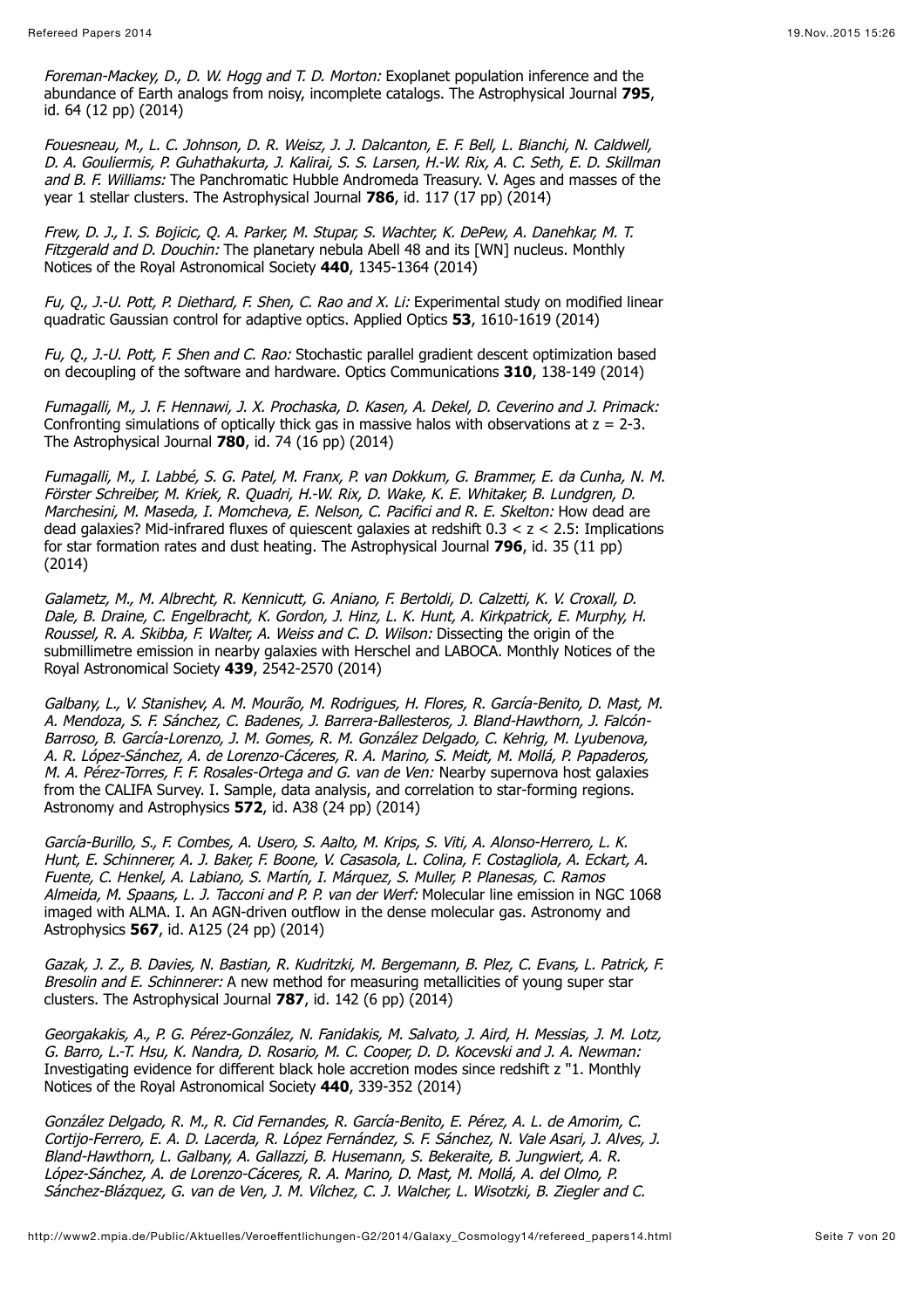*Foreman-Mackey, D., D. W. Hogg and T. D. Morton:* Exoplanet population inference and the abundance of Earth analogs from noisy, incomplete catalogs. The Astrophysical Journal **795**, id. 64 (12 pp) (2014)

*Fouesneau, M., L. C. Johnson, D. R. Weisz, J. J. Dalcanton, E. F. Bell, L. Bianchi, N. Caldwell, D. A. Gouliermis, P. Guhathakurta, J. Kalirai, S. S. Larsen, H.-W. Rix, A. C. Seth, E. D. Skillman and B. F. Williams:* The Panchromatic Hubble Andromeda Treasury. V. Ages and masses of the year 1 stellar clusters. The Astrophysical Journal **786**, id. 117 (17 pp) (2014)

*Frew, D. J., I. S. Bojicic, Q. A. Parker, M. Stupar, S. Wachter, K. DePew, A. Danehkar, M. T. Fitzgerald and D. Douchin:* The planetary nebula Abell 48 and its [WN] nucleus. Monthly Notices of the Royal Astronomical Society **440**, 1345-1364 (2014)

*Fu, Q., J.-U. Pott, P. Diethard, F. Shen, C. Rao and X. Li:* Experimental study on modified linear quadratic Gaussian control for adaptive optics. Applied Optics **53**, 1610-1619 (2014)

*Fu, Q., J.-U. Pott, F. Shen and C. Rao:* Stochastic parallel gradient descent optimization based on decoupling of the software and hardware. Optics Communications **310**, 138-149 (2014)

*Fumagalli, M., J. F. Hennawi, J. X. Prochaska, D. Kasen, A. Dekel, D. Ceverino and J. Primack:* Confronting simulations of optically thick gas in massive halos with observations at $z = 2$-3. The Astrophysical Journal **780**, id. 74 (16 pp) (2014)

*Fumagalli, M., I. Labbé, S. G. Patel, M. Franx, P. van Dokkum, G. Brammer, E. da Cunha, N. M. Förster Schreiber, M. Kriek, R. Quadri, H.-W. Rix, D. Wake, K. E. Whitaker, B. Lundgren, D. Marchesini, M. Maseda, I. Momcheva, E. Nelson, C. Pacifici and R. E. Skelton:* How dead are dead galaxies? Mid-infrared fluxes of quiescent galaxies at redshift $0.3 < z < 2.5$: Implications for star formation rates and dust heating. The Astrophysical Journal **796**, id. 35 (11 pp) (2014)

*Galametz, M., M. Albrecht, R. Kennicutt, G. Aniano, F. Bertoldi, D. Calzetti, K. V. Croxall, D. Dale, B. Draine, C. Engelbracht, K. Gordon, J. Hinz, L. K. Hunt, A. Kirkpatrick, E. Murphy, H. Roussel, R. A. Skibba, F. Walter, A. Weiss and C. D. Wilson:* Dissecting the origin of the submillimetre emission in nearby galaxies with Herschel and LABOCA. Monthly Notices of the Royal Astronomical Society **439**, 2542-2570 (2014)

*Galbany, L., V. Stanishev, A. M. Mourão, M. Rodrigues, H. Flores, R. García-Benito, D. Mast, M. A. Mendoza, S. F. Sánchez, C. Badenes, J. Barrera-Ballesteros, J. Bland-Hawthorn, J. Falcón-Barroso, B. García-Lorenzo, J. M. Gomes, R. M. González Delgado, C. Kehrig, M. Lyubenova, A. R. López-Sánchez, A. de Lorenzo-Cáceres, R. A. Marino, S. Meidt, M. Mollá, P. Papaderos, M. A. Pérez-Torres, F. F. Rosales-Ortega and G. van de Ven:* Nearby supernova host galaxies from the CALIFA Survey. I. Sample, data analysis, and correlation to star-forming regions. Astronomy and Astrophysics **572**, id. A38 (24 pp) (2014)

*García-Burillo, S., F. Combes, A. Usero, S. Aalto, M. Krips, S. Viti, A. Alonso-Herrero, L. K. Hunt, E. Schinnerer, A. J. Baker, F. Boone, V. Casasola, L. Colina, F. Costagliola, A. Eckart, A. Fuente, C. Henkel, A. Labiano, S. Martín, I. Márquez, S. Muller, P. Planesas, C. Ramos Almeida, M. Spaans, L. J. Tacconi and P. P. van der Werf:* Molecular line emission in NGC 1068 imaged with ALMA. I. An AGN-driven outflow in the dense molecular gas. Astronomy and Astrophysics **567**, id. A125 (24 pp) (2014)

*Gazak, J. Z., B. Davies, N. Bastian, R. Kudritzki, M. Bergemann, B. Plez, C. Evans, L. Patrick, F. Bresolin and E. Schinnerer:* A new method for measuring metallicities of young super star clusters. The Astrophysical Journal **787**, id. 142 (6 pp) (2014)

*Georgakakis, A., P. G. Pérez-González, N. Fanidakis, M. Salvato, J. Aird, H. Messias, J. M. Lotz, G. Barro, L.-T. Hsu, K. Nandra, D. Rosario, M. C. Cooper, D. D. Kocevski and J. A. Newman:* Investigating evidence for different black hole accretion modes since redshift z "1. Monthly Notices of the Royal Astronomical Society **440**, 339-352 (2014)

*González Delgado, R. M., R. Cid Fernandes, R. García-Benito, E. Pérez, A. L. de Amorim, C. Cortijo-Ferrero, E. A. D. Lacerda, R. López Fernández, S. F. Sánchez, N. Vale Asari, J. Alves, J. Bland-Hawthorn, L. Galbany, A. Gallazzi, B. Husemann, S. Bekeraite, B. Jungwiert, A. R. López-Sánchez, A. de Lorenzo-Cáceres, R. A. Marino, D. Mast, M. Mollá, A. del Olmo, P. Sánchez-Blázquez, G. van de Ven, J. M. Vílchez, C. J. Walcher, L. Wisotzki, B. Ziegler and C.*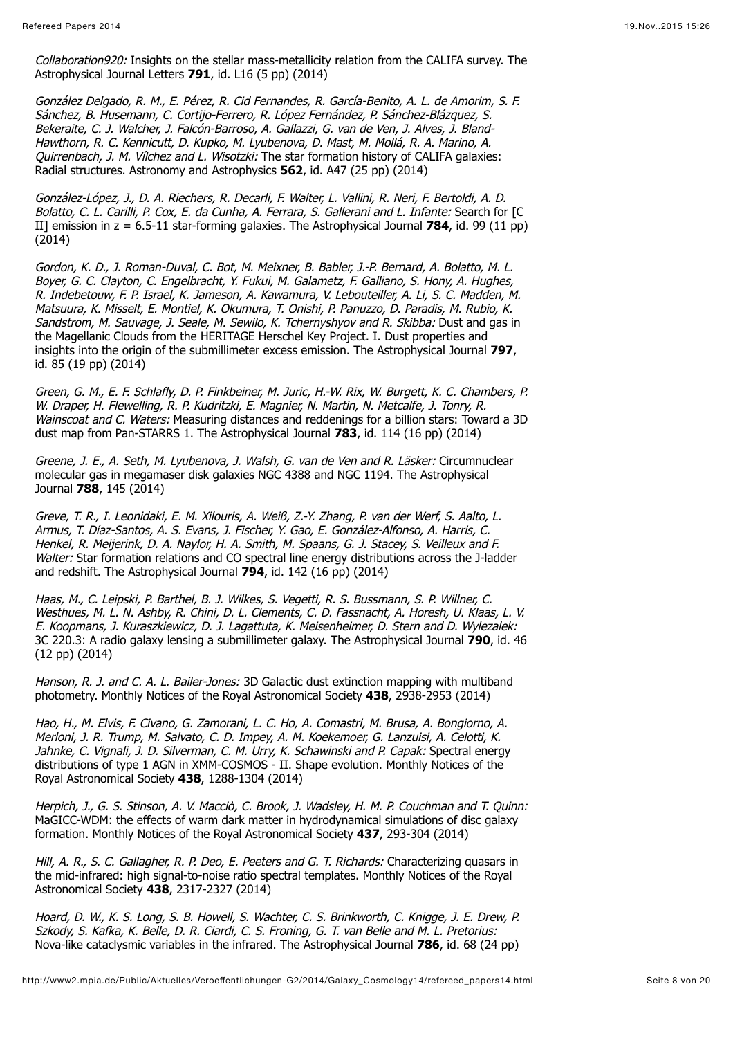*Collaboration920:* Insights on the stellar mass-metallicity relation from the CALIFA survey. The Astrophysical Journal Letters **791**, id. L16 (5 pp) (2014)

*González Delgado, R. M., E. Pérez, R. Cid Fernandes, R. García-Benito, A. L. de Amorim, S. F. Sánchez, B. Husemann, C. Cortijo-Ferrero, R. López Fernández, P. Sánchez-Blázquez, S. Bekeraite, C. J. Walcher, J. Falcón-Barroso, A. Gallazzi, G. van de Ven, J. Alves, J. Bland-Hawthorn, R. C. Kennicutt, D. Kupko, M. Lyubenova, D. Mast, M. Mollá, R. A. Marino, A. Quirrenbach, J. M. Vílchez and L. Wisotzki:* The star formation history of CALIFA galaxies: Radial structures. Astronomy and Astrophysics **562**, id. A47 (25 pp) (2014)

*González-López, J., D. A. Riechers, R. Decarli, F. Walter, L. Vallini, R. Neri, F. Bertoldi, A. D. Bolatto, C. L. Carilli, P. Cox, E. da Cunha, A. Ferrara, S. Gallerani and L. Infante:* Search for [C II] emission in z = 6.5-11 star-forming galaxies. The Astrophysical Journal **784**, id. 99 (11 pp) (2014)

*Gordon, K. D., J. Roman-Duval, C. Bot, M. Meixner, B. Babler, J.-P. Bernard, A. Bolatto, M. L. Boyer, G. C. Clayton, C. Engelbracht, Y. Fukui, M. Galametz, F. Galliano, S. Hony, A. Hughes, R. Indebetouw, F. P. Israel, K. Jameson, A. Kawamura, V. Lebouteiller, A. Li, S. C. Madden, M. Matsuura, K. Misselt, E. Montiel, K. Okumura, T. Onishi, P. Panuzzo, D. Paradis, M. Rubio, K. Sandstrom, M. Sauvage, J. Seale, M. Sewilo, K. Tchernyshyov and R. Skibba:* Dust and gas in the Magellanic Clouds from the HERITAGE Herschel Key Project. I. Dust properties and insights into the origin of the submillimeter excess emission. The Astrophysical Journal **797**, id. 85 (19 pp) (2014)

*Green, G. M., E. F. Schlafly, D. P. Finkbeiner, M. Juric, H.-W. Rix, W. Burgett, K. C. Chambers, P. W. Draper, H. Flewelling, R. P. Kudritzki, E. Magnier, N. Martin, N. Metcalfe, J. Tonry, R. Wainscoat and C. Waters:* Measuring distances and reddenings for a billion stars: Toward a 3D dust map from Pan-STARRS 1. The Astrophysical Journal **783**, id. 114 (16 pp) (2014)

*Greene, J. E., A. Seth, M. Lyubenova, J. Walsh, G. van de Ven and R. Läsker:* Circumnuclear molecular gas in megamaser disk galaxies NGC 4388 and NGC 1194. The Astrophysical Journal **788**, 145 (2014)

*Greve, T. R., I. Leonidaki, E. M. Xilouris, A. Weiß, Z.-Y. Zhang, P. van der Werf, S. Aalto, L. Armus, T. Díaz-Santos, A. S. Evans, J. Fischer, Y. Gao, E. González-Alfonso, A. Harris, C. Henkel, R. Meijerink, D. A. Naylor, H. A. Smith, M. Spaans, G. J. Stacey, S. Veilleux and F. Walter:* Star formation relations and CO spectral line energy distributions across the J-ladder and redshift. The Astrophysical Journal **794**, id. 142 (16 pp) (2014)

*Haas, M., C. Leipski, P. Barthel, B. J. Wilkes, S. Vegetti, R. S. Bussmann, S. P. Willner, C. Westhues, M. L. N. Ashby, R. Chini, D. L. Clements, C. D. Fassnacht, A. Horesh, U. Klaas, L. V. E. Koopmans, J. Kuraszkiewicz, D. J. Lagattuta, K. Meisenheimer, D. Stern and D. Wylezalek:* 3C 220.3: A radio galaxy lensing a submillimeter galaxy. The Astrophysical Journal **790**, id. 46 (12 pp) (2014)

*Hanson, R. J. and C. A. L. Bailer-Jones:* 3D Galactic dust extinction mapping with multiband photometry. Monthly Notices of the Royal Astronomical Society **438**, 2938-2953 (2014)

*Hao, H., M. Elvis, F. Civano, G. Zamorani, L. C. Ho, A. Comastri, M. Brusa, A. Bongiorno, A. Merloni, J. R. Trump, M. Salvato, C. D. Impey, A. M. Koekemoer, G. Lanzuisi, A. Celotti, K. Jahnke, C. Vignali, J. D. Silverman, C. M. Urry, K. Schawinski and P. Capak:* Spectral energy distributions of type 1 AGN in XMM-COSMOS - II. Shape evolution. Monthly Notices of the Royal Astronomical Society **438**, 1288-1304 (2014)

*Herpich, J., G. S. Stinson, A. V. Macciò, C. Brook, J. Wadsley, H. M. P. Couchman and T. Quinn:* MaGICC-WDM: the effects of warm dark matter in hydrodynamical simulations of disc galaxy formation. Monthly Notices of the Royal Astronomical Society **437**, 293-304 (2014)

*Hill, A. R., S. C. Gallagher, R. P. Deo, E. Peeters and G. T. Richards:* Characterizing quasars in the mid-infrared: high signal-to-noise ratio spectral templates. Monthly Notices of the Royal Astronomical Society **438**, 2317-2327 (2014)

*Hoard, D. W., K. S. Long, S. B. Howell, S. Wachter, C. S. Brinkworth, C. Knigge, J. E. Drew, P. Szkody, S. Kafka, K. Belle, D. R. Ciardi, C. S. Froning, G. T. van Belle and M. L. Pretorius:* Nova-like cataclysmic variables in the infrared. The Astrophysical Journal **786**, id. 68 (24 pp)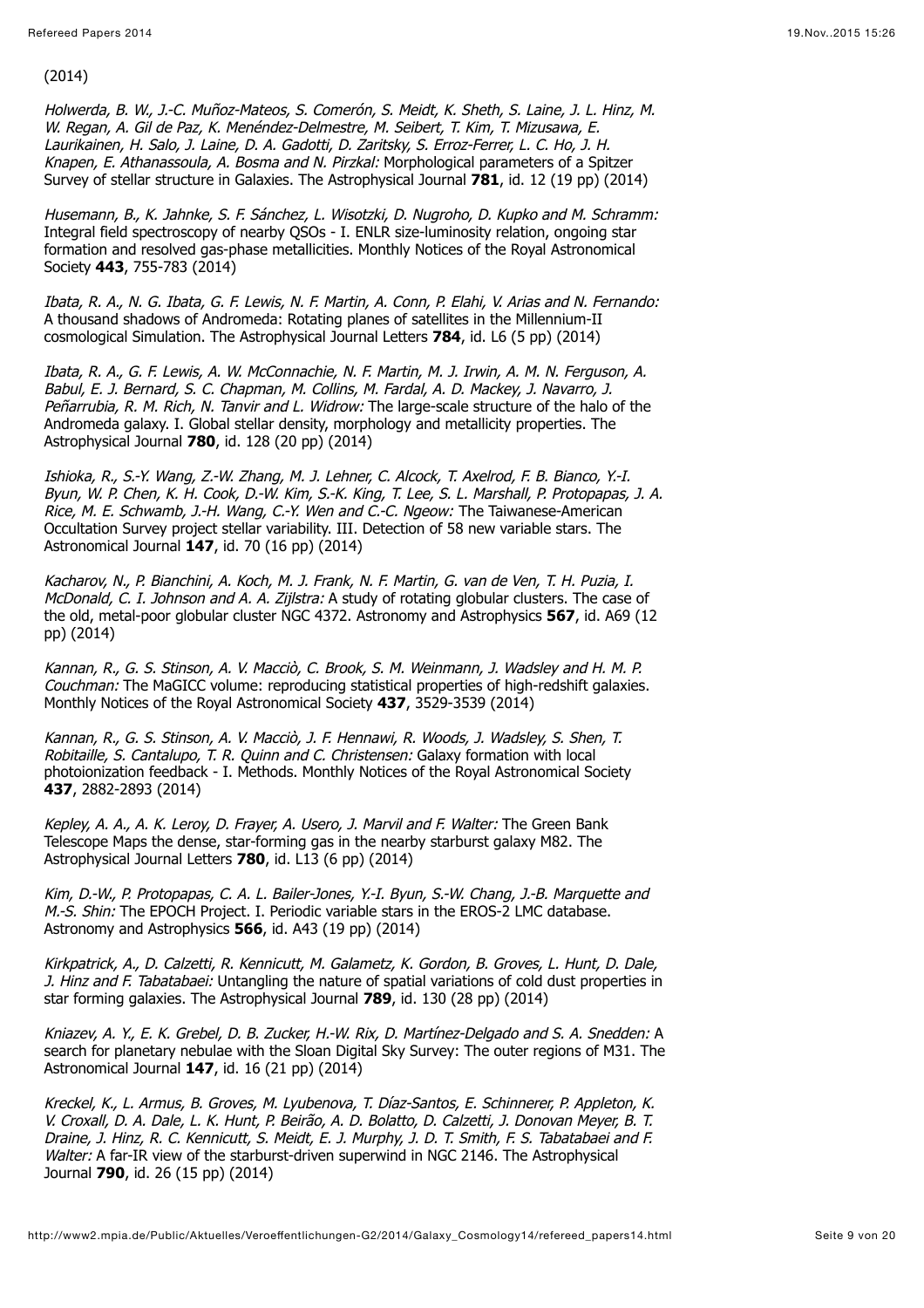(2014)

*Holwerda, B. W., J.-C. Muñoz-Mateos, S. Comerón, S. Meidt, K. Sheth, S. Laine, J. L. Hinz, M. W. Regan, A. Gil de Paz, K. Menéndez-Delmestre, M. Seibert, T. Kim, T. Mizusawa, E. Laurikainen, H. Salo, J. Laine, D. A. Gadotti, D. Zaritsky, S. Erroz-Ferrer, L. C. Ho, J. H. Knapen, E. Athanassoula, A. Bosma and N. Pirzkal:* Morphological parameters of a Spitzer Survey of stellar structure in Galaxies. The Astrophysical Journal **781**, id. 12 (19 pp) (2014)

*Husemann, B., K. Jahnke, S. F. Sánchez, L. Wisotzki, D. Nugroho, D. Kupko and M. Schramm:* Integral field spectroscopy of nearby QSOs - I. ENLR size-luminosity relation, ongoing star formation and resolved gas-phase metallicities. Monthly Notices of the Royal Astronomical Society **443**, 755-783 (2014)

*Ibata, R. A., N. G. Ibata, G. F. Lewis, N. F. Martin, A. Conn, P. Elahi, V. Arias and N. Fernando:* A thousand shadows of Andromeda: Rotating planes of satellites in the Millennium-II cosmological Simulation. The Astrophysical Journal Letters **784**, id. L6 (5 pp) (2014)

*Ibata, R. A., G. F. Lewis, A. W. McConnachie, N. F. Martin, M. J. Irwin, A. M. N. Ferguson, A. Babul, E. J. Bernard, S. C. Chapman, M. Collins, M. Fardal, A. D. Mackey, J. Navarro, J. Peñarrubia, R. M. Rich, N. Tanvir and L. Widrow:* The large-scale structure of the halo of the Andromeda galaxy. I. Global stellar density, morphology and metallicity properties. The Astrophysical Journal **780**, id. 128 (20 pp) (2014)

*Ishioka, R., S.-Y. Wang, Z.-W. Zhang, M. J. Lehner, C. Alcock, T. Axelrod, F. B. Bianco, Y.-I. Byun, W. P. Chen, K. H. Cook, D.-W. Kim, S.-K. King, T. Lee, S. L. Marshall, P. Protopapas, J. A. Rice, M. E. Schwamb, J.-H. Wang, C.-Y. Wen and C.-C. Ngeow:* The Taiwanese-American Occultation Survey project stellar variability. III. Detection of 58 new variable stars. The Astronomical Journal **147**, id. 70 (16 pp) (2014)

*Kacharov, N., P. Bianchini, A. Koch, M. J. Frank, N. F. Martin, G. van de Ven, T. H. Puzia, I. McDonald, C. I. Johnson and A. A. Zijlstra:* A study of rotating globular clusters. The case of the old, metal-poor globular cluster NGC 4372. Astronomy and Astrophysics **567**, id. A69 (12 pp) (2014)

*Kannan, R., G. S. Stinson, A. V. Macciò, C. Brook, S. M. Weinmann, J. Wadsley and H. M. P. Couchman:* The MaGICC volume: reproducing statistical properties of high-redshift galaxies. Monthly Notices of the Royal Astronomical Society **437**, 3529-3539 (2014)

*Kannan, R., G. S. Stinson, A. V. Macciò, J. F. Hennawi, R. Woods, J. Wadsley, S. Shen, T. Robitaille, S. Cantalupo, T. R. Quinn and C. Christensen:* Galaxy formation with local photoionization feedback - I. Methods. Monthly Notices of the Royal Astronomical Society **437**, 2882-2893 (2014)

*Kepley, A. A., A. K. Leroy, D. Frayer, A. Usero, J. Marvil and F. Walter:* The Green Bank Telescope Maps the dense, star-forming gas in the nearby starburst galaxy M82. The Astrophysical Journal Letters **780**, id. L13 (6 pp) (2014)

*Kim, D.-W., P. Protopapas, C. A. L. Bailer-Jones, Y.-I. Byun, S.-W. Chang, J.-B. Marquette and M.-S. Shin:* The EPOCH Project. I. Periodic variable stars in the EROS-2 LMC database. Astronomy and Astrophysics **566**, id. A43 (19 pp) (2014)

*Kirkpatrick, A., D. Calzetti, R. Kennicutt, M. Galametz, K. Gordon, B. Groves, L. Hunt, D. Dale, J. Hinz and F. Tabatabaei:* Untangling the nature of spatial variations of cold dust properties in star forming galaxies. The Astrophysical Journal **789**, id. 130 (28 pp) (2014)

*Kniazev, A. Y., E. K. Grebel, D. B. Zucker, H.-W. Rix, D. Martínez-Delgado and S. A. Snedden:* A search for planetary nebulae with the Sloan Digital Sky Survey: The outer regions of M31. The Astronomical Journal **147**, id. 16 (21 pp) (2014)

*Kreckel, K., L. Armus, B. Groves, M. Lyubenova, T. Díaz-Santos, E. Schinnerer, P. Appleton, K. V. Croxall, D. A. Dale, L. K. Hunt, P. Beirão, A. D. Bolatto, D. Calzetti, J. Donovan Meyer, B. T. Draine, J. Hinz, R. C. Kennicutt, S. Meidt, E. J. Murphy, J. D. T. Smith, F. S. Tabatabaei and F. Walter:* A far-IR view of the starburst-driven superwind in NGC 2146. The Astrophysical Journal **790**, id. 26 (15 pp) (2014)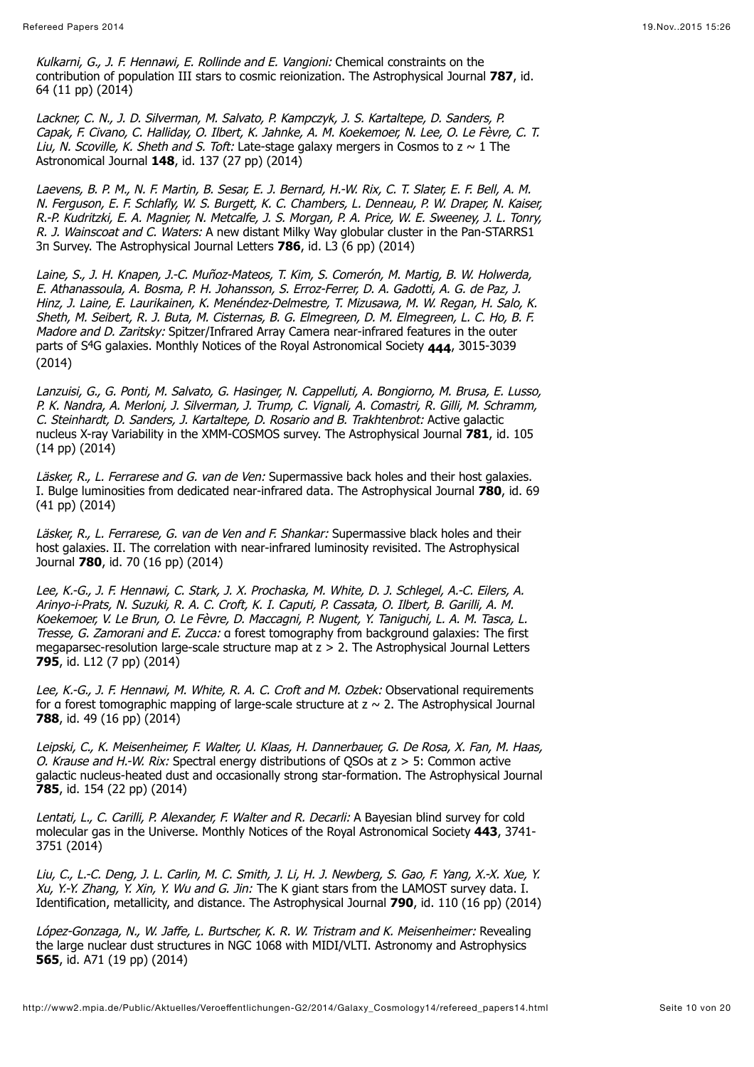*Kulkarni, G., J. F. Hennawi, E. Rollinde and E. Vangioni:* Chemical constraints on the contribution of population III stars to cosmic reionization. The Astrophysical Journal **787**, id. 64 (11 pp) (2014)

*Lackner, C. N., J. D. Silverman, M. Salvato, P. Kampczyk, J. S. Kartaltepe, D. Sanders, P. Capak, F. Civano, C. Halliday, O. Ilbert, K. Jahnke, A. M. Koekemoer, N. Lee, O. Le Fèvre, C. T. Liu, N. Scoville, K. Sheth and S. Toft:* Late-stage galaxy mergers in Cosmos to z ~ 1 The Astronomical Journal **148**, id. 137 (27 pp) (2014)

*Laevens, B. P. M., N. F. Martin, B. Sesar, E. J. Bernard, H.-W. Rix, C. T. Slater, E. F. Bell, A. M. N. Ferguson, E. F. Schlafly, W. S. Burgett, K. C. Chambers, L. Denneau, P. W. Draper, N. Kaiser, R.-P. Kudritzki, E. A. Magnier, N. Metcalfe, J. S. Morgan, P. A. Price, W. E. Sweeney, J. L. Tonry, R. J. Wainscoat and C. Waters:* A new distant Milky Way globular cluster in the Pan-STARRS1 3π Survey. The Astrophysical Journal Letters **786**, id. L3 (6 pp) (2014)

*Laine, S., J. H. Knapen, J.-C. Muñoz-Mateos, T. Kim, S. Comerón, M. Martig, B. W. Holwerda, E. Athanassoula, A. Bosma, P. H. Johansson, S. Erroz-Ferrer, D. A. Gadotti, A. G. de Paz, J. Hinz, J. Laine, E. Laurikainen, K. Menéndez-Delmestre, T. Mizusawa, M. W. Regan, H. Salo, K. Sheth, M. Seibert, R. J. Buta, M. Cisternas, B. G. Elmegreen, D. M. Elmegreen, L. C. Ho, B. F. Madore and D. Zaritsky:* Spitzer/Infrared Array Camera near-infrared features in the outer parts of S$^4$G galaxies. Monthly Notices of the Royal Astronomical Society **444**, 3015-3039 (2014)

*Lanzuisi, G., G. Ponti, M. Salvato, G. Hasinger, N. Cappelluti, A. Bongiorno, M. Brusa, E. Lusso, P. K. Nandra, A. Merloni, J. Silverman, J. Trump, C. Vignali, A. Comastri, R. Gilli, M. Schramm, C. Steinhardt, D. Sanders, J. Kartaltepe, D. Rosario and B. Trakhtenbrot:* Active galactic nucleus X-ray Variability in the XMM-COSMOS survey. The Astrophysical Journal **781**, id. 105 (14 pp) (2014)

*Läsker, R., L. Ferrarese and G. van de Ven:* Supermassive back holes and their host galaxies. I. Bulge luminosities from dedicated near-infrared data. The Astrophysical Journal **780**, id. 69 (41 pp) (2014)

*Läsker, R., L. Ferrarese, G. van de Ven and F. Shankar:* Supermassive black holes and their host galaxies. II. The correlation with near-infrared luminosity revisited. The Astrophysical Journal **780**, id. 70 (16 pp) (2014)

*Lee, K.-G., J. F. Hennawi, C. Stark, J. X. Prochaska, M. White, D. J. Schlegel, A.-C. Eilers, A. Arinyo-i-Prats, N. Suzuki, R. A. C. Croft, K. I. Caputi, P. Cassata, O. Ilbert, B. Garilli, A. M. Koekemoer, V. Le Brun, O. Le Fèvre, D. Maccagni, P. Nugent, Y. Taniguchi, L. A. M. Tasca, L. Tresse, G. Zamorani and E. Zucca:* α forest tomography from background galaxies: The first megaparsec-resolution large-scale structure map at z > 2. The Astrophysical Journal Letters **795**, id. L12 (7 pp) (2014)

*Lee, K.-G., J. F. Hennawi, M. White, R. A. C. Croft and M. Ozbek:* Observational requirements for α forest tomographic mapping of large-scale structure at z ~ 2. The Astrophysical Journal **788**, id. 49 (16 pp) (2014)

*Leipski, C., K. Meisenheimer, F. Walter, U. Klaas, H. Dannerbauer, G. De Rosa, X. Fan, M. Haas, O. Krause and H.-W. Rix:* Spectral energy distributions of QSOs at z > 5: Common active galactic nucleus-heated dust and occasionally strong star-formation. The Astrophysical Journal **785**, id. 154 (22 pp) (2014)

*Lentati, L., C. Carilli, P. Alexander, F. Walter and R. Decarli:* A Bayesian blind survey for cold molecular gas in the Universe. Monthly Notices of the Royal Astronomical Society **443**, 3741-3751 (2014)

*Liu, C., L.-C. Deng, J. L. Carlin, M. C. Smith, J. Li, H. J. Newberg, S. Gao, F. Yang, X.-X. Xue, Y. Xu, Y.-Y. Zhang, Y. Xin, Y. Wu and G. Jin:* The K giant stars from the LAMOST survey data. I. Identification, metallicity, and distance. The Astrophysical Journal **790**, id. 110 (16 pp) (2014)

*López-Gonzaga, N., W. Jaffe, L. Burtscher, K. R. W. Tristram and K. Meisenheimer:* Revealing the large nuclear dust structures in NGC 1068 with MIDI/VLTI. Astronomy and Astrophysics **565**, id. A71 (19 pp) (2014)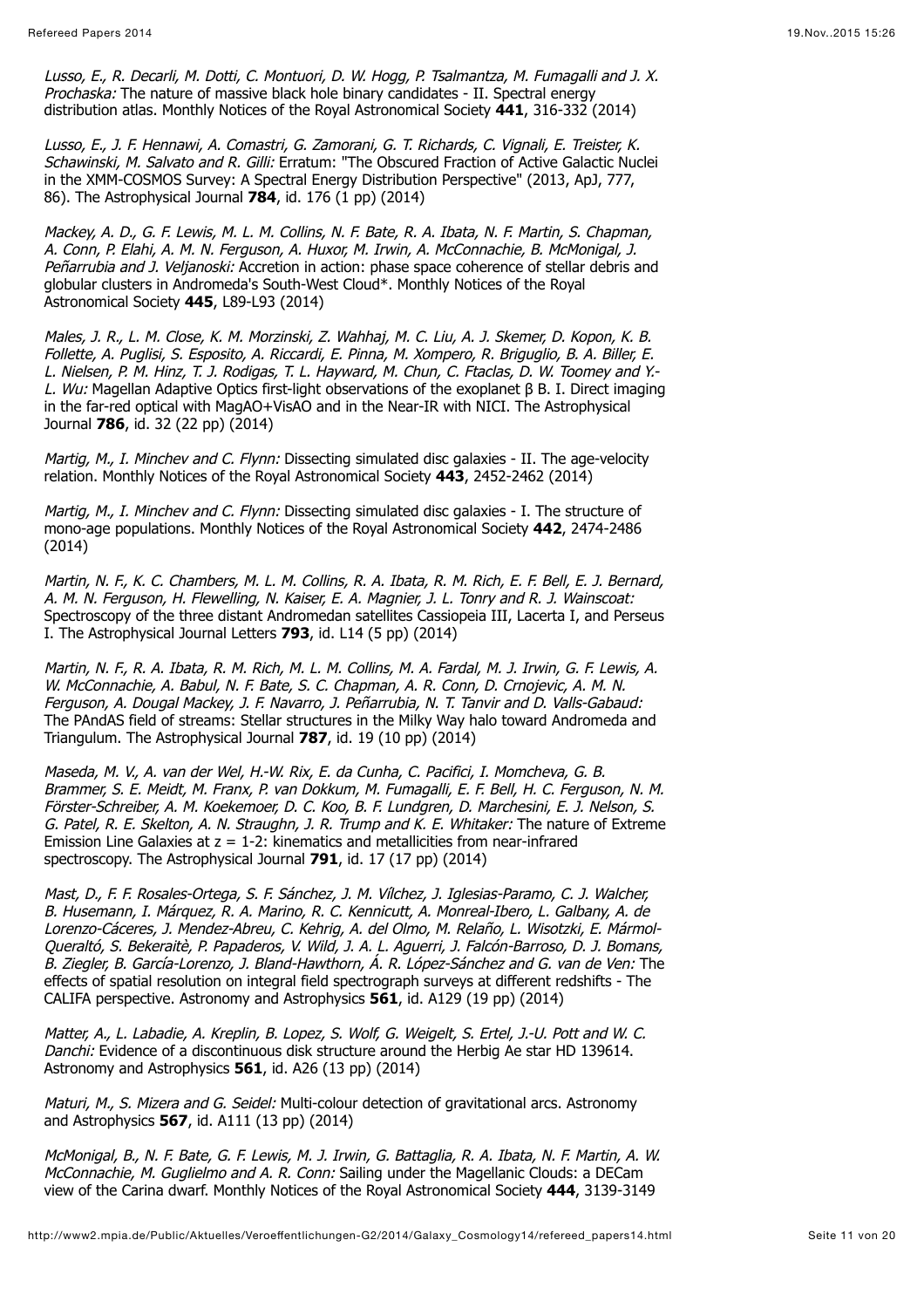*Lusso, E., R. Decarli, M. Dotti, C. Montuori, D. W. Hogg, P. Tsalmantza, M. Fumagalli and J. X. Prochaska:* The nature of massive black hole binary candidates - II. Spectral energy distribution atlas. Monthly Notices of the Royal Astronomical Society **441**, 316-332 (2014)

*Lusso, E., J. F. Hennawi, A. Comastri, G. Zamorani, G. T. Richards, C. Vignali, E. Treister, K. Schawinski, M. Salvato and R. Gilli:* Erratum: "The Obscured Fraction of Active Galactic Nuclei in the XMM-COSMOS Survey: A Spectral Energy Distribution Perspective" (2013, ApJ, 777, 86). The Astrophysical Journal **784**, id. 176 (1 pp) (2014)

*Mackey, A. D., G. F. Lewis, M. L. M. Collins, N. F. Bate, R. A. Ibata, N. F. Martin, S. Chapman, A. Conn, P. Elahi, A. M. N. Ferguson, A. Huxor, M. Irwin, A. McConnachie, B. McMonigal, J. Peñarrubia and J. Veljanoski:* Accretion in action: phase space coherence of stellar debris and globular clusters in Andromeda's South-West Cloud*. Monthly Notices of the Royal Astronomical Society **445**, L89-L93 (2014)

*Males, J. R., L. M. Close, K. M. Morzinski, Z. Wahhaj, M. C. Liu, A. J. Skemer, D. Kopon, K. B. Follette, A. Puglisi, S. Esposito, A. Riccardi, E. Pinna, M. Xompero, R. Briguglio, B. A. Biller, E. L. Nielsen, P. M. Hinz, T. J. Rodigas, T. L. Hayward, M. Chun, C. Ftaclas, D. W. Toomey and Y.-L. Wu:* Magellan Adaptive Optics first-light observations of the exoplanet β B. I. Direct imaging in the far-red optical with MagAO+VisAO and in the Near-IR with NICI. The Astrophysical Journal **786**, id. 32 (22 pp) (2014)

*Martig, M., I. Minchev and C. Flynn:* Dissecting simulated disc galaxies - II. The age-velocity relation. Monthly Notices of the Royal Astronomical Society **443**, 2452-2462 (2014)

*Martig, M., I. Minchev and C. Flynn:* Dissecting simulated disc galaxies - I. The structure of mono-age populations. Monthly Notices of the Royal Astronomical Society **442**, 2474-2486 (2014)

*Martin, N. F., K. C. Chambers, M. L. M. Collins, R. A. Ibata, R. M. Rich, E. F. Bell, E. J. Bernard, A. M. N. Ferguson, H. Flewelling, N. Kaiser, E. A. Magnier, J. L. Tonry and R. J. Wainscoat:* Spectroscopy of the three distant Andromedan satellites Cassiopeia III, Lacerta I, and Perseus I. The Astrophysical Journal Letters **793**, id. L14 (5 pp) (2014)

*Martin, N. F., R. A. Ibata, R. M. Rich, M. L. M. Collins, M. A. Fardal, M. J. Irwin, G. F. Lewis, A. W. McConnachie, A. Babul, N. F. Bate, S. C. Chapman, A. R. Conn, D. Crnojevic, A. M. N. Ferguson, A. Dougal Mackey, J. F. Navarro, J. Peñarrubia, N. T. Tanvir and D. Valls-Gabaud:* The PAndAS field of streams: Stellar structures in the Milky Way halo toward Andromeda and Triangulum. The Astrophysical Journal **787**, id. 19 (10 pp) (2014)

*Maseda, M. V., A. van der Wel, H.-W. Rix, E. da Cunha, C. Pacifici, I. Momcheva, G. B. Brammer, S. E. Meidt, M. Franx, P. van Dokkum, M. Fumagalli, E. F. Bell, H. C. Ferguson, N. M. Förster-Schreiber, A. M. Koekemoer, D. C. Koo, B. F. Lundgren, D. Marchesini, E. J. Nelson, S. G. Patel, R. E. Skelton, A. N. Straughn, J. R. Trump and K. E. Whitaker:* The nature of Extreme Emission Line Galaxies at z = 1-2: kinematics and metallicities from near-infrared spectroscopy. The Astrophysical Journal **791**, id. 17 (17 pp) (2014)

*Mast, D., F. F. Rosales-Ortega, S. F. Sánchez, J. M. Vílchez, J. Iglesias-Paramo, C. J. Walcher, B. Husemann, I. Márquez, R. A. Marino, R. C. Kennicutt, A. Monreal-Ibero, L. Galbany, A. de Lorenzo-Cáceres, J. Mendez-Abreu, C. Kehrig, A. del Olmo, M. Relaño, L. Wisotzki, E. Mármol-Queraltó, S. Bekeraitè, P. Papaderos, V. Wild, J. A. L. Aguerri, J. Falcón-Barroso, D. J. Bomans, B. Ziegler, B. García-Lorenzo, J. Bland-Hawthorn, Á. R. López-Sánchez and G. van de Ven:* The effects of spatial resolution on integral field spectrograph surveys at different redshifts - The CALIFA perspective. Astronomy and Astrophysics **561**, id. A129 (19 pp) (2014)

*Matter, A., L. Labadie, A. Kreplin, B. Lopez, S. Wolf, G. Weigelt, S. Ertel, J.-U. Pott and W. C. Danchi:* Evidence of a discontinuous disk structure around the Herbig Ae star HD 139614. Astronomy and Astrophysics **561**, id. A26 (13 pp) (2014)

*Maturi, M., S. Mizera and G. Seidel:* Multi-colour detection of gravitational arcs. Astronomy and Astrophysics **567**, id. A111 (13 pp) (2014)

*McMonigal, B., N. F. Bate, G. F. Lewis, M. J. Irwin, G. Battaglia, R. A. Ibata, N. F. Martin, A. W. McConnachie, M. Guglielmo and A. R. Conn:* Sailing under the Magellanic Clouds: a DECam view of the Carina dwarf. Monthly Notices of the Royal Astronomical Society **444**, 3139-3149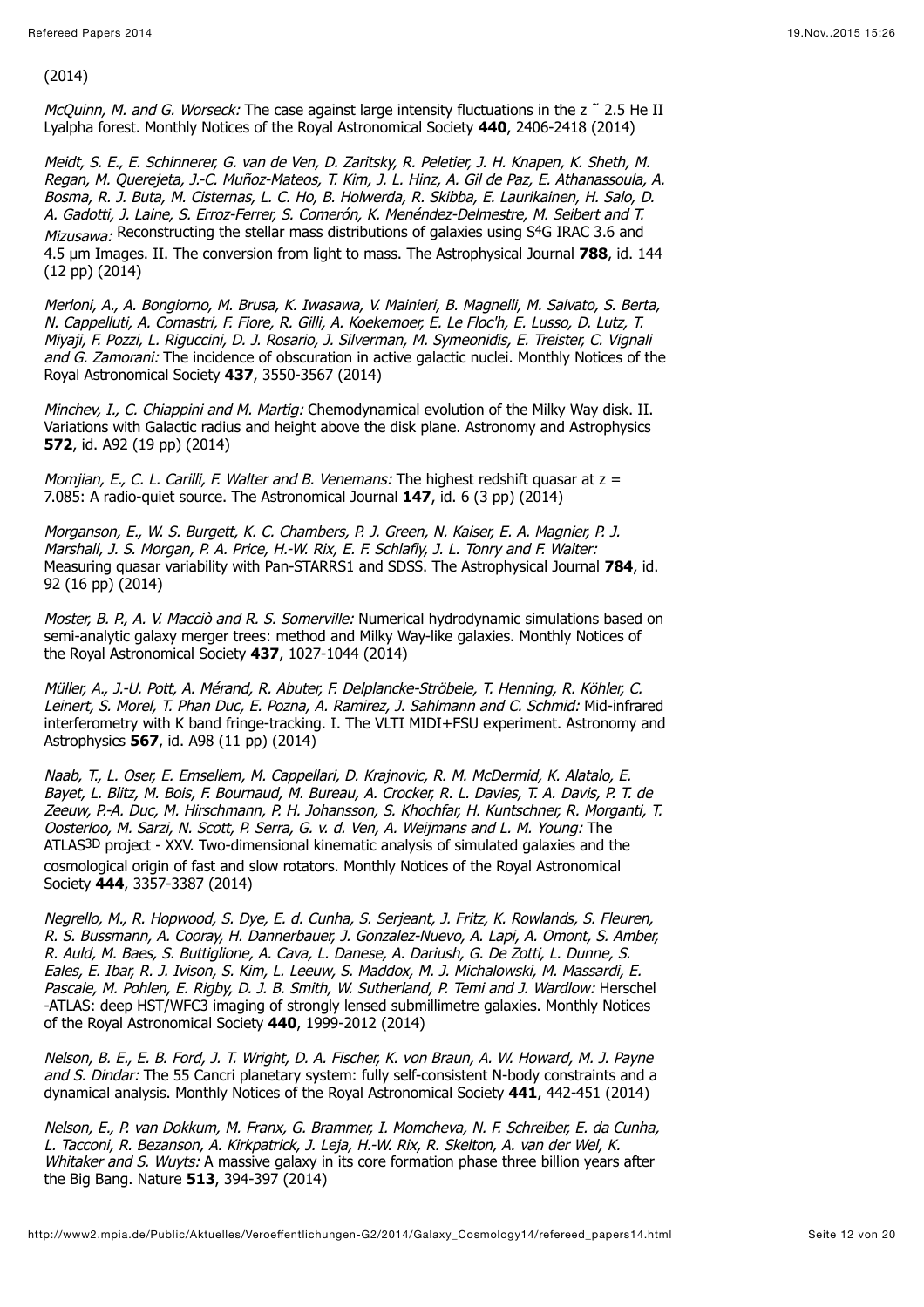(2014)

*McQuinn, M. and G. Worseck:* The case against large intensity fluctuations in the z ˜ 2.5 He II Lyalpha forest. Monthly Notices of the Royal Astronomical Society **440**, 2406-2418 (2014)

*Meidt, S. E., E. Schinnerer, G. van de Ven, D. Zaritsky, R. Peletier, J. H. Knapen, K. Sheth, M. Regan, M. Querejeta, J.-C. Muñoz-Mateos, T. Kim, J. L. Hinz, A. Gil de Paz, E. Athanassoula, A. Bosma, R. J. Buta, M. Cisternas, L. C. Ho, B. Holwerda, R. Skibba, E. Laurikainen, H. Salo, D. A. Gadotti, J. Laine, S. Erroz-Ferrer, S. Comerón, K. Menéndez-Delmestre, M. Seibert and T. Mizusawa:* Reconstructing the stellar mass distributions of galaxies using S$^4$G IRAC 3.6 and 4.5 μm Images. II. The conversion from light to mass. The Astrophysical Journal **788**, id. 144 (12 pp) (2014)

*Merloni, A., A. Bongiorno, M. Brusa, K. Iwasawa, V. Mainieri, B. Magnelli, M. Salvato, S. Berta, N. Cappelluti, A. Comastri, F. Fiore, R. Gilli, A. Koekemoer, E. Le Floc'h, E. Lusso, D. Lutz, T. Miyaji, F. Pozzi, L. Riguccini, D. J. Rosario, J. Silverman, M. Symeonidis, E. Treister, C. Vignali and G. Zamorani:* The incidence of obscuration in active galactic nuclei. Monthly Notices of the Royal Astronomical Society **437**, 3550-3567 (2014)

*Minchev, I., C. Chiappini and M. Martig:* Chemodynamical evolution of the Milky Way disk. II. Variations with Galactic radius and height above the disk plane. Astronomy and Astrophysics **572**, id. A92 (19 pp) (2014)

*Momjian, E., C. L. Carilli, F. Walter and B. Venemans:* The highest redshift quasar at z = 7.085: A radio-quiet source. The Astronomical Journal **147**, id. 6 (3 pp) (2014)

*Morganson, E., W. S. Burgett, K. C. Chambers, P. J. Green, N. Kaiser, E. A. Magnier, P. J. Marshall, J. S. Morgan, P. A. Price, H.-W. Rix, E. F. Schlafly, J. L. Tonry and F. Walter:* Measuring quasar variability with Pan-STARRS1 and SDSS. The Astrophysical Journal **784**, id. 92 (16 pp) (2014)

*Moster, B. P., A. V. Macciò and R. S. Somerville:* Numerical hydrodynamic simulations based on semi-analytic galaxy merger trees: method and Milky Way-like galaxies. Monthly Notices of the Royal Astronomical Society **437**, 1027-1044 (2014)

*Müller, A., J.-U. Pott, A. Mérand, R. Abuter, F. Delplancke-Ströbele, T. Henning, R. Köhler, C. Leinert, S. Morel, T. Phan Duc, E. Pozna, A. Ramirez, J. Sahlmann and C. Schmid:* Mid-infrared interferometry with K band fringe-tracking. I. The VLTI MIDI+FSU experiment. Astronomy and Astrophysics **567**, id. A98 (11 pp) (2014)

*Naab, T., L. Oser, E. Emsellem, M. Cappellari, D. Krajnovic, R. M. McDermid, K. Alatalo, E. Bayet, L. Blitz, M. Bois, F. Bournaud, M. Bureau, A. Crocker, R. L. Davies, T. A. Davis, P. T. de Zeeuw, P.-A. Duc, M. Hirschmann, P. H. Johansson, S. Khochfar, H. Kuntschner, R. Morganti, T. Oosterloo, M. Sarzi, N. Scott, P. Serra, G. v. d. Ven, A. Weijmans and L. M. Young:* The ATLAS$^{3D}$ project - XXV. Two-dimensional kinematic analysis of simulated galaxies and the cosmological origin of fast and slow rotators. Monthly Notices of the Royal Astronomical Society **444**, 3357-3387 (2014)

*Negrello, M., R. Hopwood, S. Dye, E. d. Cunha, S. Serjeant, J. Fritz, K. Rowlands, S. Fleuren, R. S. Bussmann, A. Cooray, H. Dannerbauer, J. Gonzalez-Nuevo, A. Lapi, A. Omont, S. Amber, R. Auld, M. Baes, S. Buttiglione, A. Cava, L. Danese, A. Dariush, G. De Zotti, L. Dunne, S. Eales, E. Ibar, R. J. Ivison, S. Kim, L. Leeuw, S. Maddox, M. J. Michalowski, M. Massardi, E. Pascale, M. Pohlen, E. Rigby, D. J. B. Smith, W. Sutherland, P. Temi and J. Wardlow:* Herschel -ATLAS: deep HST/WFC3 imaging of strongly lensed submillimetre galaxies. Monthly Notices of the Royal Astronomical Society **440**, 1999-2012 (2014)

*Nelson, B. E., E. B. Ford, J. T. Wright, D. A. Fischer, K. von Braun, A. W. Howard, M. J. Payne and S. Dindar:* The 55 Cancri planetary system: fully self-consistent N-body constraints and a dynamical analysis. Monthly Notices of the Royal Astronomical Society **441**, 442-451 (2014)

*Nelson, E., P. van Dokkum, M. Franx, G. Brammer, I. Momcheva, N. F. Schreiber, E. da Cunha, L. Tacconi, R. Bezanson, A. Kirkpatrick, J. Leja, H.-W. Rix, R. Skelton, A. van der Wel, K. Whitaker and S. Wuyts:* A massive galaxy in its core formation phase three billion years after the Big Bang. Nature **513**, 394-397 (2014)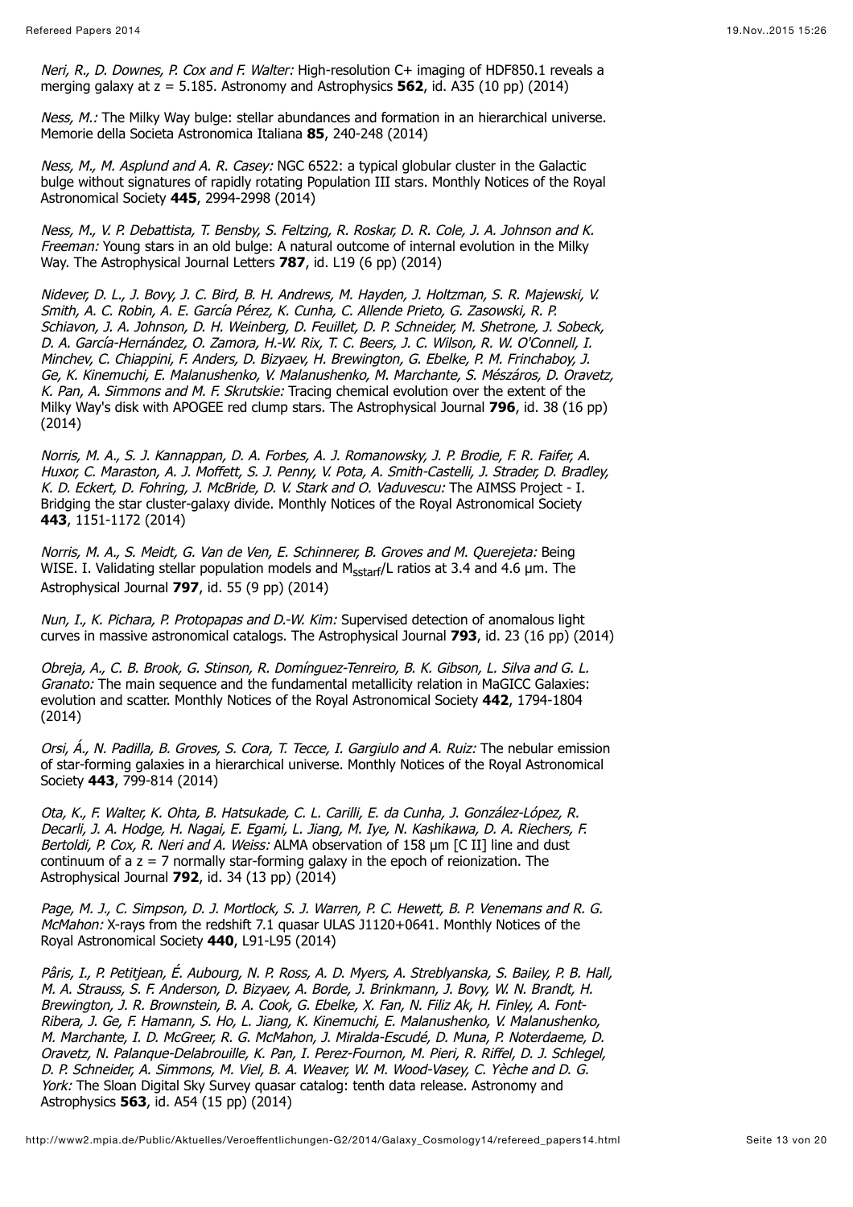*Neri, R., D. Downes, P. Cox and F. Walter:* High-resolution C+ imaging of HDF850.1 reveals a merging galaxy at z = 5.185. Astronomy and Astrophysics **562**, id. A35 (10 pp) (2014)

*Ness, M.:* The Milky Way bulge: stellar abundances and formation in an hierarchical universe. Memorie della Societa Astronomica Italiana **85**, 240-248 (2014)

*Ness, M., M. Asplund and A. R. Casey:* NGC 6522: a typical globular cluster in the Galactic bulge without signatures of rapidly rotating Population III stars. Monthly Notices of the Royal Astronomical Society **445**, 2994-2998 (2014)

*Ness, M., V. P. Debattista, T. Bensby, S. Feltzing, R. Roskar, D. R. Cole, J. A. Johnson and K. Freeman:* Young stars in an old bulge: A natural outcome of internal evolution in the Milky Way. The Astrophysical Journal Letters **787**, id. L19 (6 pp) (2014)

*Nidever, D. L., J. Bovy, J. C. Bird, B. H. Andrews, M. Hayden, J. Holtzman, S. R. Majewski, V. Smith, A. C. Robin, A. E. García Pérez, K. Cunha, C. Allende Prieto, G. Zasowski, R. P. Schiavon, J. A. Johnson, D. H. Weinberg, D. Feuillet, D. P. Schneider, M. Shetrone, J. Sobeck, D. A. García-Hernández, O. Zamora, H.-W. Rix, T. C. Beers, J. C. Wilson, R. W. O'Connell, I. Minchev, C. Chiappini, F. Anders, D. Bizyaev, H. Brewington, G. Ebelke, P. M. Frinchaboy, J. Ge, K. Kinemuchi, E. Malanushenko, V. Malanushenko, M. Marchante, S. Mészáros, D. Oravetz, K. Pan, A. Simmons and M. F. Skrutskie:* Tracing chemical evolution over the extent of the Milky Way's disk with APOGEE red clump stars. The Astrophysical Journal **796**, id. 38 (16 pp) (2014)

*Norris, M. A., S. J. Kannappan, D. A. Forbes, A. J. Romanowsky, J. P. Brodie, F. R. Faifer, A. Huxor, C. Maraston, A. J. Moffett, S. J. Penny, V. Pota, A. Smith-Castelli, J. Strader, D. Bradley, K. D. Eckert, D. Fohring, J. McBride, D. V. Stark and O. Vaduvescu:* The AIMSS Project - I. Bridging the star cluster-galaxy divide. Monthly Notices of the Royal Astronomical Society **443**, 1151-1172 (2014)

*Norris, M. A., S. Meidt, G. Van de Ven, E. Schinnerer, B. Groves and M. Querejeta:* Being WISE. I. Validating stellar population models and $M_{sstarf}$/L ratios at 3.4 and 4.6 μm. The Astrophysical Journal **797**, id. 55 (9 pp) (2014)

*Nun, I., K. Pichara, P. Protopapas and D.-W. Kim:* Supervised detection of anomalous light curves in massive astronomical catalogs. The Astrophysical Journal **793**, id. 23 (16 pp) (2014)

*Obreja, A., C. B. Brook, G. Stinson, R. Domínguez-Tenreiro, B. K. Gibson, L. Silva and G. L. Granato:* The main sequence and the fundamental metallicity relation in MaGICC Galaxies: evolution and scatter. Monthly Notices of the Royal Astronomical Society **442**, 1794-1804 (2014)

*Orsi, Á., N. Padilla, B. Groves, S. Cora, T. Tecce, I. Gargiulo and A. Ruiz:* The nebular emission of star-forming galaxies in a hierarchical universe. Monthly Notices of the Royal Astronomical Society **443**, 799-814 (2014)

*Ota, K., F. Walter, K. Ohta, B. Hatsukade, C. L. Carilli, E. da Cunha, J. González-López, R. Decarli, J. A. Hodge, H. Nagai, E. Egami, L. Jiang, M. Iye, N. Kashikawa, D. A. Riechers, F. Bertoldi, P. Cox, R. Neri and A. Weiss:* ALMA observation of 158 μm [C II] line and dust continuum of a z = 7 normally star-forming galaxy in the epoch of reionization. The Astrophysical Journal **792**, id. 34 (13 pp) (2014)

*Page, M. J., C. Simpson, D. J. Mortlock, S. J. Warren, P. C. Hewett, B. P. Venemans and R. G. McMahon:* X-rays from the redshift 7.1 quasar ULAS J1120+0641. Monthly Notices of the Royal Astronomical Society **440**, L91-L95 (2014)

*Pâris, I., P. Petitjean, É. Aubourg, N. P. Ross, A. D. Myers, A. Streblyanska, S. Bailey, P. B. Hall, M. A. Strauss, S. F. Anderson, D. Bizyaev, A. Borde, J. Brinkmann, J. Bovy, W. N. Brandt, H. Brewington, J. R. Brownstein, B. A. Cook, G. Ebelke, X. Fan, N. Filiz Ak, H. Finley, A. Font-Ribera, J. Ge, F. Hamann, S. Ho, L. Jiang, K. Kinemuchi, E. Malanushenko, V. Malanushenko, M. Marchante, I. D. McGreer, R. G. McMahon, J. Miralda-Escudé, D. Muna, P. Noterdaeme, D. Oravetz, N. Palanque-Delabrouille, K. Pan, I. Perez-Fournon, M. Pieri, R. Riffel, D. J. Schlegel, D. P. Schneider, A. Simmons, M. Viel, B. A. Weaver, W. M. Wood-Vasey, C. Yèche and D. G. York:* The Sloan Digital Sky Survey quasar catalog: tenth data release. Astronomy and Astrophysics **563**, id. A54 (15 pp) (2014)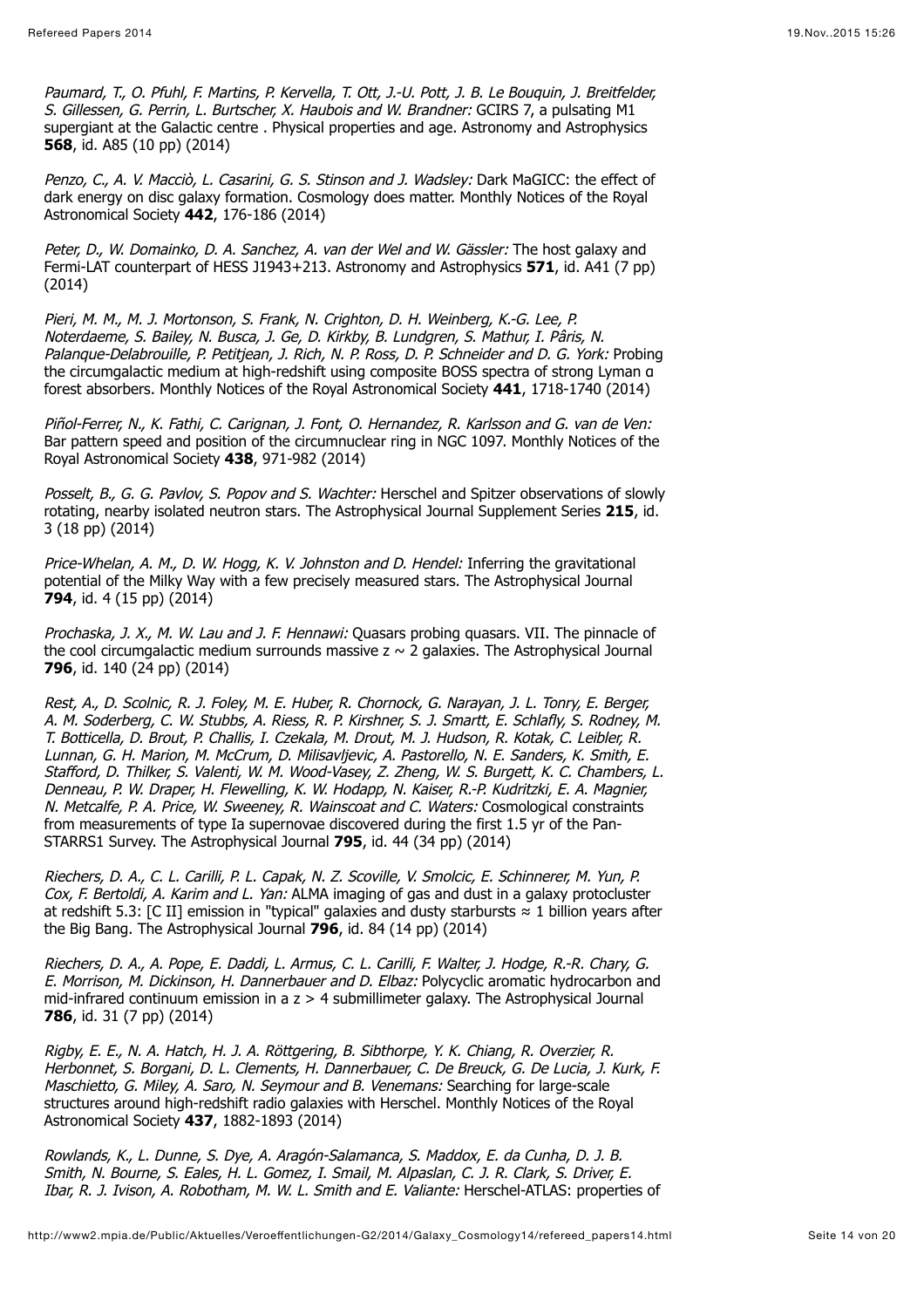*Paumard, T., O. Pfuhl, F. Martins, P. Kervella, T. Ott, J.-U. Pott, J. B. Le Bouquin, J. Breitfelder, S. Gillessen, G. Perrin, L. Burtscher, X. Haubois and W. Brandner:* GCIRS 7, a pulsating M1 supergiant at the Galactic centre . Physical properties and age. Astronomy and Astrophysics **568**, id. A85 (10 pp) (2014)

*Penzo, C., A. V. Macciò, L. Casarini, G. S. Stinson and J. Wadsley:* Dark MaGICC: the effect of dark energy on disc galaxy formation. Cosmology does matter. Monthly Notices of the Royal Astronomical Society **442**, 176-186 (2014)

*Peter, D., W. Domainko, D. A. Sanchez, A. van der Wel and W. Gässler:* The host galaxy and Fermi-LAT counterpart of HESS J1943+213. Astronomy and Astrophysics **571**, id. A41 (7 pp) (2014)

*Pieri, M. M., M. J. Mortonson, S. Frank, N. Crighton, D. H. Weinberg, K.-G. Lee, P. Noterdaeme, S. Bailey, N. Busca, J. Ge, D. Kirkby, B. Lundgren, S. Mathur, I. Pâris, N. Palanque-Delabrouille, P. Petitjean, J. Rich, N. P. Ross, D. P. Schneider and D. G. York:* Probing the circumgalactic medium at high-redshift using composite BOSS spectra of strong Lyman α forest absorbers. Monthly Notices of the Royal Astronomical Society **441**, 1718-1740 (2014)

*Piñol-Ferrer, N., K. Fathi, C. Carignan, J. Font, O. Hernandez, R. Karlsson and G. van de Ven:* Bar pattern speed and position of the circumnuclear ring in NGC 1097. Monthly Notices of the Royal Astronomical Society **438**, 971-982 (2014)

*Posselt, B., G. G. Pavlov, S. Popov and S. Wachter:* Herschel and Spitzer observations of slowly rotating, nearby isolated neutron stars. The Astrophysical Journal Supplement Series **215**, id. 3 (18 pp) (2014)

*Price-Whelan, A. M., D. W. Hogg, K. V. Johnston and D. Hendel:* Inferring the gravitational potential of the Milky Way with a few precisely measured stars. The Astrophysical Journal **794**, id. 4 (15 pp) (2014)

*Prochaska, J. X., M. W. Lau and J. F. Hennawi:* Quasars probing quasars. VII. The pinnacle of the cool circumgalactic medium surrounds massive $z \sim 2$ galaxies. The Astrophysical Journal **796**, id. 140 (24 pp) (2014)

*Rest, A., D. Scolnic, R. J. Foley, M. E. Huber, R. Chornock, G. Narayan, J. L. Tonry, E. Berger, A. M. Soderberg, C. W. Stubbs, A. Riess, R. P. Kirshner, S. J. Smartt, E. Schlafly, S. Rodney, M. T. Botticella, D. Brout, P. Challis, I. Czekala, M. Drout, M. J. Hudson, R. Kotak, C. Leibler, R. Lunnan, G. H. Marion, M. McCrum, D. Milisavljevic, A. Pastorello, N. E. Sanders, K. Smith, E. Stafford, D. Thilker, S. Valenti, W. M. Wood-Vasey, Z. Zheng, W. S. Burgett, K. C. Chambers, L. Denneau, P. W. Draper, H. Flewelling, K. W. Hodapp, N. Kaiser, R.-P. Kudritzki, E. A. Magnier, N. Metcalfe, P. A. Price, W. Sweeney, R. Wainscoat and C. Waters:* Cosmological constraints from measurements of type Ia supernovae discovered during the first 1.5 yr of the Pan-STARRS1 Survey. The Astrophysical Journal **795**, id. 44 (34 pp) (2014)

*Riechers, D. A., C. L. Carilli, P. L. Capak, N. Z. Scoville, V. Smolcic, E. Schinnerer, M. Yun, P. Cox, F. Bertoldi, A. Karim and L. Yan:* ALMA imaging of gas and dust in a galaxy protocluster at redshift 5.3: [C II] emission in "typical" galaxies and dusty starbursts ≈ 1 billion years after the Big Bang. The Astrophysical Journal **796**, id. 84 (14 pp) (2014)

*Riechers, D. A., A. Pope, E. Daddi, L. Armus, C. L. Carilli, F. Walter, J. Hodge, R.-R. Chary, G. E. Morrison, M. Dickinson, H. Dannerbauer and D. Elbaz:* Polycyclic aromatic hydrocarbon and mid-infrared continuum emission in a $z > 4$ submillimeter galaxy. The Astrophysical Journal **786**, id. 31 (7 pp) (2014)

*Rigby, E. E., N. A. Hatch, H. J. A. Röttgering, B. Sibthorpe, Y. K. Chiang, R. Overzier, R. Herbonnet, S. Borgani, D. L. Clements, H. Dannerbauer, C. De Breuck, G. De Lucia, J. Kurk, F. Maschietto, G. Miley, A. Saro, N. Seymour and B. Venemans:* Searching for large-scale structures around high-redshift radio galaxies with Herschel. Monthly Notices of the Royal Astronomical Society **437**, 1882-1893 (2014)

*Rowlands, K., L. Dunne, S. Dye, A. Aragón-Salamanca, S. Maddox, E. da Cunha, D. J. B. Smith, N. Bourne, S. Eales, H. L. Gomez, I. Smail, M. Alpaslan, C. J. R. Clark, S. Driver, E. Ibar, R. J. Ivison, A. Robotham, M. W. L. Smith and E. Valiante:* Herschel-ATLAS: properties of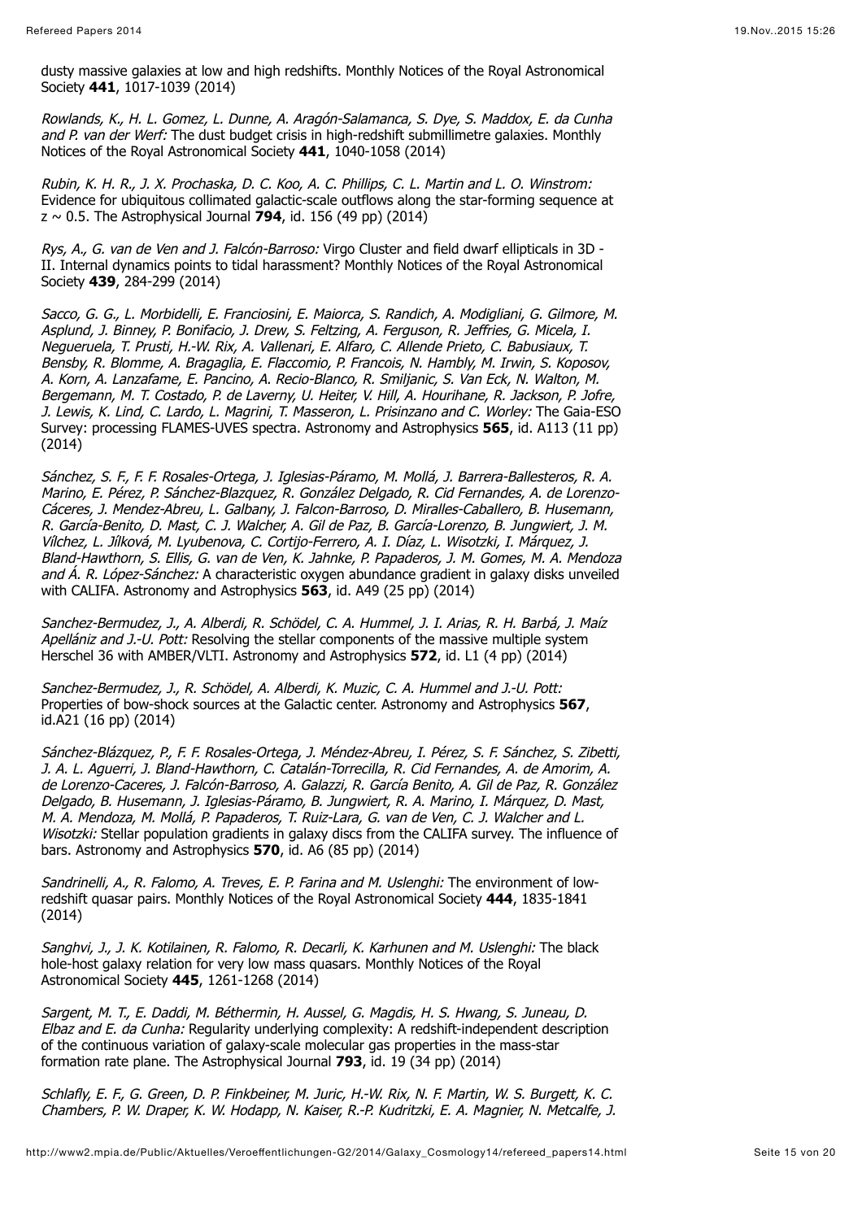dusty massive galaxies at low and high redshifts. Monthly Notices of the Royal Astronomical Society **441**, 1017-1039 (2014)

*Rowlands, K., H. L. Gomez, L. Dunne, A. Aragón-Salamanca, S. Dye, S. Maddox, E. da Cunha and P. van der Werf:* The dust budget crisis in high-redshift submillimetre galaxies. Monthly Notices of the Royal Astronomical Society **441**, 1040-1058 (2014)

*Rubin, K. H. R., J. X. Prochaska, D. C. Koo, A. C. Phillips, C. L. Martin and L. O. Winstrom:* Evidence for ubiquitous collimated galactic-scale outflows along the star-forming sequence at $z \sim 0.5$. The Astrophysical Journal **794**, id. 156 (49 pp) (2014)

*Rys, A., G. van de Ven and J. Falcón-Barroso:* Virgo Cluster and field dwarf ellipticals in 3D - II. Internal dynamics points to tidal harassment? Monthly Notices of the Royal Astronomical Society **439**, 284-299 (2014)

*Sacco, G. G., L. Morbidelli, E. Franciosini, E. Maiorca, S. Randich, A. Modigliani, G. Gilmore, M. Asplund, J. Binney, P. Bonifacio, J. Drew, S. Feltzing, A. Ferguson, R. Jeffries, G. Micela, I. Negueruela, T. Prusti, H.-W. Rix, A. Vallenari, E. Alfaro, C. Allende Prieto, C. Babusiaux, T. Bensby, R. Blomme, A. Bragaglia, E. Flaccomio, P. Francois, N. Hambly, M. Irwin, S. Koposov, A. Korn, A. Lanzafame, E. Pancino, A. Recio-Blanco, R. Smiljanic, S. Van Eck, N. Walton, M. Bergemann, M. T. Costado, P. de Laverny, U. Heiter, V. Hill, A. Hourihane, R. Jackson, P. Jofre, J. Lewis, K. Lind, C. Lardo, L. Magrini, T. Masseron, L. Prisinzano and C. Worley:* The Gaia-ESO Survey: processing FLAMES-UVES spectra. Astronomy and Astrophysics **565**, id. A113 (11 pp) (2014)

*Sánchez, S. F., F. F. Rosales-Ortega, J. Iglesias-Páramo, M. Mollá, J. Barrera-Ballesteros, R. A. Marino, E. Pérez, P. Sánchez-Blazquez, R. González Delgado, R. Cid Fernandes, A. de Lorenzo-Cáceres, J. Mendez-Abreu, L. Galbany, J. Falcon-Barroso, D. Miralles-Caballero, B. Husemann, R. García-Benito, D. Mast, C. J. Walcher, A. Gil de Paz, B. García-Lorenzo, B. Jungwiert, J. M. Vílchez, L. Jílková, M. Lyubenova, C. Cortijo-Ferrero, A. I. Díaz, L. Wisotzki, I. Márquez, J. Bland-Hawthorn, S. Ellis, G. van de Ven, K. Jahnke, P. Papaderos, J. M. Gomes, M. A. Mendoza and Á. R. López-Sánchez:* A characteristic oxygen abundance gradient in galaxy disks unveiled with CALIFA. Astronomy and Astrophysics **563**, id. A49 (25 pp) (2014)

*Sanchez-Bermudez, J., A. Alberdi, R. Schödel, C. A. Hummel, J. I. Arias, R. H. Barbá, J. Maíz Apellániz and J.-U. Pott:* Resolving the stellar components of the massive multiple system Herschel 36 with AMBER/VLTI. Astronomy and Astrophysics **572**, id. L1 (4 pp) (2014)

*Sanchez-Bermudez, J., R. Schödel, A. Alberdi, K. Muzic, C. A. Hummel and J.-U. Pott:* Properties of bow-shock sources at the Galactic center. Astronomy and Astrophysics **567**, id.A21 (16 pp) (2014)

*Sánchez-Blázquez, P., F. F. Rosales-Ortega, J. Méndez-Abreu, I. Pérez, S. F. Sánchez, S. Zibetti, J. A. L. Aguerri, J. Bland-Hawthorn, C. Catalán-Torrecilla, R. Cid Fernandes, A. de Amorim, A. de Lorenzo-Caceres, J. Falcón-Barroso, A. Galazzi, R. García Benito, A. Gil de Paz, R. González Delgado, B. Husemann, J. Iglesias-Páramo, B. Jungwiert, R. A. Marino, I. Márquez, D. Mast, M. A. Mendoza, M. Mollá, P. Papaderos, T. Ruiz-Lara, G. van de Ven, C. J. Walcher and L. Wisotzki:* Stellar population gradients in galaxy discs from the CALIFA survey. The influence of bars. Astronomy and Astrophysics **570**, id. A6 (85 pp) (2014)

*Sandrinelli, A., R. Falomo, A. Treves, E. P. Farina and M. Uslenghi:* The environment of low-redshift quasar pairs. Monthly Notices of the Royal Astronomical Society **444**, 1835-1841 (2014)

*Sanghvi, J., J. K. Kotilainen, R. Falomo, R. Decarli, K. Karhunen and M. Uslenghi:* The black hole-host galaxy relation for very low mass quasars. Monthly Notices of the Royal Astronomical Society **445**, 1261-1268 (2014)

*Sargent, M. T., E. Daddi, M. Béthermin, H. Aussel, G. Magdis, H. S. Hwang, S. Juneau, D. Elbaz and E. da Cunha:* Regularity underlying complexity: A redshift-independent description of the continuous variation of galaxy-scale molecular gas properties in the mass-star formation rate plane. The Astrophysical Journal **793**, id. 19 (34 pp) (2014)

*Schlafly, E. F., G. Green, D. P. Finkbeiner, M. Juric, H.-W. Rix, N. F. Martin, W. S. Burgett, K. C. Chambers, P. W. Draper, K. W. Hodapp, N. Kaiser, R.-P. Kudritzki, E. A. Magnier, N. Metcalfe, J.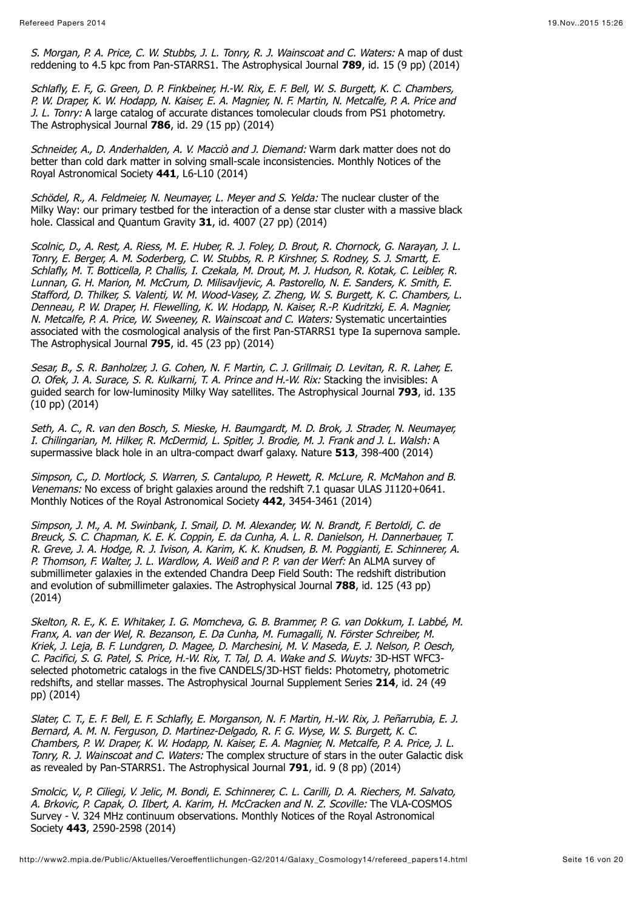*S. Morgan, P. A. Price, C. W. Stubbs, J. L. Tonry, R. J. Wainscoat and C. Waters:* A map of dust reddening to 4.5 kpc from Pan-STARRS1. The Astrophysical Journal **789**, id. 15 (9 pp) (2014)

*Schlafly, E. F., G. Green, D. P. Finkbeiner, H.-W. Rix, E. F. Bell, W. S. Burgett, K. C. Chambers, P. W. Draper, K. W. Hodapp, N. Kaiser, E. A. Magnier, N. F. Martin, N. Metcalfe, P. A. Price and J. L. Tonry:* A large catalog of accurate distances tomolecular clouds from PS1 photometry. The Astrophysical Journal **786**, id. 29 (15 pp) (2014)

*Schneider, A., D. Anderhalden, A. V. Macciò and J. Diemand:* Warm dark matter does not do better than cold dark matter in solving small-scale inconsistencies. Monthly Notices of the Royal Astronomical Society **441**, L6-L10 (2014)

*Schödel, R., A. Feldmeier, N. Neumayer, L. Meyer and S. Yelda:* The nuclear cluster of the Milky Way: our primary testbed for the interaction of a dense star cluster with a massive black hole. Classical and Quantum Gravity **31**, id. 4007 (27 pp) (2014)

*Scolnic, D., A. Rest, A. Riess, M. E. Huber, R. J. Foley, D. Brout, R. Chornock, G. Narayan, J. L. Tonry, E. Berger, A. M. Soderberg, C. W. Stubbs, R. P. Kirshner, S. Rodney, S. J. Smartt, E. Schlafly, M. T. Botticella, P. Challis, I. Czekala, M. Drout, M. J. Hudson, R. Kotak, C. Leibler, R. Lunnan, G. H. Marion, M. McCrum, D. Milisavljevic, A. Pastorello, N. E. Sanders, K. Smith, E. Stafford, D. Thilker, S. Valenti, W. M. Wood-Vasey, Z. Zheng, W. S. Burgett, K. C. Chambers, L. Denneau, P. W. Draper, H. Flewelling, K. W. Hodapp, N. Kaiser, R.-P. Kudritzki, E. A. Magnier, N. Metcalfe, P. A. Price, W. Sweeney, R. Wainscoat and C. Waters:* Systematic uncertainties associated with the cosmological analysis of the first Pan-STARRS1 type Ia supernova sample. The Astrophysical Journal **795**, id. 45 (23 pp) (2014)

*Sesar, B., S. R. Banholzer, J. G. Cohen, N. F. Martin, C. J. Grillmair, D. Levitan, R. R. Laher, E. O. Ofek, J. A. Surace, S. R. Kulkarni, T. A. Prince and H.-W. Rix:* Stacking the invisibles: A guided search for low-luminosity Milky Way satellites. The Astrophysical Journal **793**, id. 135 (10 pp) (2014)

*Seth, A. C., R. van den Bosch, S. Mieske, H. Baumgardt, M. D. Brok, J. Strader, N. Neumayer, I. Chilingarian, M. Hilker, R. McDermid, L. Spitler, J. Brodie, M. J. Frank and J. L. Walsh:* A supermassive black hole in an ultra-compact dwarf galaxy. Nature **513**, 398-400 (2014)

*Simpson, C., D. Mortlock, S. Warren, S. Cantalupo, P. Hewett, R. McLure, R. McMahon and B. Venemans:* No excess of bright galaxies around the redshift 7.1 quasar ULAS J1120+0641. Monthly Notices of the Royal Astronomical Society **442**, 3454-3461 (2014)

*Simpson, J. M., A. M. Swinbank, I. Smail, D. M. Alexander, W. N. Brandt, F. Bertoldi, C. de Breuck, S. C. Chapman, K. E. K. Coppin, E. da Cunha, A. L. R. Danielson, H. Dannerbauer, T. R. Greve, J. A. Hodge, R. J. Ivison, A. Karim, K. K. Knudsen, B. M. Poggianti, E. Schinnerer, A. P. Thomson, F. Walter, J. L. Wardlow, A. Weiß and P. P. van der Werf:* An ALMA survey of submillimeter galaxies in the extended Chandra Deep Field South: The redshift distribution and evolution of submillimeter galaxies. The Astrophysical Journal **788**, id. 125 (43 pp) (2014)

*Skelton, R. E., K. E. Whitaker, I. G. Momcheva, G. B. Brammer, P. G. van Dokkum, I. Labbé, M. Franx, A. van der Wel, R. Bezanson, E. Da Cunha, M. Fumagalli, N. Förster Schreiber, M. Kriek, J. Leja, B. F. Lundgren, D. Magee, D. Marchesini, M. V. Maseda, E. J. Nelson, P. Oesch, C. Pacifici, S. G. Patel, S. Price, H.-W. Rix, T. Tal, D. A. Wake and S. Wuyts:* 3D-HST WFC3-selected photometric catalogs in the five CANDELS/3D-HST fields: Photometry, photometric redshifts, and stellar masses. The Astrophysical Journal Supplement Series **214**, id. 24 (49 pp) (2014)

*Slater, C. T., E. F. Bell, E. F. Schlafly, E. Morganson, N. F. Martin, H.-W. Rix, J. Peñarrubia, E. J. Bernard, A. M. N. Ferguson, D. Martinez-Delgado, R. F. G. Wyse, W. S. Burgett, K. C. Chambers, P. W. Draper, K. W. Hodapp, N. Kaiser, E. A. Magnier, N. Metcalfe, P. A. Price, J. L. Tonry, R. J. Wainscoat and C. Waters:* The complex structure of stars in the outer Galactic disk as revealed by Pan-STARRS1. The Astrophysical Journal **791**, id. 9 (8 pp) (2014)

*Smolcic, V., P. Ciliegi, V. Jelic, M. Bondi, E. Schinnerer, C. L. Carilli, D. A. Riechers, M. Salvato, A. Brkovic, P. Capak, O. Ilbert, A. Karim, H. McCracken and N. Z. Scoville:* The VLA-COSMOS Survey - V. 324 MHz continuum observations. Monthly Notices of the Royal Astronomical Society **443**, 2590-2598 (2014)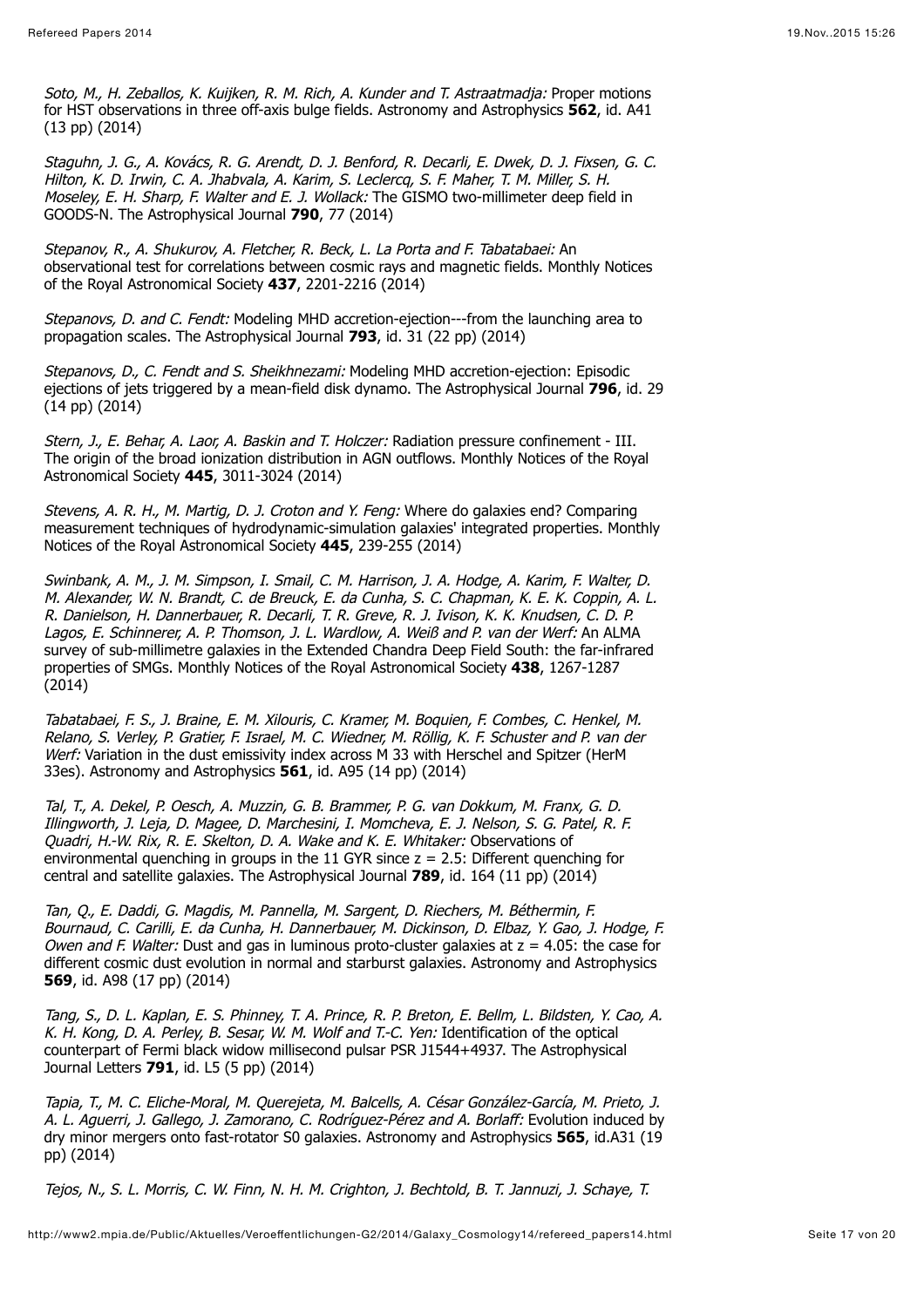*Soto, M., H. Zeballos, K. Kuijken, R. M. Rich, A. Kunder and T. Astraatmadja:* Proper motions for HST observations in three off-axis bulge fields. Astronomy and Astrophysics **562**, id. A41 (13 pp) (2014)

*Staguhn, J. G., A. Kovács, R. G. Arendt, D. J. Benford, R. Decarli, E. Dwek, D. J. Fixsen, G. C. Hilton, K. D. Irwin, C. A. Jhabvala, A. Karim, S. Leclercq, S. F. Maher, T. M. Miller, S. H. Moseley, E. H. Sharp, F. Walter and E. J. Wollack:* The GISMO two-millimeter deep field in GOODS-N. The Astrophysical Journal **790**, 77 (2014)

*Stepanov, R., A. Shukurov, A. Fletcher, R. Beck, L. La Porta and F. Tabatabaei:* An observational test for correlations between cosmic rays and magnetic fields. Monthly Notices of the Royal Astronomical Society **437**, 2201-2216 (2014)

*Stepanovs, D. and C. Fendt:* Modeling MHD accretion-ejection---from the launching area to propagation scales. The Astrophysical Journal **793**, id. 31 (22 pp) (2014)

*Stepanovs, D., C. Fendt and S. Sheikhnezami:* Modeling MHD accretion-ejection: Episodic ejections of jets triggered by a mean-field disk dynamo. The Astrophysical Journal **796**, id. 29 (14 pp) (2014)

*Stern, J., E. Behar, A. Laor, A. Baskin and T. Holczer:* Radiation pressure confinement - III. The origin of the broad ionization distribution in AGN outflows. Monthly Notices of the Royal Astronomical Society **445**, 3011-3024 (2014)

*Stevens, A. R. H., M. Martig, D. J. Croton and Y. Feng:* Where do galaxies end? Comparing measurement techniques of hydrodynamic-simulation galaxies' integrated properties. Monthly Notices of the Royal Astronomical Society **445**, 239-255 (2014)

*Swinbank, A. M., J. M. Simpson, I. Smail, C. M. Harrison, J. A. Hodge, A. Karim, F. Walter, D. M. Alexander, W. N. Brandt, C. de Breuck, E. da Cunha, S. C. Chapman, K. E. K. Coppin, A. L. R. Danielson, H. Dannerbauer, R. Decarli, T. R. Greve, R. J. Ivison, K. K. Knudsen, C. D. P. Lagos, E. Schinnerer, A. P. Thomson, J. L. Wardlow, A. Weiß and P. van der Werf:* An ALMA survey of sub-millimetre galaxies in the Extended Chandra Deep Field South: the far-infrared properties of SMGs. Monthly Notices of the Royal Astronomical Society **438**, 1267-1287 (2014)

*Tabatabaei, F. S., J. Braine, E. M. Xilouris, C. Kramer, M. Boquien, F. Combes, C. Henkel, M. Relano, S. Verley, P. Gratier, F. Israel, M. C. Wiedner, M. Röllig, K. F. Schuster and P. van der Werf:* Variation in the dust emissivity index across M 33 with Herschel and Spitzer (HerM 33es). Astronomy and Astrophysics **561**, id. A95 (14 pp) (2014)

*Tal, T., A. Dekel, P. Oesch, A. Muzzin, G. B. Brammer, P. G. van Dokkum, M. Franx, G. D. Illingworth, J. Leja, D. Magee, D. Marchesini, I. Momcheva, E. J. Nelson, S. G. Patel, R. F. Quadri, H.-W. Rix, R. E. Skelton, D. A. Wake and K. E. Whitaker:* Observations of environmental quenching in groups in the 11 GYR since $z = 2.5$: Different quenching for central and satellite galaxies. The Astrophysical Journal **789**, id. 164 (11 pp) (2014)

*Tan, Q., E. Daddi, G. Magdis, M. Pannella, M. Sargent, D. Riechers, M. Béthermin, F. Bournaud, C. Carilli, E. da Cunha, H. Dannerbauer, M. Dickinson, D. Elbaz, Y. Gao, J. Hodge, F. Owen and F. Walter:* Dust and gas in luminous proto-cluster galaxies at $z = 4.05$: the case for different cosmic dust evolution in normal and starburst galaxies. Astronomy and Astrophysics **569**, id. A98 (17 pp) (2014)

*Tang, S., D. L. Kaplan, E. S. Phinney, T. A. Prince, R. P. Breton, E. Bellm, L. Bildsten, Y. Cao, A. K. H. Kong, D. A. Perley, B. Sesar, W. M. Wolf and T.-C. Yen:* Identification of the optical counterpart of Fermi black widow millisecond pulsar PSR J1544+4937. The Astrophysical Journal Letters **791**, id. L5 (5 pp) (2014)

*Tapia, T., M. C. Eliche-Moral, M. Querejeta, M. Balcells, A. César González-García, M. Prieto, J. A. L. Aguerri, J. Gallego, J. Zamorano, C. Rodríguez-Pérez and A. Borlaff:* Evolution induced by dry minor mergers onto fast-rotator S0 galaxies. Astronomy and Astrophysics **565**, id.A31 (19 pp) (2014)

*Tejos, N., S. L. Morris, C. W. Finn, N. H. M. Crighton, J. Bechtold, B. T. Jannuzi, J. Schaye, T.*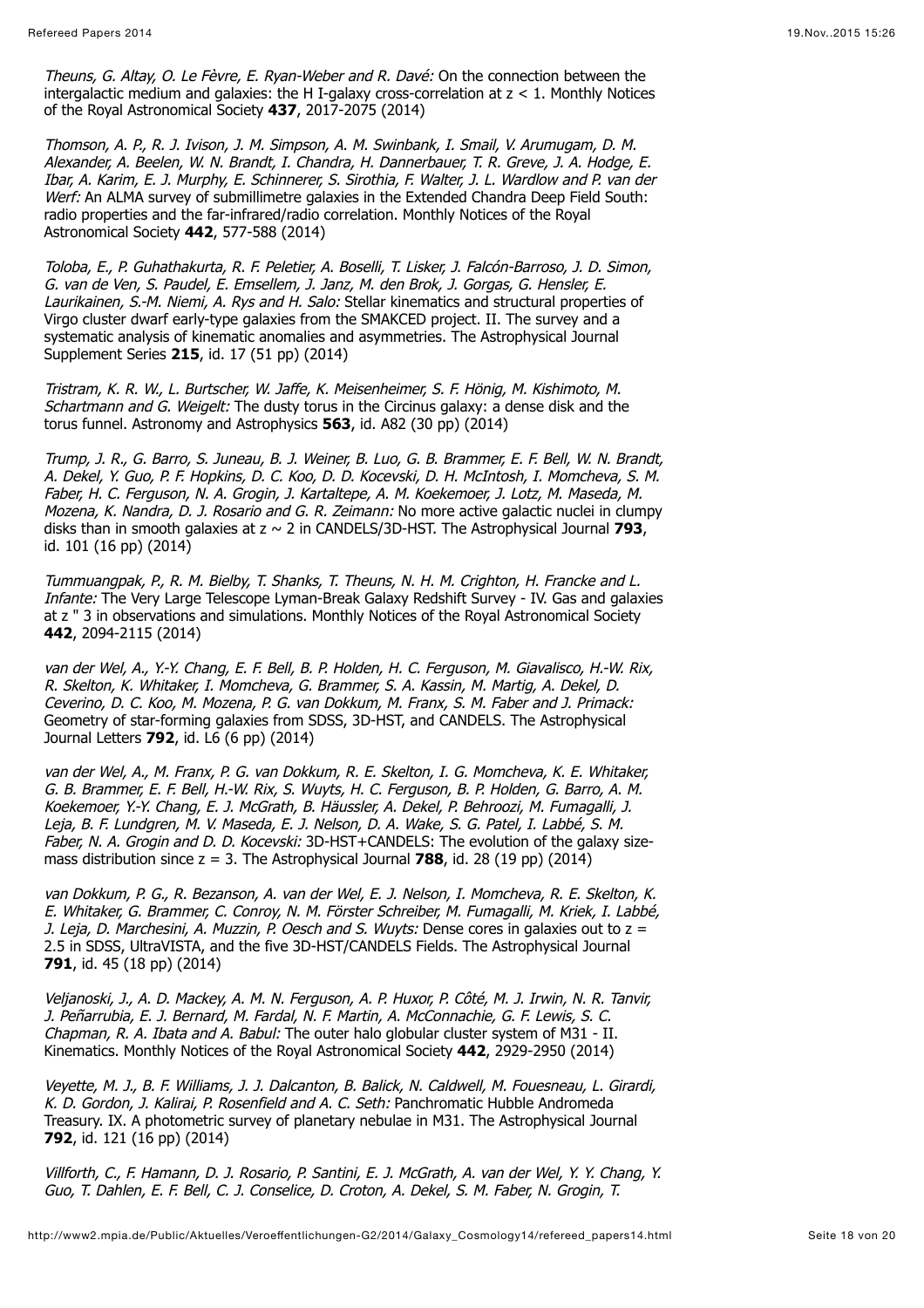*Theuns, G. Altay, O. Le Fèvre, E. Ryan-Weber and R. Davé:* On the connection between the intergalactic medium and galaxies: the H I-galaxy cross-correlation at $z < 1$. Monthly Notices of the Royal Astronomical Society **437**, 2017-2075 (2014)

*Thomson, A. P., R. J. Ivison, J. M. Simpson, A. M. Swinbank, I. Smail, V. Arumugam, D. M. Alexander, A. Beelen, W. N. Brandt, I. Chandra, H. Dannerbauer, T. R. Greve, J. A. Hodge, E. Ibar, A. Karim, E. J. Murphy, E. Schinnerer, S. Sirothia, F. Walter, J. L. Wardlow and P. van der Werf:* An ALMA survey of submillimetre galaxies in the Extended Chandra Deep Field South: radio properties and the far-infrared/radio correlation. Monthly Notices of the Royal Astronomical Society **442**, 577-588 (2014)

*Toloba, E., P. Guhathakurta, R. F. Peletier, A. Boselli, T. Lisker, J. Falcón-Barroso, J. D. Simon, G. van de Ven, S. Paudel, E. Emsellem, J. Janz, M. den Brok, J. Gorgas, G. Hensler, E. Laurikainen, S.-M. Niemi, A. Rys and H. Salo:* Stellar kinematics and structural properties of Virgo cluster dwarf early-type galaxies from the SMAKCED project. II. The survey and a systematic analysis of kinematic anomalies and asymmetries. The Astrophysical Journal Supplement Series **215**, id. 17 (51 pp) (2014)

*Tristram, K. R. W., L. Burtscher, W. Jaffe, K. Meisenheimer, S. F. Hönig, M. Kishimoto, M. Schartmann and G. Weigelt:* The dusty torus in the Circinus galaxy: a dense disk and the torus funnel. Astronomy and Astrophysics **563**, id. A82 (30 pp) (2014)

*Trump, J. R., G. Barro, S. Juneau, B. J. Weiner, B. Luo, G. B. Brammer, E. F. Bell, W. N. Brandt, A. Dekel, Y. Guo, P. F. Hopkins, D. C. Koo, D. D. Kocevski, D. H. McIntosh, I. Momcheva, S. M. Faber, H. C. Ferguson, N. A. Grogin, J. Kartaltepe, A. M. Koekemoer, J. Lotz, M. Maseda, M. Mozena, K. Nandra, D. J. Rosario and G. R. Zeimann:* No more active galactic nuclei in clumpy disks than in smooth galaxies at $z \sim 2$ in CANDELS/3D-HST. The Astrophysical Journal **793**, id. 101 (16 pp) (2014)

*Tummuangpak, P., R. M. Bielby, T. Shanks, T. Theuns, N. H. M. Crighton, H. Francke and L. Infante:* The Very Large Telescope Lyman-Break Galaxy Redshift Survey - IV. Gas and galaxies at z " 3 in observations and simulations. Monthly Notices of the Royal Astronomical Society **442**, 2094-2115 (2014)

*van der Wel, A., Y.-Y. Chang, E. F. Bell, B. P. Holden, H. C. Ferguson, M. Giavalisco, H.-W. Rix, R. Skelton, K. Whitaker, I. Momcheva, G. Brammer, S. A. Kassin, M. Martig, A. Dekel, D. Ceverino, D. C. Koo, M. Mozena, P. G. van Dokkum, M. Franx, S. M. Faber and J. Primack:* Geometry of star-forming galaxies from SDSS, 3D-HST, and CANDELS. The Astrophysical Journal Letters **792**, id. L6 (6 pp) (2014)

*van der Wel, A., M. Franx, P. G. van Dokkum, R. E. Skelton, I. G. Momcheva, K. E. Whitaker, G. B. Brammer, E. F. Bell, H.-W. Rix, S. Wuyts, H. C. Ferguson, B. P. Holden, G. Barro, A. M. Koekemoer, Y.-Y. Chang, E. J. McGrath, B. Häussler, A. Dekel, P. Behroozi, M. Fumagalli, J. Leja, B. F. Lundgren, M. V. Maseda, E. J. Nelson, D. A. Wake, S. G. Patel, I. Labbé, S. M. Faber, N. A. Grogin and D. D. Kocevski:* 3D-HST+CANDELS: The evolution of the galaxy size-mass distribution since $z = 3$. The Astrophysical Journal **788**, id. 28 (19 pp) (2014)

*van Dokkum, P. G., R. Bezanson, A. van der Wel, E. J. Nelson, I. Momcheva, R. E. Skelton, K. E. Whitaker, G. Brammer, C. Conroy, N. M. Förster Schreiber, M. Fumagalli, M. Kriek, I. Labbé, J. Leja, D. Marchesini, A. Muzzin, P. Oesch and S. Wuyts:* Dense cores in galaxies out to $z = 2.5$ in SDSS, UltraVISTA, and the five 3D-HST/CANDELS Fields. The Astrophysical Journal **791**, id. 45 (18 pp) (2014)

*Veljanoski, J., A. D. Mackey, A. M. N. Ferguson, A. P. Huxor, P. Côté, M. J. Irwin, N. R. Tanvir, J. Peñarrubia, E. J. Bernard, M. Fardal, N. F. Martin, A. McConnachie, G. F. Lewis, S. C. Chapman, R. A. Ibata and A. Babul:* The outer halo globular cluster system of M31 - II. Kinematics. Monthly Notices of the Royal Astronomical Society **442**, 2929-2950 (2014)

*Veyette, M. J., B. F. Williams, J. J. Dalcanton, B. Balick, N. Caldwell, M. Fouesneau, L. Girardi, K. D. Gordon, J. Kalirai, P. Rosenfield and A. C. Seth:* Panchromatic Hubble Andromeda Treasury. IX. A photometric survey of planetary nebulae in M31. The Astrophysical Journal **792**, id. 121 (16 pp) (2014)

*Villforth, C., F. Hamann, D. J. Rosario, P. Santini, E. J. McGrath, A. van der Wel, Y. Y. Chang, Y. Guo, T. Dahlen, E. F. Bell, C. J. Conselice, D. Croton, A. Dekel, S. M. Faber, N. Grogin, T.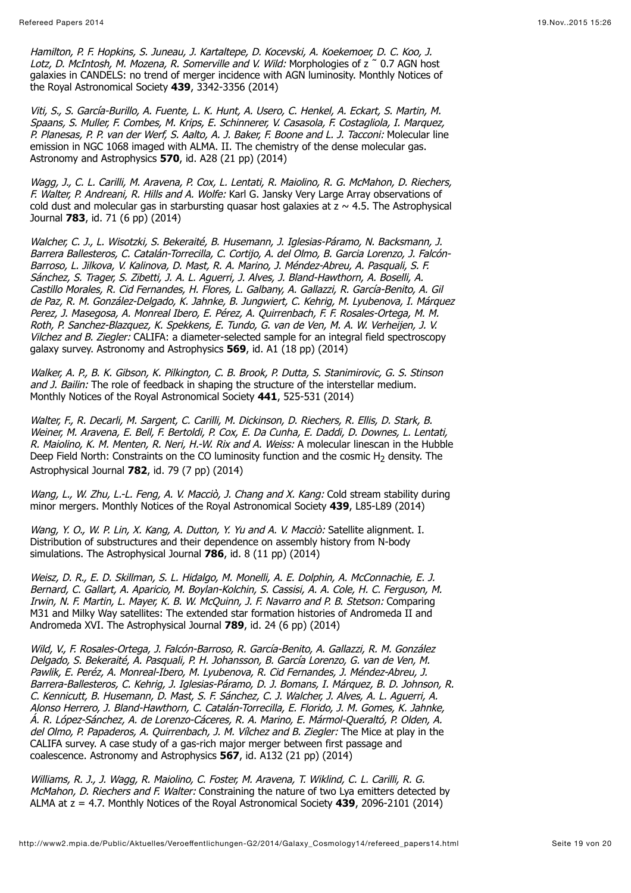*Hamilton, P. F. Hopkins, S. Juneau, J. Kartaltepe, D. Kocevski, A. Koekemoer, D. C. Koo, J. Lotz, D. McIntosh, M. Mozena, R. Somerville and V. Wild:* Morphologies of z ~ 0.7 AGN host galaxies in CANDELS: no trend of merger incidence with AGN luminosity. Monthly Notices of the Royal Astronomical Society **439**, 3342-3356 (2014)

*Viti, S., S. García-Burillo, A. Fuente, L. K. Hunt, A. Usero, C. Henkel, A. Eckart, S. Martin, M. Spaans, S. Muller, F. Combes, M. Krips, E. Schinnerer, V. Casasola, F. Costagliola, I. Marquez, P. Planesas, P. P. van der Werf, S. Aalto, A. J. Baker, F. Boone and L. J. Tacconi:* Molecular line emission in NGC 1068 imaged with ALMA. II. The chemistry of the dense molecular gas. Astronomy and Astrophysics **570**, id. A28 (21 pp) (2014)

*Wagg, J., C. L. Carilli, M. Aravena, P. Cox, L. Lentati, R. Maiolino, R. G. McMahon, D. Riechers, F. Walter, P. Andreani, R. Hills and A. Wolfe:* Karl G. Jansky Very Large Array observations of cold dust and molecular gas in starbursting quasar host galaxies at z ~ 4.5. The Astrophysical Journal **783**, id. 71 (6 pp) (2014)

*Walcher, C. J., L. Wisotzki, S. Bekeraité, B. Husemann, J. Iglesias-Páramo, N. Backsmann, J. Barrera Ballesteros, C. Catalán-Torrecilla, C. Cortijo, A. del Olmo, B. Garcia Lorenzo, J. Falcón-Barroso, L. Jilkova, V. Kalinova, D. Mast, R. A. Marino, J. Méndez-Abreu, A. Pasquali, S. F. Sánchez, S. Trager, S. Zibetti, J. A. L. Aguerri, J. Alves, J. Bland-Hawthorn, A. Boselli, A. Castillo Morales, R. Cid Fernandes, H. Flores, L. Galbany, A. Gallazzi, R. García-Benito, A. Gil de Paz, R. M. González-Delgado, K. Jahnke, B. Jungwiert, C. Kehrig, M. Lyubenova, I. Márquez Perez, J. Masegosa, A. Monreal Ibero, E. Pérez, A. Quirrenbach, F. F. Rosales-Ortega, M. M. Roth, P. Sanchez-Blazquez, K. Spekkens, E. Tundo, G. van de Ven, M. A. W. Verheijen, J. V. Vilchez and B. Ziegler:* CALIFA: a diameter-selected sample for an integral field spectroscopy galaxy survey. Astronomy and Astrophysics **569**, id. A1 (18 pp) (2014)

*Walker, A. P., B. K. Gibson, K. Pilkington, C. B. Brook, P. Dutta, S. Stanimirovic, G. S. Stinson and J. Bailin:* The role of feedback in shaping the structure of the interstellar medium. Monthly Notices of the Royal Astronomical Society **441**, 525-531 (2014)

*Walter, F., R. Decarli, M. Sargent, C. Carilli, M. Dickinson, D. Riechers, R. Ellis, D. Stark, B. Weiner, M. Aravena, E. Bell, F. Bertoldi, P. Cox, E. Da Cunha, E. Daddi, D. Downes, L. Lentati, R. Maiolino, K. M. Menten, R. Neri, H.-W. Rix and A. Weiss:* A molecular linescan in the Hubble Deep Field North: Constraints on the CO luminosity function and the cosmic $H_2$ density. The Astrophysical Journal **782**, id. 79 (7 pp) (2014)

*Wang, L., W. Zhu, L.-L. Feng, A. V. Macciò, J. Chang and X. Kang:* Cold stream stability during minor mergers. Monthly Notices of the Royal Astronomical Society **439**, L85-L89 (2014)

*Wang, Y. O., W. P. Lin, X. Kang, A. Dutton, Y. Yu and A. V. Macciò:* Satellite alignment. I. Distribution of substructures and their dependence on assembly history from N-body simulations. The Astrophysical Journal **786**, id. 8 (11 pp) (2014)

*Weisz, D. R., E. D. Skillman, S. L. Hidalgo, M. Monelli, A. E. Dolphin, A. McConnachie, E. J. Bernard, C. Gallart, A. Aparicio, M. Boylan-Kolchin, S. Cassisi, A. A. Cole, H. C. Ferguson, M. Irwin, N. F. Martin, L. Mayer, K. B. W. McQuinn, J. F. Navarro and P. B. Stetson:* Comparing M31 and Milky Way satellites: The extended star formation histories of Andromeda II and Andromeda XVI. The Astrophysical Journal **789**, id. 24 (6 pp) (2014)

*Wild, V., F. Rosales-Ortega, J. Falcón-Barroso, R. García-Benito, A. Gallazzi, R. M. González Delgado, S. Bekeraité, A. Pasquali, P. H. Johansson, B. García Lorenzo, G. van de Ven, M. Pawlik, E. Peréz, A. Monreal-Ibero, M. Lyubenova, R. Cid Fernandes, J. Méndez-Abreu, J. Barrera-Ballesteros, C. Kehrig, J. Iglesias-Páramo, D. J. Bomans, I. Márquez, B. D. Johnson, R. C. Kennicutt, B. Husemann, D. Mast, S. F. Sánchez, C. J. Walcher, J. Alves, A. L. Aguerri, A. Alonso Herrero, J. Bland-Hawthorn, C. Catalán-Torrecilla, E. Florido, J. M. Gomes, K. Jahnke, Á. R. López-Sánchez, A. de Lorenzo-Cáceres, R. A. Marino, E. Mármol-Queraltó, P. Olden, A. del Olmo, P. Papaderos, A. Quirrenbach, J. M. Vílchez and B. Ziegler:* The Mice at play in the CALIFA survey. A case study of a gas-rich major merger between first passage and coalescence. Astronomy and Astrophysics **567**, id. A132 (21 pp) (2014)

*Williams, R. J., J. Wagg, R. Maiolino, C. Foster, M. Aravena, T. Wiklind, C. L. Carilli, R. G. McMahon, D. Riechers and F. Walter:* Constraining the nature of two Lya emitters detected by ALMA at z = 4.7. Monthly Notices of the Royal Astronomical Society **439**, 2096-2101 (2014)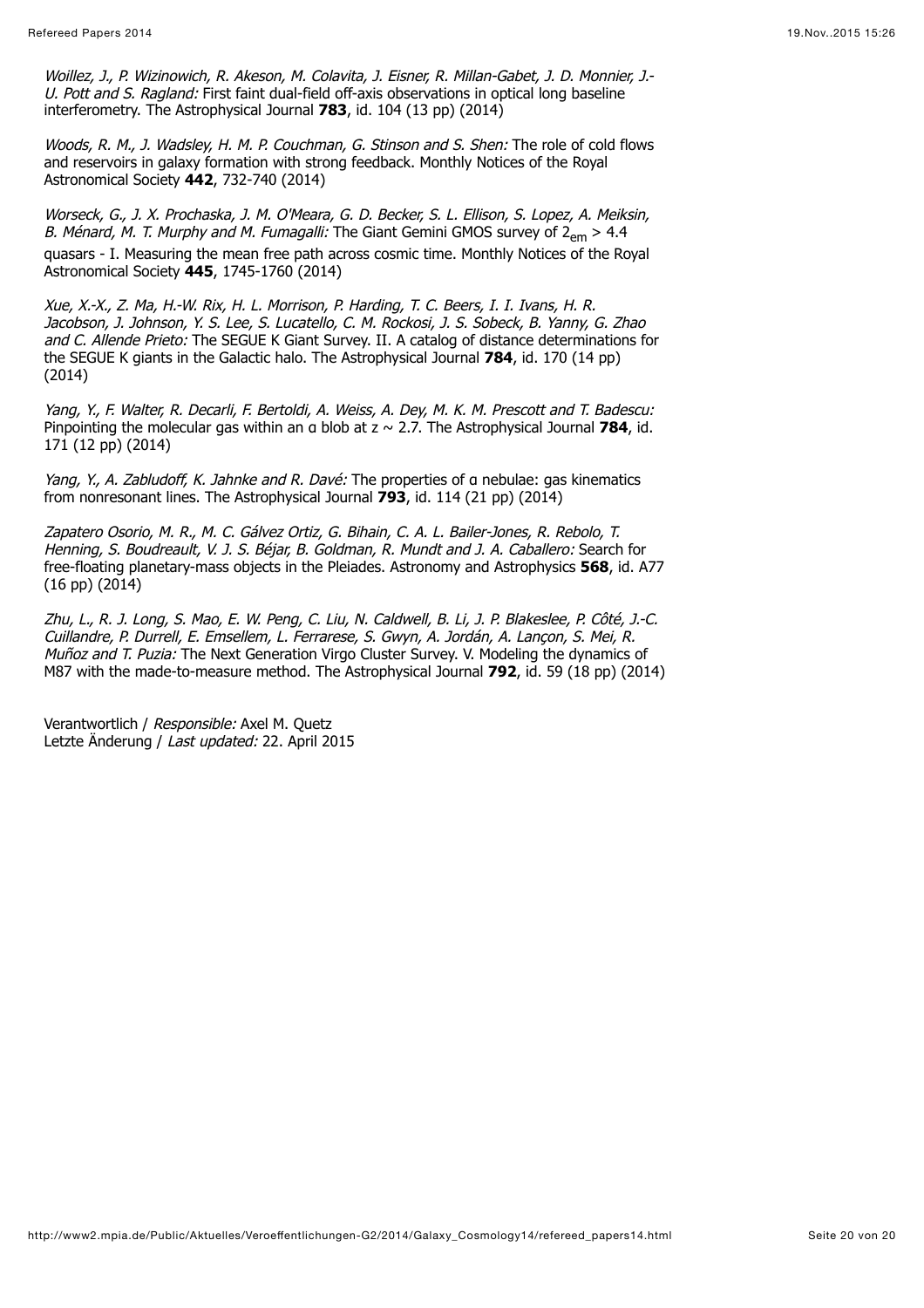*Woillez, J., P. Wizinowich, R. Akeson, M. Colavita, J. Eisner, R. Millan-Gabet, J. D. Monnier, J.-U. Pott and S. Ragland:* First faint dual-field off-axis observations in optical long baseline interferometry. The Astrophysical Journal **783**, id. 104 (13 pp) (2014)

*Woods, R. M., J. Wadsley, H. M. P. Couchman, G. Stinson and S. Shen:* The role of cold flows and reservoirs in galaxy formation with strong feedback. Monthly Notices of the Royal Astronomical Society **442**, 732-740 (2014)

*Worseck, G., J. X. Prochaska, J. M. O'Meara, G. D. Becker, S. L. Ellison, S. Lopez, A. Meiksin, B. Ménard, M. T. Murphy and M. Fumagalli:* The Giant Gemini GMOS survey of $z_{em}$ > 4.4 quasars - I. Measuring the mean free path across cosmic time. Monthly Notices of the Royal Astronomical Society **445**, 1745-1760 (2014)

*Xue, X.-X., Z. Ma, H.-W. Rix, H. L. Morrison, P. Harding, T. C. Beers, I. I. Ivans, H. R. Jacobson, J. Johnson, Y. S. Lee, S. Lucatello, C. M. Rockosi, J. S. Sobeck, B. Yanny, G. Zhao and C. Allende Prieto:* The SEGUE K Giant Survey. II. A catalog of distance determinations for the SEGUE K giants in the Galactic halo. The Astrophysical Journal **784**, id. 170 (14 pp) (2014)

*Yang, Y., F. Walter, R. Decarli, F. Bertoldi, A. Weiss, A. Dey, M. K. M. Prescott and T. Badescu:* Pinpointing the molecular gas within an α blob at z ~ 2.7. The Astrophysical Journal **784**, id. 171 (12 pp) (2014)

*Yang, Y., A. Zabludoff, K. Jahnke and R. Davé:* The properties of α nebulae: gas kinematics from nonresonant lines. The Astrophysical Journal **793**, id. 114 (21 pp) (2014)

*Zapatero Osorio, M. R., M. C. Gálvez Ortiz, G. Bihain, C. A. L. Bailer-Jones, R. Rebolo, T. Henning, S. Boudreault, V. J. S. Béjar, B. Goldman, R. Mundt and J. A. Caballero:* Search for free-floating planetary-mass objects in the Pleiades. Astronomy and Astrophysics **568**, id. A77 (16 pp) (2014)

*Zhu, L., R. J. Long, S. Mao, E. W. Peng, C. Liu, N. Caldwell, B. Li, J. P. Blakeslee, P. Côté, J.-C. Cuillandre, P. Durrell, E. Emsellem, L. Ferrarese, S. Gwyn, A. Jordán, A. Lançon, S. Mei, R. Muñoz and T. Puzia:* The Next Generation Virgo Cluster Survey. V. Modeling the dynamics of M87 with the made-to-measure method. The Astrophysical Journal **792**, id. 59 (18 pp) (2014)

Verantwortlich / *Responsible:* Axel M. Quetz
Letzte Änderung / *Last updated:* 22. April 2015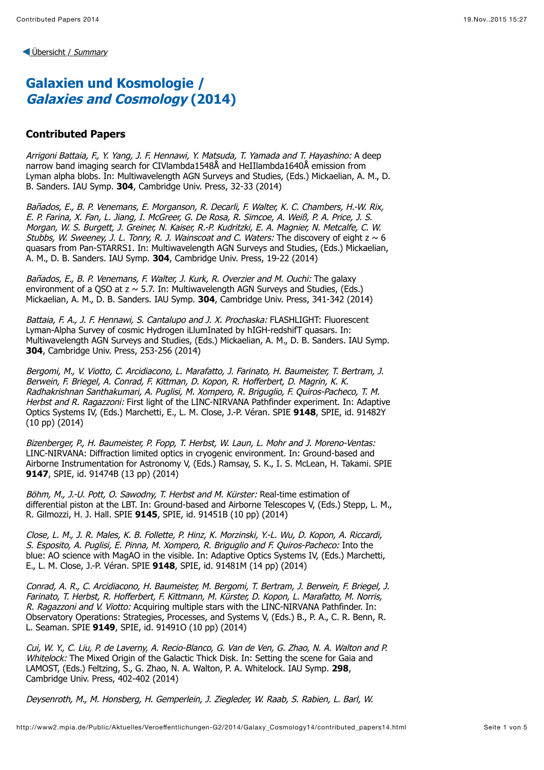◀ Übersicht / *Summary*

# Galaxien und Kosmologie / *Galaxies and Cosmology* (2014)

## Contributed Papers

*Arrigoni Battaia, F., Y. Yang, J. F. Hennawi, Y. Matsuda, T. Yamada and T. Hayashino:* A deep narrow band imaging search for CIVlambda1548Å and HeIIlambda1640Å emission from Lyman alpha blobs. In: Multiwavelength AGN Surveys and Studies, (Eds.) Mickaelian, A. M., D. B. Sanders. IAU Symp. **304**, Cambridge Univ. Press, 32-33 (2014)

*Bañados, E., B. P. Venemans, E. Morganson, R. Decarli, F. Walter, K. C. Chambers, H.-W. Rix, E. P. Farina, X. Fan, L. Jiang, I. McGreer, G. De Rosa, R. Simcoe, A. Weiß, P. A. Price, J. S. Morgan, W. S. Burgett, J. Greiner, N. Kaiser, R.-P. Kudritzki, E. A. Magnier, N. Metcalfe, C. W. Stubbs, W. Sweeney, J. L. Tonry, R. J. Wainscoat and C. Waters:* The discovery of eight z ~ 6 quasars from Pan-STARRS1. In: Multiwavelength AGN Surveys and Studies, (Eds.) Mickaelian, A. M., D. B. Sanders. IAU Symp. **304**, Cambridge Univ. Press, 19-22 (2014)

*Bañados, E., B. P. Venemans, F. Walter, J. Kurk, R. Overzier and M. Ouchi:* The galaxy environment of a QSO at z ~ 5.7. In: Multiwavelength AGN Surveys and Studies, (Eds.) Mickaelian, A. M., D. B. Sanders. IAU Symp. **304**, Cambridge Univ. Press, 341-342 (2014)

*Battaia, F. A., J. F. Hennawi, S. Cantalupo and J. X. Prochaska:* FLASHLIGHT: Fluorescent Lyman-Alpha Survey of cosmic Hydrogen iLlumInated by hIGH-redshifT quasars. In: Multiwavelength AGN Surveys and Studies, (Eds.) Mickaelian, A. M., D. B. Sanders. IAU Symp. **304**, Cambridge Univ. Press, 253-256 (2014)

*Bergomi, M., V. Viotto, C. Arcidiacono, L. Marafatto, J. Farinato, H. Baumeister, T. Bertram, J. Berwein, F. Briegel, A. Conrad, F. Kittman, D. Kopon, R. Hofferbert, D. Magrin, K. K. Radhakrishnan Santhakumari, A. Puglisi, M. Xompero, R. Briguglio, F. Quiros-Pacheco, T. M. Herbst and R. Ragazzoni:* First light of the LINC-NIRVANA Pathfinder experiment. In: Adaptive Optics Systems IV, (Eds.) Marchetti, E., L. M. Close, J.-P. Véran. SPIE **9148**, SPIE, id. 91482Y (10 pp) (2014)

*Bizenberger, P., H. Baumeister, P. Fopp, T. Herbst, W. Laun, L. Mohr and J. Moreno-Ventas:* LINC-NIRVANA: Diffraction limited optics in cryogenic environment. In: Ground-based and Airborne Instrumentation for Astronomy V, (Eds.) Ramsay, S. K., I. S. McLean, H. Takami. SPIE **9147**, SPIE, id. 91474B (13 pp) (2014)

*Böhm, M., J.-U. Pott, O. Sawodny, T. Herbst and M. Kürster:* Real-time estimation of differential piston at the LBT. In: Ground-based and Airborne Telescopes V, (Eds.) Stepp, L. M., R. Gilmozzi, H. J. Hall. SPIE **9145**, SPIE, id. 91451B (10 pp) (2014)

*Close, L. M., J. R. Males, K. B. Follette, P. Hinz, K. Morzinski, Y.-L. Wu, D. Kopon, A. Riccardi, S. Esposito, A. Puglisi, E. Pinna, M. Xompero, R. Briguglio and F. Quiros-Pacheco:* Into the blue: AO science with MagAO in the visible. In: Adaptive Optics Systems IV, (Eds.) Marchetti, E., L. M. Close, J.-P. Véran. SPIE **9148**, SPIE, id. 91481M (14 pp) (2014)

*Conrad, A. R., C. Arcidiacono, H. Baumeister, M. Bergomi, T. Bertram, J. Berwein, F. Briegel, J. Farinato, T. Herbst, R. Hofferbert, F. Kittmann, M. Kürster, D. Kopon, L. Marafatto, M. Norris, R. Ragazzoni and V. Viotto:* Acquiring multiple stars with the LINC-NIRVANA Pathfinder. In: Observatory Operations: Strategies, Processes, and Systems V, (Eds.) B., P. A., C. R. Benn, R. L. Seaman. SPIE **9149**, SPIE, id. 91491O (10 pp) (2014)

*Cui, W. Y., C. Liu, P. de Laverny, A. Recio-Blanco, G. Van de Ven, G. Zhao, N. A. Walton and P. Whitelock:* The Mixed Origin of the Galactic Thick Disk. In: Setting the scene for Gaia and LAMOST, (Eds.) Feltzing, S., G. Zhao, N. A. Walton, P. A. Whitelock. IAU Symp. **298**, Cambridge Univ. Press, 402-402 (2014)

*Deysenroth, M., M. Honsberg, H. Gemperlein, J. Ziegleder, W. Raab, S. Rabien, L. Barl, W.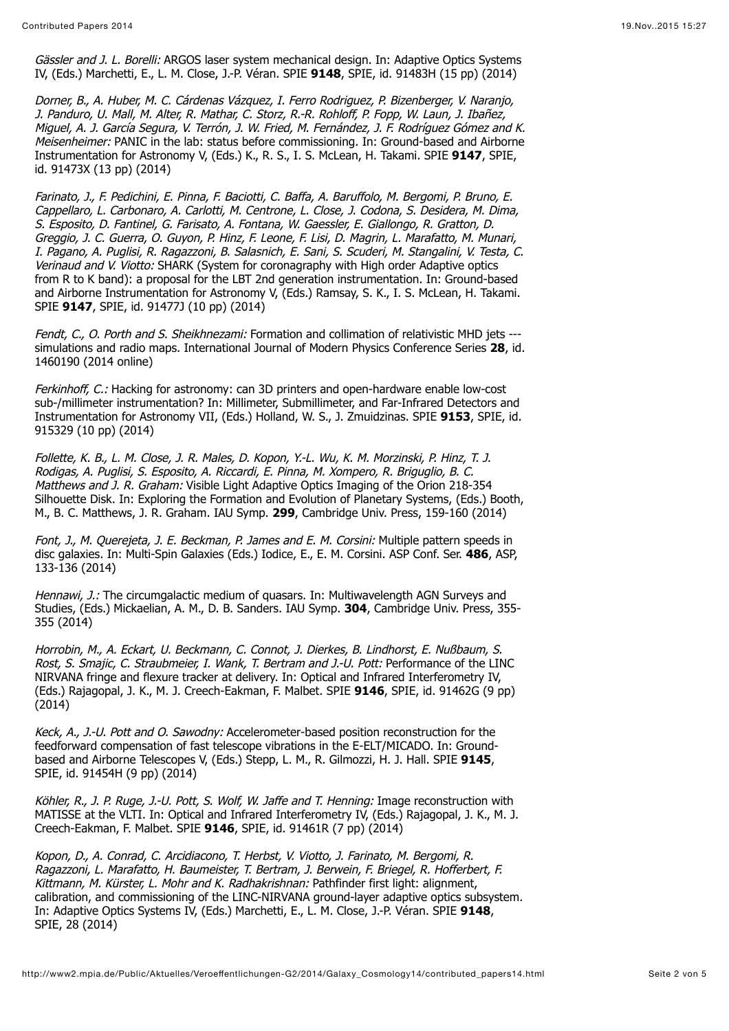*Gässler and J. L. Borelli:* ARGOS laser system mechanical design. In: Adaptive Optics Systems IV, (Eds.) Marchetti, E., L. M. Close, J.-P. Véran. SPIE **9148**, SPIE, id. 91483H (15 pp) (2014)

*Dorner, B., A. Huber, M. C. Cárdenas Vázquez, I. Ferro Rodriguez, P. Bizenberger, V. Naranjo, J. Panduro, U. Mall, M. Alter, R. Mathar, C. Storz, R.-R. Rohloff, P. Fopp, W. Laun, J. Ibañez, Miguel, A. J. García Segura, V. Terrón, J. W. Fried, M. Fernández, J. F. Rodríguez Gómez and K. Meisenheimer:* PANIC in the lab: status before commissioning. In: Ground-based and Airborne Instrumentation for Astronomy V, (Eds.) K., R. S., I. S. McLean, H. Takami. SPIE **9147**, SPIE, id. 91473X (13 pp) (2014)

*Farinato, J., F. Pedichini, E. Pinna, F. Baciotti, C. Baffa, A. Baruffolo, M. Bergomi, P. Bruno, E. Cappellaro, L. Carbonaro, A. Carlotti, M. Centrone, L. Close, J. Codona, S. Desidera, M. Dima, S. Esposito, D. Fantinel, G. Farisato, A. Fontana, W. Gaessler, E. Giallongo, R. Gratton, D. Greggio, J. C. Guerra, O. Guyon, P. Hinz, F. Leone, F. Lisi, D. Magrin, L. Marafatto, M. Munari, I. Pagano, A. Puglisi, R. Ragazzoni, B. Salasnich, E. Sani, S. Scuderi, M. Stangalini, V. Testa, C. Verinaud and V. Viotto:* SHARK (System for coronagraphy with High order Adaptive optics from R to K band): a proposal for the LBT 2nd generation instrumentation. In: Ground-based and Airborne Instrumentation for Astronomy V, (Eds.) Ramsay, S. K., I. S. McLean, H. Takami. SPIE **9147**, SPIE, id. 91477J (10 pp) (2014)

*Fendt, C., O. Porth and S. Sheikhnezami:* Formation and collimation of relativistic MHD jets --- simulations and radio maps. International Journal of Modern Physics Conference Series **28**, id. 1460190 (2014 online)

*Ferkinhoff, C.:* Hacking for astronomy: can 3D printers and open-hardware enable low-cost sub-/millimeter instrumentation? In: Millimeter, Submillimeter, and Far-Infrared Detectors and Instrumentation for Astronomy VII, (Eds.) Holland, W. S., J. Zmuidzinas. SPIE **9153**, SPIE, id. 915329 (10 pp) (2014)

*Follette, K. B., L. M. Close, J. R. Males, D. Kopon, Y.-L. Wu, K. M. Morzinski, P. Hinz, T. J. Rodigas, A. Puglisi, S. Esposito, A. Riccardi, E. Pinna, M. Xompero, R. Briguglio, B. C. Matthews and J. R. Graham:* Visible Light Adaptive Optics Imaging of the Orion 218-354 Silhouette Disk. In: Exploring the Formation and Evolution of Planetary Systems, (Eds.) Booth, M., B. C. Matthews, J. R. Graham. IAU Symp. **299**, Cambridge Univ. Press, 159-160 (2014)

*Font, J., M. Querejeta, J. E. Beckman, P. James and E. M. Corsini:* Multiple pattern speeds in disc galaxies. In: Multi-Spin Galaxies (Eds.) Iodice, E., E. M. Corsini. ASP Conf. Ser. **486**, ASP, 133-136 (2014)

*Hennawi, J.:* The circumgalactic medium of quasars. In: Multiwavelength AGN Surveys and Studies, (Eds.) Mickaelian, A. M., D. B. Sanders. IAU Symp. **304**, Cambridge Univ. Press, 355-355 (2014)

*Horrobin, M., A. Eckart, U. Beckmann, C. Connot, J. Dierkes, B. Lindhorst, E. Nußbaum, S. Rost, S. Smajic, C. Straubmeier, I. Wank, T. Bertram and J.-U. Pott:* Performance of the LINC NIRVANA fringe and flexure tracker at delivery. In: Optical and Infrared Interferometry IV, (Eds.) Rajagopal, J. K., M. J. Creech-Eakman, F. Malbet. SPIE **9146**, SPIE, id. 91462G (9 pp) (2014)

*Keck, A., J.-U. Pott and O. Sawodny:* Accelerometer-based position reconstruction for the feedforward compensation of fast telescope vibrations in the E-ELT/MICADO. In: Ground-based and Airborne Telescopes V, (Eds.) Stepp, L. M., R. Gilmozzi, H. J. Hall. SPIE **9145**, SPIE, id. 91454H (9 pp) (2014)

*Köhler, R., J. P. Ruge, J.-U. Pott, S. Wolf, W. Jaffe and T. Henning:* Image reconstruction with MATISSE at the VLTI. In: Optical and Infrared Interferometry IV, (Eds.) Rajagopal, J. K., M. J. Creech-Eakman, F. Malbet. SPIE **9146**, SPIE, id. 91461R (7 pp) (2014)

*Kopon, D., A. Conrad, C. Arcidiacono, T. Herbst, V. Viotto, J. Farinato, M. Bergomi, R. Ragazzoni, L. Marafatto, H. Baumeister, T. Bertram, J. Berwein, F. Briegel, R. Hofferbert, F. Kittmann, M. Kürster, L. Mohr and K. Radhakrishnan:* Pathfinder first light: alignment, calibration, and commissioning of the LINC-NIRVANA ground-layer adaptive optics subsystem. In: Adaptive Optics Systems IV, (Eds.) Marchetti, E., L. M. Close, J.-P. Véran. SPIE **9148**, SPIE, 28 (2014)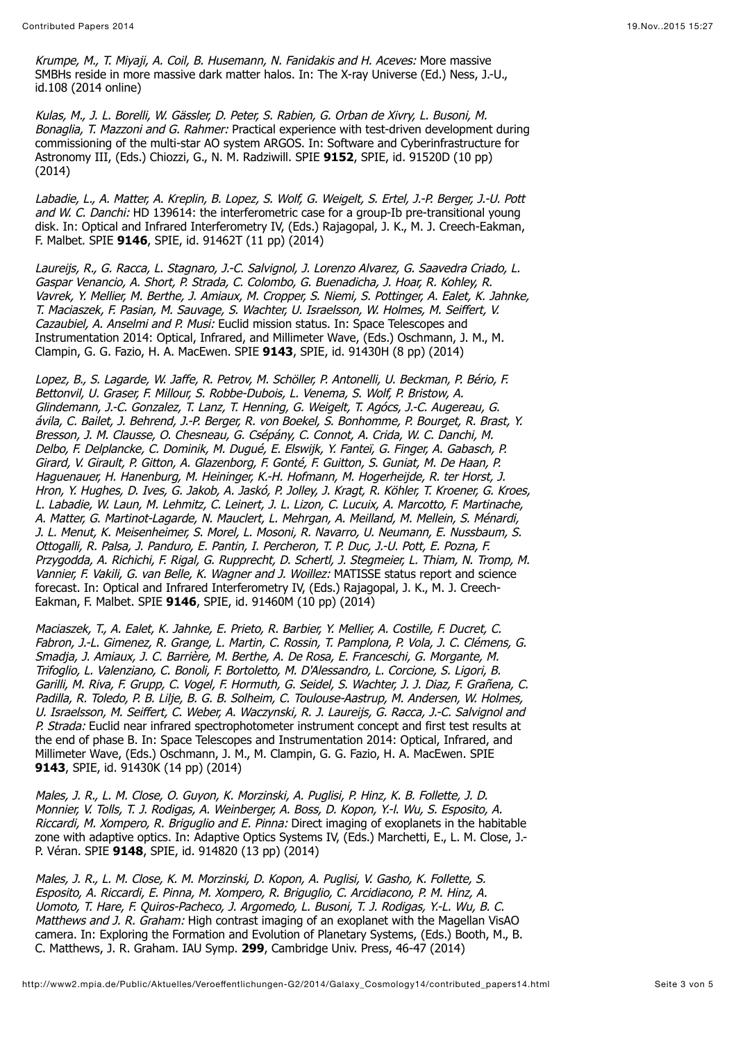*Krumpe, M., T. Miyaji, A. Coil, B. Husemann, N. Fanidakis and H. Aceves:* More massive SMBHs reside in more massive dark matter halos. In: The X-ray Universe (Ed.) Ness, J.-U., id.108 (2014 online)

*Kulas, M., J. L. Borelli, W. Gässler, D. Peter, S. Rabien, G. Orban de Xivry, L. Busoni, M. Bonaglia, T. Mazzoni and G. Rahmer:* Practical experience with test-driven development during commissioning of the multi-star AO system ARGOS. In: Software and Cyberinfrastructure for Astronomy III, (Eds.) Chiozzi, G., N. M. Radziwill. SPIE **9152**, SPIE, id. 91520D (10 pp) (2014)

*Labadie, L., A. Matter, A. Kreplin, B. Lopez, S. Wolf, G. Weigelt, S. Ertel, J.-P. Berger, J.-U. Pott and W. C. Danchi:* HD 139614: the interferometric case for a group-Ib pre-transitional young disk. In: Optical and Infrared Interferometry IV, (Eds.) Rajagopal, J. K., M. J. Creech-Eakman, F. Malbet. SPIE **9146**, SPIE, id. 91462T (11 pp) (2014)

*Laureijs, R., G. Racca, L. Stagnaro, J.-C. Salvignol, J. Lorenzo Alvarez, G. Saavedra Criado, L. Gaspar Venancio, A. Short, P. Strada, C. Colombo, G. Buenadicha, J. Hoar, R. Kohley, R. Vavrek, Y. Mellier, M. Berthe, J. Amiaux, M. Cropper, S. Niemi, S. Pottinger, A. Ealet, K. Jahnke, T. Maciaszek, F. Pasian, M. Sauvage, S. Wachter, U. Israelsson, W. Holmes, M. Seiffert, V. Cazaubiel, A. Anselmi and P. Musi:* Euclid mission status. In: Space Telescopes and Instrumentation 2014: Optical, Infrared, and Millimeter Wave, (Eds.) Oschmann, J. M., M. Clampin, G. G. Fazio, H. A. MacEwen. SPIE **9143**, SPIE, id. 91430H (8 pp) (2014)

*Lopez, B., S. Lagarde, W. Jaffe, R. Petrov, M. Schöller, P. Antonelli, U. Beckman, P. Bério, F. Bettonvil, U. Graser, F. Millour, S. Robbe-Dubois, L. Venema, S. Wolf, P. Bristow, A. Glindemann, J.-C. Gonzalez, T. Lanz, T. Henning, G. Weigelt, T. Agócs, J.-C. Augereau, G. ávila, C. Bailet, J. Behrend, J.-P. Berger, R. von Boekel, S. Bonhomme, P. Bourget, R. Brast, Y. Bresson, J. M. Clausse, O. Chesneau, G. Csépány, C. Connot, A. Crida, W. C. Danchi, M. Delbo, F. Delplancke, C. Dominik, M. Dugué, E. Elswijk, Y. Fanteï, G. Finger, A. Gabasch, P. Girard, V. Girault, P. Gitton, A. Glazenborg, F. Gonté, F. Guitton, S. Guniat, M. De Haan, P. Haguenauer, H. Hanenburg, M. Heininger, K.-H. Hofmann, M. Hogerheijde, R. ter Horst, J. Hron, Y. Hughes, D. Ives, G. Jakob, A. Jaskó, P. Jolley, J. Kragt, R. Köhler, T. Kroener, G. Kroes, L. Labadie, W. Laun, M. Lehmitz, C. Leinert, J. L. Lizon, C. Lucuix, A. Marcotto, F. Martinache, A. Matter, G. Martinot-Lagarde, N. Mauclert, L. Mehrgan, A. Meilland, M. Mellein, S. Ménardi, J. L. Menut, K. Meisenheimer, S. Morel, L. Mosoni, R. Navarro, U. Neumann, E. Nussbaum, S. Ottogalli, R. Palsa, J. Panduro, E. Pantin, I. Percheron, T. P. Duc, J.-U. Pott, E. Pozna, F. Przygodda, A. Richichi, F. Rigal, G. Rupprecht, D. Schertl, J. Stegmeier, L. Thiam, N. Tromp, M. Vannier, F. Vakili, G. van Belle, K. Wagner and J. Woillez:* MATISSE status report and science forecast. In: Optical and Infrared Interferometry IV, (Eds.) Rajagopal, J. K., M. J. Creech-Eakman, F. Malbet. SPIE **9146**, SPIE, id. 91460M (10 pp) (2014)

*Maciaszek, T., A. Ealet, K. Jahnke, E. Prieto, R. Barbier, Y. Mellier, A. Costille, F. Ducret, C. Fabron, J.-L. Gimenez, R. Grange, L. Martin, C. Rossin, T. Pamplona, P. Vola, J. C. Clémens, G. Smadja, J. Amiaux, J. C. Barrière, M. Berthe, A. De Rosa, E. Franceschi, G. Morgante, M. Trifoglio, L. Valenziano, C. Bonoli, F. Bortoletto, M. D'Alessandro, L. Corcione, S. Ligori, B. Garilli, M. Riva, F. Grupp, C. Vogel, F. Hormuth, G. Seidel, S. Wachter, J. J. Diaz, F. Grañena, C. Padilla, R. Toledo, P. B. Lilje, B. G. B. Solheim, C. Toulouse-Aastrup, M. Andersen, W. Holmes, U. Israelsson, M. Seiffert, C. Weber, A. Waczynski, R. J. Laureijs, G. Racca, J.-C. Salvignol and P. Strada:* Euclid near infrared spectrophotometer instrument concept and first test results at the end of phase B. In: Space Telescopes and Instrumentation 2014: Optical, Infrared, and Millimeter Wave, (Eds.) Oschmann, J. M., M. Clampin, G. G. Fazio, H. A. MacEwen. SPIE **9143**, SPIE, id. 91430K (14 pp) (2014)

*Males, J. R., L. M. Close, O. Guyon, K. Morzinski, A. Puglisi, P. Hinz, K. B. Follette, J. D. Monnier, V. Tolls, T. J. Rodigas, A. Weinberger, A. Boss, D. Kopon, Y.-l. Wu, S. Esposito, A. Riccardi, M. Xompero, R. Briguglio and E. Pinna:* Direct imaging of exoplanets in the habitable zone with adaptive optics. In: Adaptive Optics Systems IV, (Eds.) Marchetti, E., L. M. Close, J.-P. Véran. SPIE **9148**, SPIE, id. 914820 (13 pp) (2014)

*Males, J. R., L. M. Close, K. M. Morzinski, D. Kopon, A. Puglisi, V. Gasho, K. Follette, S. Esposito, A. Riccardi, E. Pinna, M. Xompero, R. Briguglio, C. Arcidiacono, P. M. Hinz, A. Uomoto, T. Hare, F. Quiros-Pacheco, J. Argomedo, L. Busoni, T. J. Rodigas, Y.-L. Wu, B. C. Matthews and J. R. Graham:* High contrast imaging of an exoplanet with the Magellan VisAO camera. In: Exploring the Formation and Evolution of Planetary Systems, (Eds.) Booth, M., B. C. Matthews, J. R. Graham. IAU Symp. **299**, Cambridge Univ. Press, 46-47 (2014)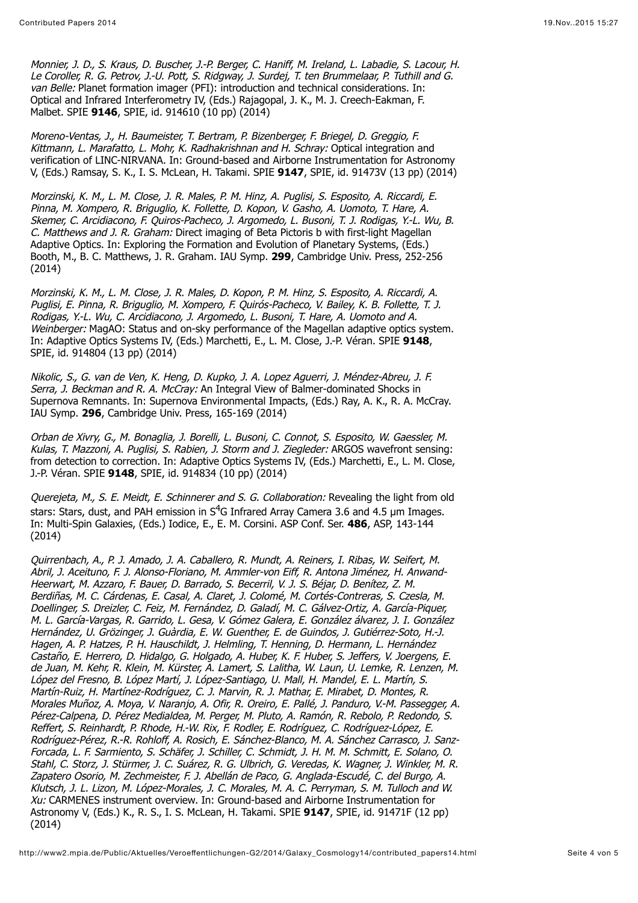*Monnier, J. D., S. Kraus, D. Buscher, J.-P. Berger, C. Haniff, M. Ireland, L. Labadie, S. Lacour, H. Le Coroller, R. G. Petrov, J.-U. Pott, S. Ridgway, J. Surdej, T. ten Brummelaar, P. Tuthill and G. van Belle:* Planet formation imager (PFI): introduction and technical considerations. In: Optical and Infrared Interferometry IV, (Eds.) Rajagopal, J. K., M. J. Creech-Eakman, F. Malbet. SPIE **9146**, SPIE, id. 914610 (10 pp) (2014)

*Moreno-Ventas, J., H. Baumeister, T. Bertram, P. Bizenberger, F. Briegel, D. Greggio, F. Kittmann, L. Marafatto, L. Mohr, K. Radhakrishnan and H. Schray:* Optical integration and verification of LINC-NIRVANA. In: Ground-based and Airborne Instrumentation for Astronomy V, (Eds.) Ramsay, S. K., I. S. McLean, H. Takami. SPIE **9147**, SPIE, id. 91473V (13 pp) (2014)

*Morzinski, K. M., L. M. Close, J. R. Males, P. M. Hinz, A. Puglisi, S. Esposito, A. Riccardi, E. Pinna, M. Xompero, R. Briguglio, K. Follette, D. Kopon, V. Gasho, A. Uomoto, T. Hare, A. Skemer, C. Arcidiacono, F. Quiros-Pacheco, J. Argomedo, L. Busoni, T. J. Rodigas, Y.-L. Wu, B. C. Matthews and J. R. Graham:* Direct imaging of Beta Pictoris b with first-light Magellan Adaptive Optics. In: Exploring the Formation and Evolution of Planetary Systems, (Eds.) Booth, M., B. C. Matthews, J. R. Graham. IAU Symp. **299**, Cambridge Univ. Press, 252-256 (2014)

*Morzinski, K. M., L. M. Close, J. R. Males, D. Kopon, P. M. Hinz, S. Esposito, A. Riccardi, A. Puglisi, E. Pinna, R. Briguglio, M. Xompero, F. Quirós-Pacheco, V. Bailey, K. B. Follette, T. J. Rodigas, Y.-L. Wu, C. Arcidiacono, J. Argomedo, L. Busoni, T. Hare, A. Uomoto and A. Weinberger:* MagAO: Status and on-sky performance of the Magellan adaptive optics system. In: Adaptive Optics Systems IV, (Eds.) Marchetti, E., L. M. Close, J.-P. Véran. SPIE **9148**, SPIE, id. 914804 (13 pp) (2014)

*Nikolic, S., G. van de Ven, K. Heng, D. Kupko, J. A. Lopez Aguerri, J. Méndez-Abreu, J. F. Serra, J. Beckman and R. A. McCray:* An Integral View of Balmer-dominated Shocks in Supernova Remnants. In: Supernova Environmental Impacts, (Eds.) Ray, A. K., R. A. McCray. IAU Symp. **296**, Cambridge Univ. Press, 165-169 (2014)

*Orban de Xivry, G., M. Bonaglia, J. Borelli, L. Busoni, C. Connot, S. Esposito, W. Gaessler, M. Kulas, T. Mazzoni, A. Puglisi, S. Rabien, J. Storm and J. Ziegleder:* ARGOS wavefront sensing: from detection to correction. In: Adaptive Optics Systems IV, (Eds.) Marchetti, E., L. M. Close, J.-P. Véran. SPIE **9148**, SPIE, id. 914834 (10 pp) (2014)

*Querejeta, M., S. E. Meidt, E. Schinnerer and S. G. Collaboration:* Revealing the light from old stars: Stars, dust, and PAH emission in $S^4G$ Infrared Array Camera 3.6 and 4.5 μm Images. In: Multi-Spin Galaxies, (Eds.) Iodice, E., E. M. Corsini. ASP Conf. Ser. **486**, ASP, 143-144 (2014)

*Quirrenbach, A., P. J. Amado, J. A. Caballero, R. Mundt, A. Reiners, I. Ribas, W. Seifert, M. Abril, J. Aceituno, F. J. Alonso-Floriano, M. Ammler-von Eiff, R. Antona Jiménez, H. Anwand-Heerwart, M. Azzaro, F. Bauer, D. Barrado, S. Becerril, V. J. S. Béjar, D. Benítez, Z. M. Berdiñas, M. C. Cárdenas, E. Casal, A. Claret, J. Colomé, M. Cortés-Contreras, S. Czesla, M. Doellinger, S. Dreizler, C. Feiz, M. Fernández, D. Galadí, M. C. Gálvez-Ortiz, A. García-Piquer, M. L. García-Vargas, R. Garrido, L. Gesa, V. Gómez Galera, E. González álvarez, J. I. González Hernández, U. Grözinger, J. Guàrdia, E. W. Guenther, E. de Guindos, J. Gutiérrez-Soto, H.-J. Hagen, A. P. Hatzes, P. H. Hauschildt, J. Helmling, T. Henning, D. Hermann, L. Hernández Castaño, E. Herrero, D. Hidalgo, G. Holgado, A. Huber, K. F. Huber, S. Jeffers, V. Joergens, E. de Juan, M. Kehr, R. Klein, M. Kürster, A. Lamert, S. Lalitha, W. Laun, U. Lemke, R. Lenzen, M. López del Fresno, B. López Martí, J. López-Santiago, U. Mall, H. Mandel, E. L. Martín, S. Martín-Ruiz, H. Martínez-Rodríguez, C. J. Marvin, R. J. Mathar, E. Mirabet, D. Montes, R. Morales Muñoz, A. Moya, V. Naranjo, A. Ofir, R. Oreiro, E. Pallé, J. Panduro, V.-M. Passegger, A. Pérez-Calpena, D. Pérez Medialdea, M. Perger, M. Pluto, A. Ramón, R. Rebolo, P. Redondo, S. Reffert, S. Reinhardt, P. Rhode, H.-W. Rix, F. Rodler, E. Rodríguez, C. Rodríguez-López, E. Rodríguez-Pérez, R.-R. Rohloff, A. Rosich, E. Sánchez-Blanco, M. A. Sánchez Carrasco, J. Sanz-Forcada, L. F. Sarmiento, S. Schäfer, J. Schiller, C. Schmidt, J. H. M. M. Schmitt, E. Solano, O. Stahl, C. Storz, J. Stürmer, J. C. Suárez, R. G. Ulbrich, G. Veredas, K. Wagner, J. Winkler, M. R. Zapatero Osorio, M. Zechmeister, F. J. Abellán de Paco, G. Anglada-Escudé, C. del Burgo, A. Klutsch, J. L. Lizon, M. López-Morales, J. C. Morales, M. A. C. Perryman, S. M. Tulloch and W. Xu:* CARMENES instrument overview. In: Ground-based and Airborne Instrumentation for Astronomy V, (Eds.) K., R. S., I. S. McLean, H. Takami. SPIE **9147**, SPIE, id. 91471F (12 pp) (2014)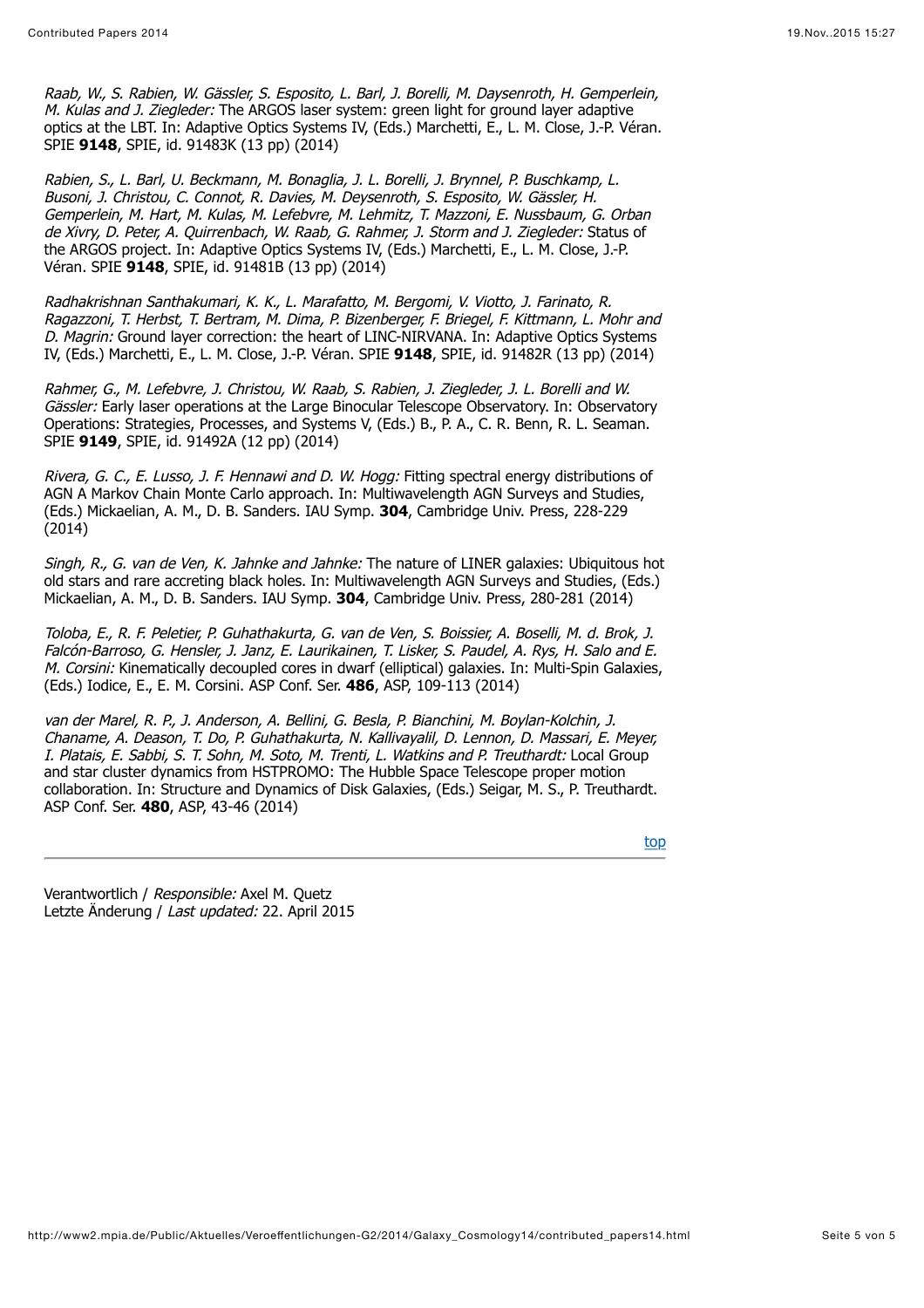*Raab, W., S. Rabien, W. Gässler, S. Esposito, L. Barl, J. Borelli, M. Daysenroth, H. Gemperlein, M. Kulas and J. Ziegleder:* The ARGOS laser system: green light for ground layer adaptive optics at the LBT. In: Adaptive Optics Systems IV, (Eds.) Marchetti, E., L. M. Close, J.-P. Véran. SPIE **9148**, SPIE, id. 91483K (13 pp) (2014)

*Rabien, S., L. Barl, U. Beckmann, M. Bonaglia, J. L. Borelli, J. Brynnel, P. Buschkamp, L. Busoni, J. Christou, C. Connot, R. Davies, M. Deysenroth, S. Esposito, W. Gässler, H. Gemperlein, M. Hart, M. Kulas, M. Lefebvre, M. Lehmitz, T. Mazzoni, E. Nussbaum, G. Orban de Xivry, D. Peter, A. Quirrenbach, W. Raab, G. Rahmer, J. Storm and J. Ziegleder:* Status of the ARGOS project. In: Adaptive Optics Systems IV, (Eds.) Marchetti, E., L. M. Close, J.-P. Véran. SPIE **9148**, SPIE, id. 91481B (13 pp) (2014)

*Radhakrishnan Santhakumari, K. K., L. Marafatto, M. Bergomi, V. Viotto, J. Farinato, R. Ragazzoni, T. Herbst, T. Bertram, M. Dima, P. Bizenberger, F. Briegel, F. Kittmann, L. Mohr and D. Magrin:* Ground layer correction: the heart of LINC-NIRVANA. In: Adaptive Optics Systems IV, (Eds.) Marchetti, E., L. M. Close, J.-P. Véran. SPIE **9148**, SPIE, id. 91482R (13 pp) (2014)

*Rahmer, G., M. Lefebvre, J. Christou, W. Raab, S. Rabien, J. Ziegleder, J. L. Borelli and W. Gässler:* Early laser operations at the Large Binocular Telescope Observatory. In: Observatory Operations: Strategies, Processes, and Systems V, (Eds.) B., P. A., C. R. Benn, R. L. Seaman. SPIE **9149**, SPIE, id. 91492A (12 pp) (2014)

*Rivera, G. C., E. Lusso, J. F. Hennawi and D. W. Hogg:* Fitting spectral energy distributions of AGN A Markov Chain Monte Carlo approach. In: Multiwavelength AGN Surveys and Studies, (Eds.) Mickaelian, A. M., D. B. Sanders. IAU Symp. **304**, Cambridge Univ. Press, 228-229 (2014)

*Singh, R., G. van de Ven, K. Jahnke and Jahnke:* The nature of LINER galaxies: Ubiquitous hot old stars and rare accreting black holes. In: Multiwavelength AGN Surveys and Studies, (Eds.) Mickaelian, A. M., D. B. Sanders. IAU Symp. **304**, Cambridge Univ. Press, 280-281 (2014)

*Toloba, E., R. F. Peletier, P. Guhathakurta, G. van de Ven, S. Boissier, A. Boselli, M. d. Brok, J. Falcón-Barroso, G. Hensler, J. Janz, E. Laurikainen, T. Lisker, S. Paudel, A. Rys, H. Salo and E. M. Corsini:* Kinematically decoupled cores in dwarf (elliptical) galaxies. In: Multi-Spin Galaxies, (Eds.) Iodice, E., E. M. Corsini. ASP Conf. Ser. **486**, ASP, 109-113 (2014)

*van der Marel, R. P., J. Anderson, A. Bellini, G. Besla, P. Bianchini, M. Boylan-Kolchin, J. Chaname, A. Deason, T. Do, P. Guhathakurta, N. Kallivayalil, D. Lennon, D. Massari, E. Meyer, I. Platais, E. Sabbi, S. T. Sohn, M. Soto, M. Trenti, L. Watkins and P. Treuthardt:* Local Group and star cluster dynamics from HSTPROMO: The Hubble Space Telescope proper motion collaboration. In: Structure and Dynamics of Disk Galaxies, (Eds.) Seigar, M. S., P. Treuthardt. ASP Conf. Ser. **480**, ASP, 43-46 (2014)

top

---

Verantwortlich / *Responsible:* Axel M. Quetz
Letzte Änderung / *Last updated:* 22. April 2015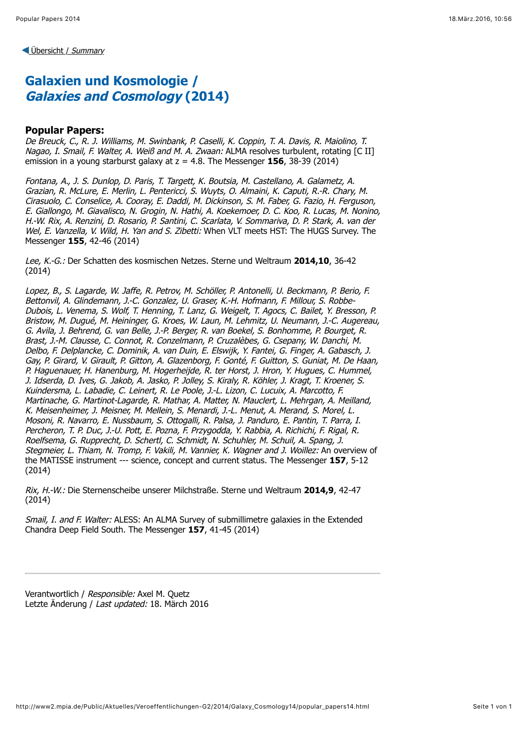◀ Übersicht / *Summary*

# Galaxien und Kosmologie / *Galaxies and Cosmology* (2014)

## Popular Papers:

*De Breuck, C., R. J. Williams, M. Swinbank, P. Caselli, K. Coppin, T. A. Davis, R. Maiolino, T. Nagao, I. Smail, F. Walter, A. Weiß and M. A. Zwaan:* ALMA resolves turbulent, rotating [C II] emission in a young starburst galaxy at z = 4.8. The Messenger **156**, 38-39 (2014)

*Fontana, A., J. S. Dunlop, D. Paris, T. Targett, K. Boutsia, M. Castellano, A. Galametz, A. Grazian, R. McLure, E. Merlin, L. Pentericci, S. Wuyts, O. Almaini, K. Caputi, R.-R. Chary, M. Cirasuolo, C. Conselice, A. Cooray, E. Daddi, M. Dickinson, S. M. Faber, G. Fazio, H. Ferguson, E. Giallongo, M. Giavalisco, N. Grogin, N. Hathi, A. Koekemoer, D. C. Koo, R. Lucas, M. Nonino, H.-W. Rix, A. Renzini, D. Rosario, P. Santini, C. Scarlata, V. Sommariva, D. P. Stark, A. van der Wel, E. Vanzella, V. Wild, H. Yan and S. Zibetti:* When VLT meets HST: The HUGS Survey. The Messenger **155**, 42-46 (2014)

*Lee, K.-G.:* Der Schatten des kosmischen Netzes. Sterne und Weltraum **2014,10**, 36-42 (2014)

*Lopez, B., S. Lagarde, W. Jaffe, R. Petrov, M. Schöller, P. Antonelli, U. Beckmann, P. Berio, F. Bettonvil, A. Glindemann, J.-C. Gonzalez, U. Graser, K.-H. Hofmann, F. Millour, S. Robbe-Dubois, L. Venema, S. Wolf, T. Henning, T. Lanz, G. Weigelt, T. Agocs, C. Bailet, Y. Bresson, P. Bristow, M. Dugué, M. Heininger, G. Kroes, W. Laun, M. Lehmitz, U. Neumann, J.-C. Augereau, G. Avila, J. Behrend, G. van Belle, J.-P. Berger, R. van Boekel, S. Bonhomme, P. Bourget, R. Brast, J.-M. Clausse, C. Connot, R. Conzelmann, P. Cruzalèbes, G. Csepany, W. Danchi, M. Delbo, F. Delplancke, C. Dominik, A. van Duin, E. Elswijk, Y. Fantei, G. Finger, A. Gabasch, J. Gay, P. Girard, V. Girault, P. Gitton, A. Glazenborg, F. Gonté, F. Guitton, S. Guniat, M. De Haan, P. Haguenauer, H. Hanenburg, M. Hogerheijde, R. ter Horst, J. Hron, Y. Hugues, C. Hummel, J. Idserda, D. Ives, G. Jakob, A. Jasko, P. Jolley, S. Kiraly, R. Köhler, J. Kragt, T. Kroener, S. Kuindersma, L. Labadie, C. Leinert, R. Le Poole, J.-L. Lizon, C. Lucuix, A. Marcotto, F. Martinache, G. Martinot-Lagarde, R. Mathar, A. Matter, N. Mauclert, L. Mehrgan, A. Meilland, K. Meisenheimer, J. Meisner, M. Mellein, S. Menardi, J.-L. Menut, A. Merand, S. Morel, L. Mosoni, R. Navarro, E. Nussbaum, S. Ottogalli, R. Palsa, J. Panduro, E. Pantin, T. Parra, I. Percheron, T. P. Duc, J.-U. Pott, E. Pozna, F. Przygodda, Y. Rabbia, A. Richichi, F. Rigal, R. Roelfsema, G. Rupprecht, D. Schertl, C. Schmidt, N. Schuhler, M. Schuil, A. Spang, J. Stegmeier, L. Thiam, N. Tromp, F. Vakili, M. Vannier, K. Wagner and J. Woillez:* An overview of the MATISSE instrument --- science, concept and current status. The Messenger **157**, 5-12 (2014)

*Rix, H.-W.:* Die Sternenscheibe unserer Milchstraße. Sterne und Weltraum **2014,9**, 42-47 (2014)

*Smail, I. and F. Walter:* ALESS: An ALMA Survey of submillimetre galaxies in the Extended Chandra Deep Field South. The Messenger **157**, 41-45 (2014)

---

Verantwortlich / *Responsible:* Axel M. Quetz
Letzte Änderung / *Last updated:* 18. März 2016